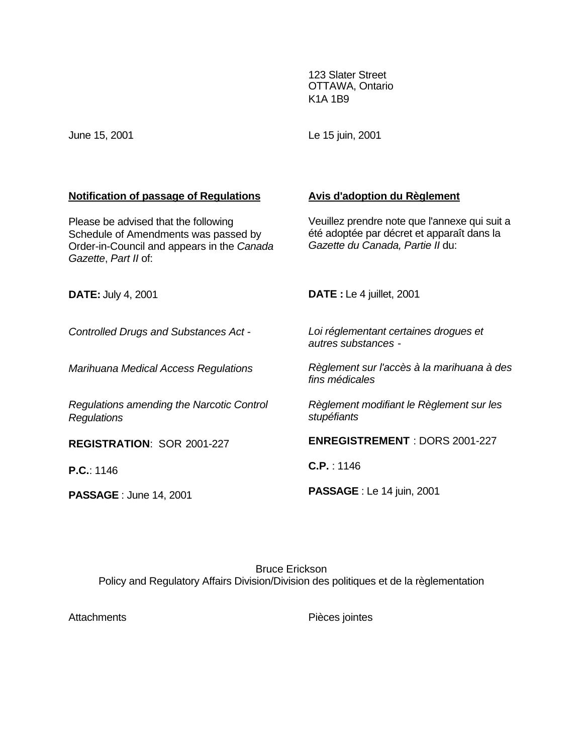123 Slater Street
OTTAWA, Ontario
K1A 1B9

June 15, 2001

Le 15 juin, 2001

**Notification of passage of Regulations**

Please be advised that the following Schedule of Amendments was passed by Order-in-Council and appears in the *Canada Gazette*, *Part II* of:

**DATE:** July 4, 2001

*Controlled Drugs and Substances Act -*

*Marihuana Medical Access Regulations*

*Regulations amending the Narcotic Control Regulations*

**REGISTRATION**: SOR 2001-227

**P.C.**: 1146

**PASSAGE** : June 14, 2001

**Avis d'adoption du Règlement**

Veuillez prendre note que l'annexe qui suit a été adoptée par décret et apparaît dans la *Gazette du Canada, Partie II* du:

**DATE :** Le 4 juillet, 2001

*Loi réglementant certaines drogues et autres substances -*

*Règlement sur l'accès à la marihuana à des fins médicales*

*Règlement modifiant le Règlement sur les stupéfiants*

**ENREGISTREMENT** : DORS 2001-227

**C.P.** : 1146

**PASSAGE** : Le 14 juin, 2001

Bruce Erickson
Policy and Regulatory Affairs Division/Division des politiques et de la règlementation

Attachments

Pièces jointes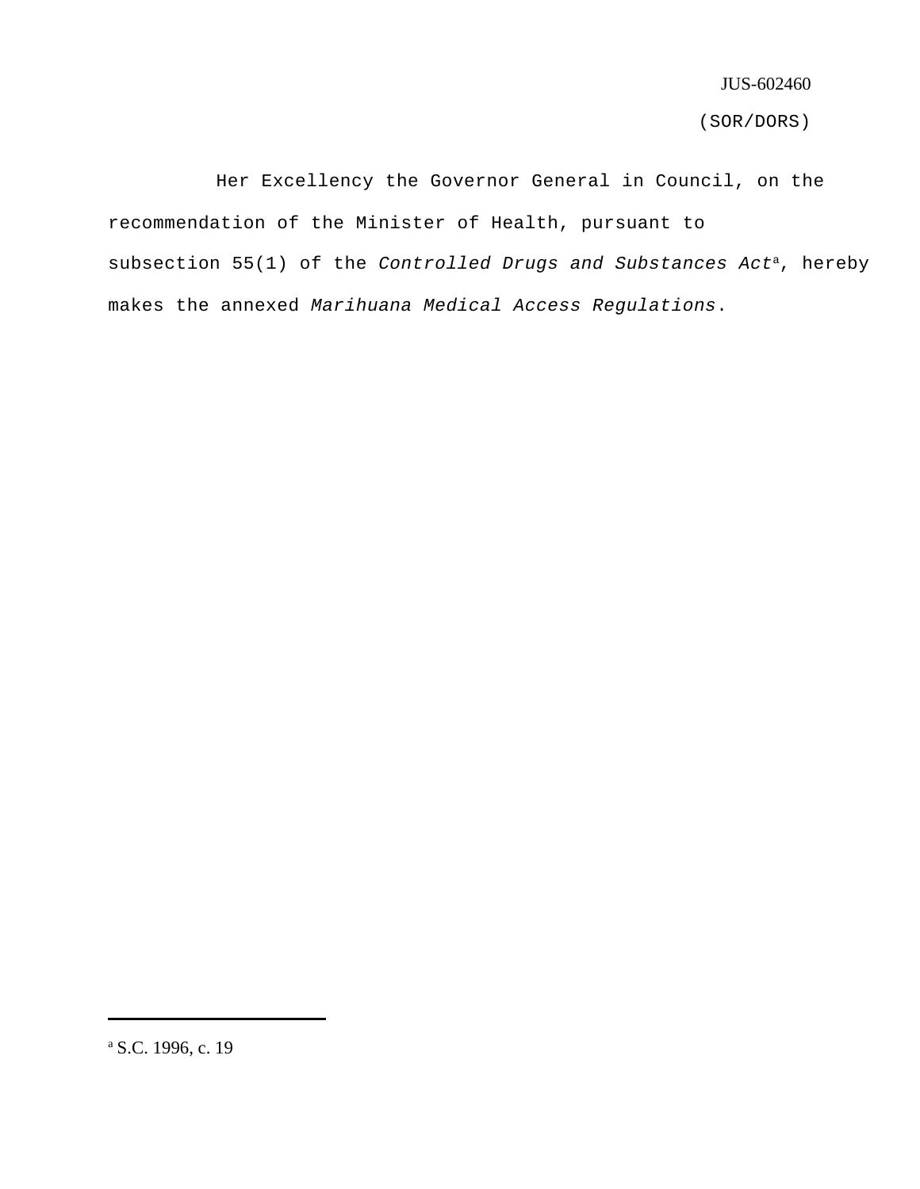JUS-602460

(SOR/DORS)

Her Excellency the Governor General in Council, on the recommendation of the Minister of Health, pursuant to subsection 55(1) of the *Controlled Drugs and Substances Act*[a], hereby makes the annexed *Marihuana Medical Access Regulations*.

---

[a] S.C. 1996, c. 19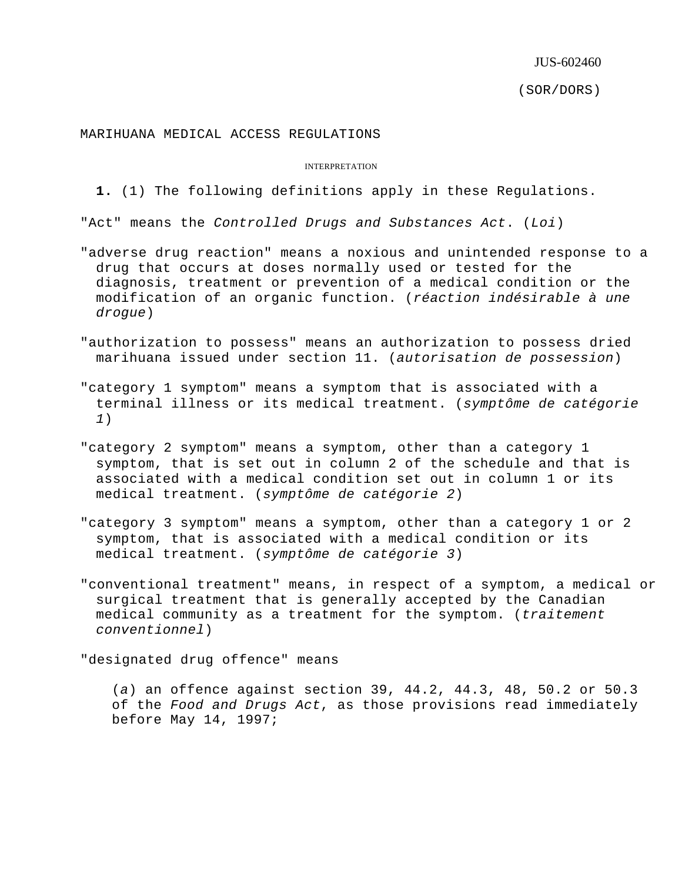JUS-602460

(SOR/DORS)

# MARIHUANA MEDICAL ACCESS REGULATIONS

## INTERPRETATION

**1.** (1) The following definitions apply in these Regulations.

"Act" means the *Controlled Drugs and Substances Act*. (*Loi*)

"adverse drug reaction" means a noxious and unintended response to a drug that occurs at doses normally used or tested for the diagnosis, treatment or prevention of a medical condition or the modification of an organic function. (*réaction indésirable à une drogue*)

"authorization to possess" means an authorization to possess dried marihuana issued under section 11. (*autorisation de possession*)

"category 1 symptom" means a symptom that is associated with a terminal illness or its medical treatment. (*symptôme de catégorie 1*)

"category 2 symptom" means a symptom, other than a category 1 symptom, that is set out in column 2 of the schedule and that is associated with a medical condition set out in column 1 or its medical treatment. (*symptôme de catégorie 2*)

"category 3 symptom" means a symptom, other than a category 1 or 2 symptom, that is associated with a medical condition or its medical treatment. (*symptôme de catégorie 3*)

"conventional treatment" means, in respect of a symptom, a medical or surgical treatment that is generally accepted by the Canadian medical community as a treatment for the symptom. (*traitement conventionnel*)

"designated drug offence" means

(*a*) an offence against section 39, 44.2, 44.3, 48, 50.2 or 50.3 of the *Food and Drugs Act*, as those provisions read immediately before May 14, 1997;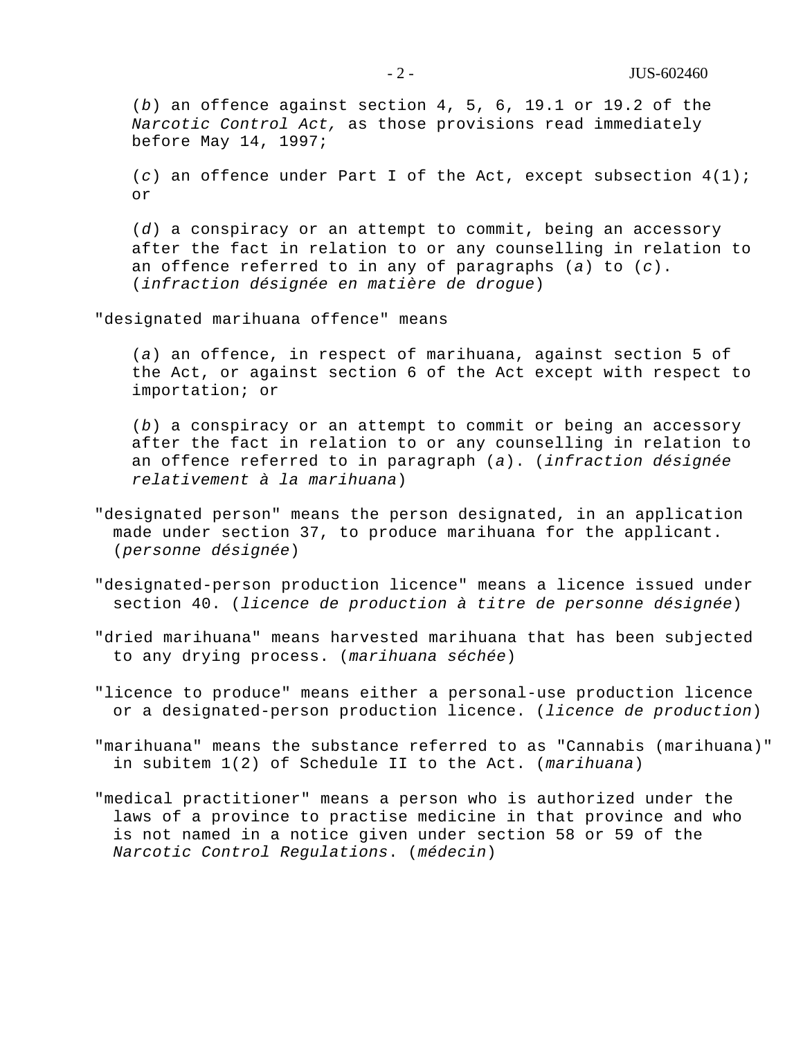(*b*) an offence against section 4, 5, 6, 19.1 or 19.2 of the *Narcotic Control Act,* as those provisions read immediately before May 14, 1997;

(*c*) an offence under Part I of the Act, except subsection 4(1); or

(*d*) a conspiracy or an attempt to commit, being an accessory after the fact in relation to or any counselling in relation to an offence referred to in any of paragraphs (*a*) to (*c*). (*infraction désignée en matière de drogue*)

"designated marihuana offence" means

(*a*) an offence, in respect of marihuana, against section 5 of the Act, or against section 6 of the Act except with respect to importation; or

(*b*) a conspiracy or an attempt to commit or being an accessory after the fact in relation to or any counselling in relation to an offence referred to in paragraph (*a*). (*infraction désignée relativement à la marihuana*)

"designated person" means the person designated, in an application made under section 37, to produce marihuana for the applicant. (*personne désignée*)

"designated-person production licence" means a licence issued under section 40. (*licence de production à titre de personne désignée*)

"dried marihuana" means harvested marihuana that has been subjected to any drying process. (*marihuana séchée*)

"licence to produce" means either a personal-use production licence or a designated-person production licence. (*licence de production*)

"marihuana" means the substance referred to as "Cannabis (marihuana)" in subitem 1(2) of Schedule II to the Act. (*marihuana*)

"medical practitioner" means a person who is authorized under the laws of a province to practise medicine in that province and who is not named in a notice given under section 58 or 59 of the *Narcotic Control Regulations*. (*médecin*)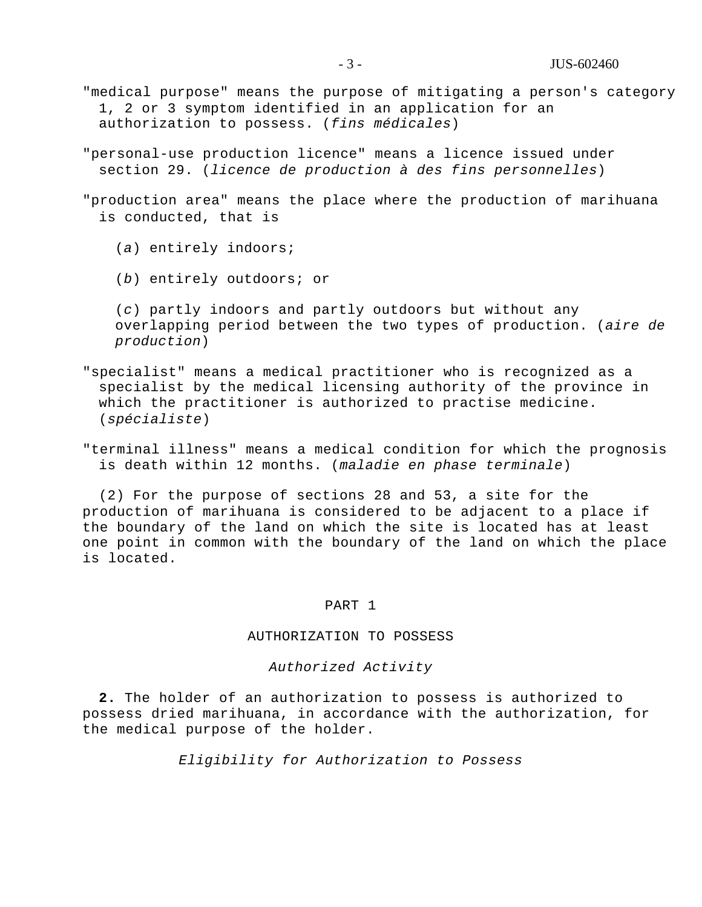"medical purpose" means the purpose of mitigating a person's category 1, 2 or 3 symptom identified in an application for an authorization to possess. (*fins médicales*)

"personal-use production licence" means a licence issued under section 29. (*licence de production à des fins personnelles*)

"production area" means the place where the production of marihuana is conducted, that is

(*a*) entirely indoors;

(*b*) entirely outdoors; or

(*c*) partly indoors and partly outdoors but without any overlapping period between the two types of production. (*aire de production*)

"specialist" means a medical practitioner who is recognized as a specialist by the medical licensing authority of the province in which the practitioner is authorized to practise medicine. (*spécialiste*)

"terminal illness" means a medical condition for which the prognosis is death within 12 months. (*maladie en phase terminale*)

(2) For the purpose of sections 28 and 53, a site for the production of marihuana is considered to be adjacent to a place if the boundary of the land on which the site is located has at least one point in common with the boundary of the land on which the place is located.

## PART 1

## AUTHORIZATION TO POSSESS

### *Authorized Activity*

**2.** The holder of an authorization to possess is authorized to possess dried marihuana, in accordance with the authorization, for the medical purpose of the holder.

### *Eligibility for Authorization to Possess*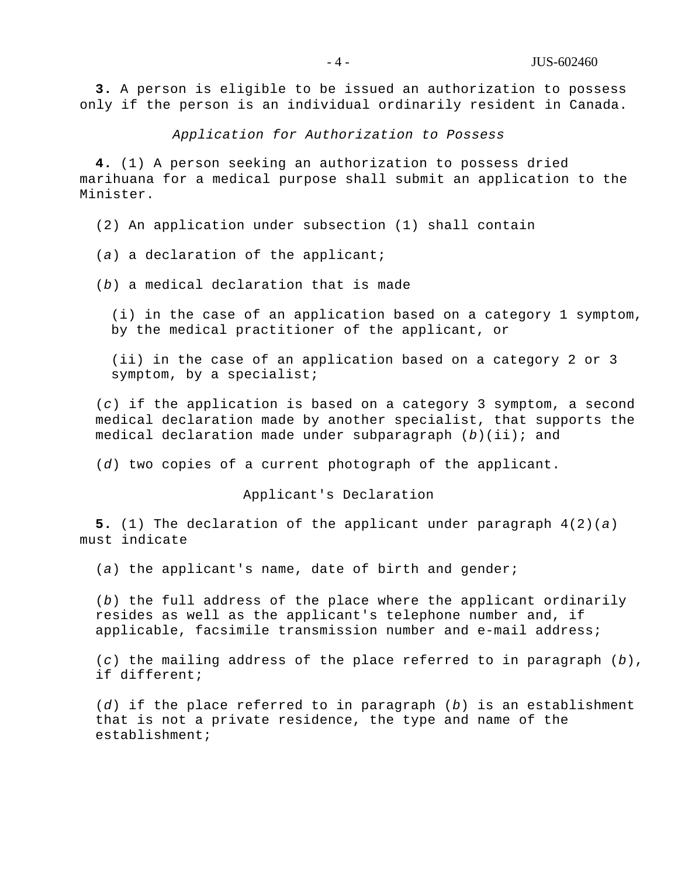**3.** A person is eligible to be issued an authorization to possess only if the person is an individual ordinarily resident in Canada.

*Application for Authorization to Possess*

**4.** (1) A person seeking an authorization to possess dried marihuana for a medical purpose shall submit an application to the Minister.

(2) An application under subsection (1) shall contain

(*a*) a declaration of the applicant;

(*b*) a medical declaration that is made

(i) in the case of an application based on a category 1 symptom, by the medical practitioner of the applicant, or

(ii) in the case of an application based on a category 2 or 3 symptom, by a specialist;

(*c*) if the application is based on a category 3 symptom, a second medical declaration made by another specialist, that supports the medical declaration made under subparagraph (*b*)(ii); and

(*d*) two copies of a current photograph of the applicant.

Applicant's Declaration

**5.** (1) The declaration of the applicant under paragraph 4(2)(*a*) must indicate

(*a*) the applicant's name, date of birth and gender;

(*b*) the full address of the place where the applicant ordinarily resides as well as the applicant's telephone number and, if applicable, facsimile transmission number and e-mail address;

(*c*) the mailing address of the place referred to in paragraph (*b*), if different;

(*d*) if the place referred to in paragraph (*b*) is an establishment that is not a private residence, the type and name of the establishment;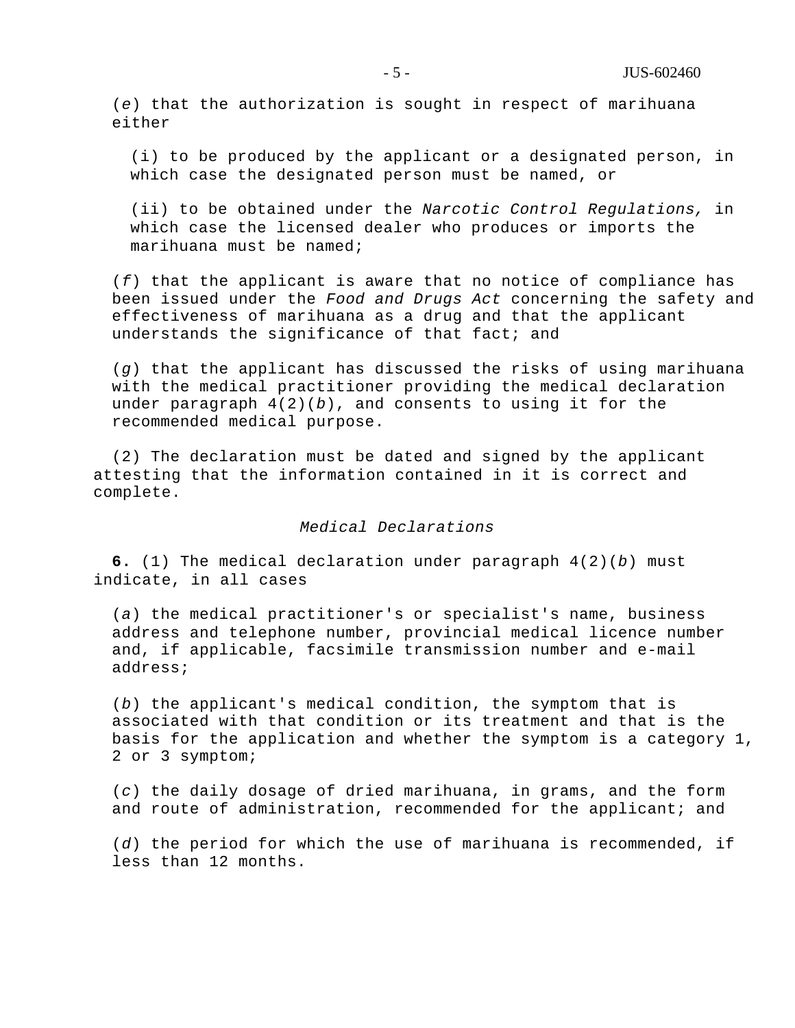(*e*) that the authorization is sought in respect of marihuana either

(i) to be produced by the applicant or a designated person, in which case the designated person must be named, or

(ii) to be obtained under the *Narcotic Control Regulations,* in which case the licensed dealer who produces or imports the marihuana must be named;

(*f*) that the applicant is aware that no notice of compliance has been issued under the *Food and Drugs Act* concerning the safety and effectiveness of marihuana as a drug and that the applicant understands the significance of that fact; and

(*g*) that the applicant has discussed the risks of using marihuana with the medical practitioner providing the medical declaration under paragraph 4(2)(*b*), and consents to using it for the recommended medical purpose.

(2) The declaration must be dated and signed by the applicant attesting that the information contained in it is correct and complete.

### *Medical Declarations*

**6.** (1) The medical declaration under paragraph 4(2)(*b*) must indicate, in all cases

(*a*) the medical practitioner's or specialist's name, business address and telephone number, provincial medical licence number and, if applicable, facsimile transmission number and e-mail address;

(*b*) the applicant's medical condition, the symptom that is associated with that condition or its treatment and that is the basis for the application and whether the symptom is a category 1, 2 or 3 symptom;

(*c*) the daily dosage of dried marihuana, in grams, and the form and route of administration, recommended for the applicant; and

(*d*) the period for which the use of marihuana is recommended, if less than 12 months.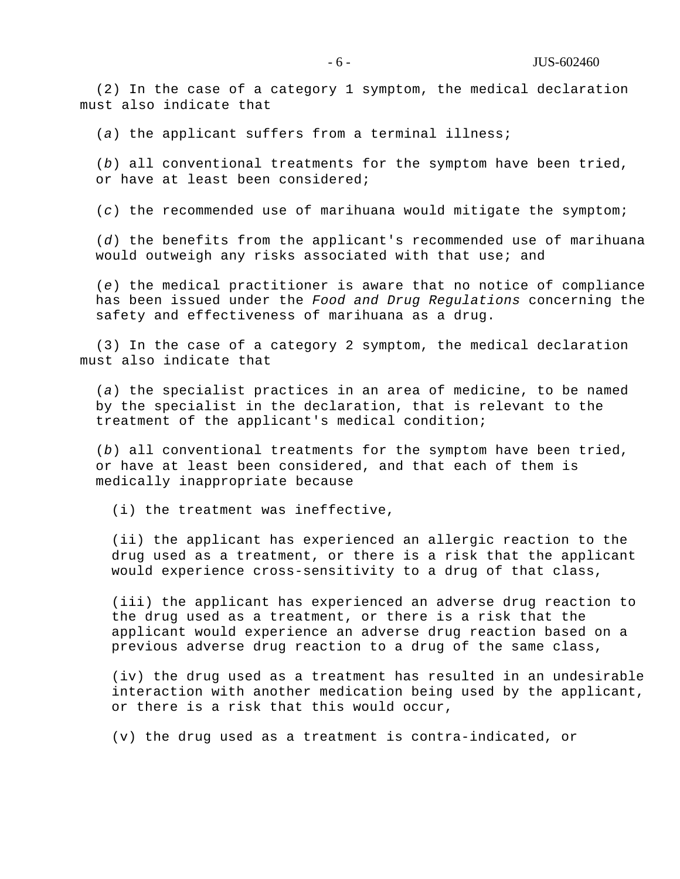(2) In the case of a category 1 symptom, the medical declaration must also indicate that

(*a*) the applicant suffers from a terminal illness;

(*b*) all conventional treatments for the symptom have been tried, or have at least been considered;

(*c*) the recommended use of marihuana would mitigate the symptom;

(*d*) the benefits from the applicant's recommended use of marihuana would outweigh any risks associated with that use; and

(*e*) the medical practitioner is aware that no notice of compliance has been issued under the *Food and Drug Regulations* concerning the safety and effectiveness of marihuana as a drug.

(3) In the case of a category 2 symptom, the medical declaration must also indicate that

(*a*) the specialist practices in an area of medicine, to be named by the specialist in the declaration, that is relevant to the treatment of the applicant's medical condition;

(*b*) all conventional treatments for the symptom have been tried, or have at least been considered, and that each of them is medically inappropriate because

(i) the treatment was ineffective,

(ii) the applicant has experienced an allergic reaction to the drug used as a treatment, or there is a risk that the applicant would experience cross-sensitivity to a drug of that class,

(iii) the applicant has experienced an adverse drug reaction to the drug used as a treatment, or there is a risk that the applicant would experience an adverse drug reaction based on a previous adverse drug reaction to a drug of the same class,

(iv) the drug used as a treatment has resulted in an undesirable interaction with another medication being used by the applicant, or there is a risk that this would occur,

(v) the drug used as a treatment is contra-indicated, or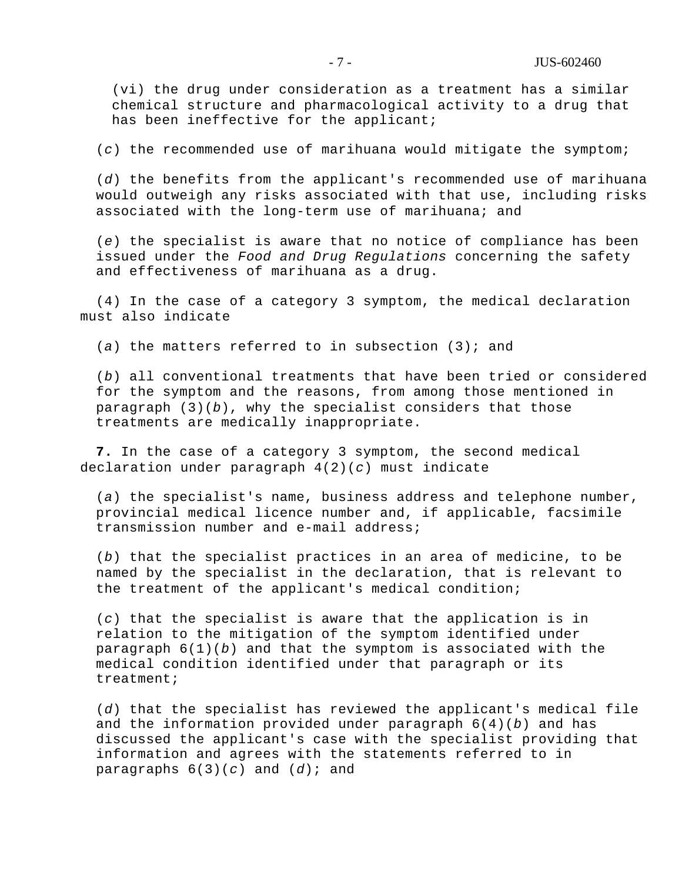(vi) the drug under consideration as a treatment has a similar chemical structure and pharmacological activity to a drug that has been ineffective for the applicant;

(*c*) the recommended use of marihuana would mitigate the symptom;

(*d*) the benefits from the applicant's recommended use of marihuana would outweigh any risks associated with that use, including risks associated with the long-term use of marihuana; and

(*e*) the specialist is aware that no notice of compliance has been issued under the *Food and Drug Regulations* concerning the safety and effectiveness of marihuana as a drug.

(4) In the case of a category 3 symptom, the medical declaration must also indicate

(*a*) the matters referred to in subsection (3); and

(*b*) all conventional treatments that have been tried or considered for the symptom and the reasons, from among those mentioned in paragraph (3)(*b*), why the specialist considers that those treatments are medically inappropriate.

**7.** In the case of a category 3 symptom, the second medical declaration under paragraph 4(2)(*c*) must indicate

(*a*) the specialist's name, business address and telephone number, provincial medical licence number and, if applicable, facsimile transmission number and e-mail address;

(*b*) that the specialist practices in an area of medicine, to be named by the specialist in the declaration, that is relevant to the treatment of the applicant's medical condition;

(*c*) that the specialist is aware that the application is in relation to the mitigation of the symptom identified under paragraph 6(1)(*b*) and that the symptom is associated with the medical condition identified under that paragraph or its treatment;

(*d*) that the specialist has reviewed the applicant's medical file and the information provided under paragraph 6(4)(*b*) and has discussed the applicant's case with the specialist providing that information and agrees with the statements referred to in paragraphs 6(3)(*c*) and (*d*); and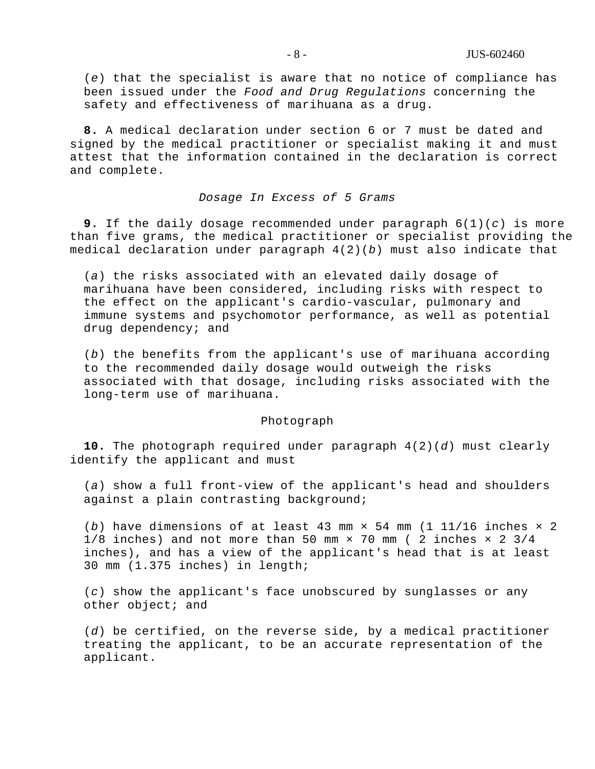(*e*) that the specialist is aware that no notice of compliance has been issued under the *Food and Drug Regulations* concerning the safety and effectiveness of marihuana as a drug.

**8.** A medical declaration under section 6 or 7 must be dated and signed by the medical practitioner or specialist making it and must attest that the information contained in the declaration is correct and complete.

### *Dosage In Excess of 5 Grams*

**9.** If the daily dosage recommended under paragraph 6(1)(*c*) is more than five grams, the medical practitioner or specialist providing the medical declaration under paragraph 4(2)(*b*) must also indicate that

(*a*) the risks associated with an elevated daily dosage of marihuana have been considered, including risks with respect to the effect on the applicant's cardio-vascular, pulmonary and immune systems and psychomotor performance, as well as potential drug dependency; and

(*b*) the benefits from the applicant's use of marihuana according to the recommended daily dosage would outweigh the risks associated with that dosage, including risks associated with the long-term use of marihuana.

### Photograph

**10.** The photograph required under paragraph 4(2)(*d*) must clearly identify the applicant and must

(*a*) show a full front-view of the applicant's head and shoulders against a plain contrasting background;

(*b*) have dimensions of at least 43 mm × 54 mm (1 11/16 inches × 2 1/8 inches) and not more than 50 mm × 70 mm ( 2 inches × 2 3/4 inches), and has a view of the applicant's head that is at least 30 mm (1.375 inches) in length;

(*c*) show the applicant's face unobscured by sunglasses or any other object; and

(*d*) be certified, on the reverse side, by a medical practitioner treating the applicant, to be an accurate representation of the applicant.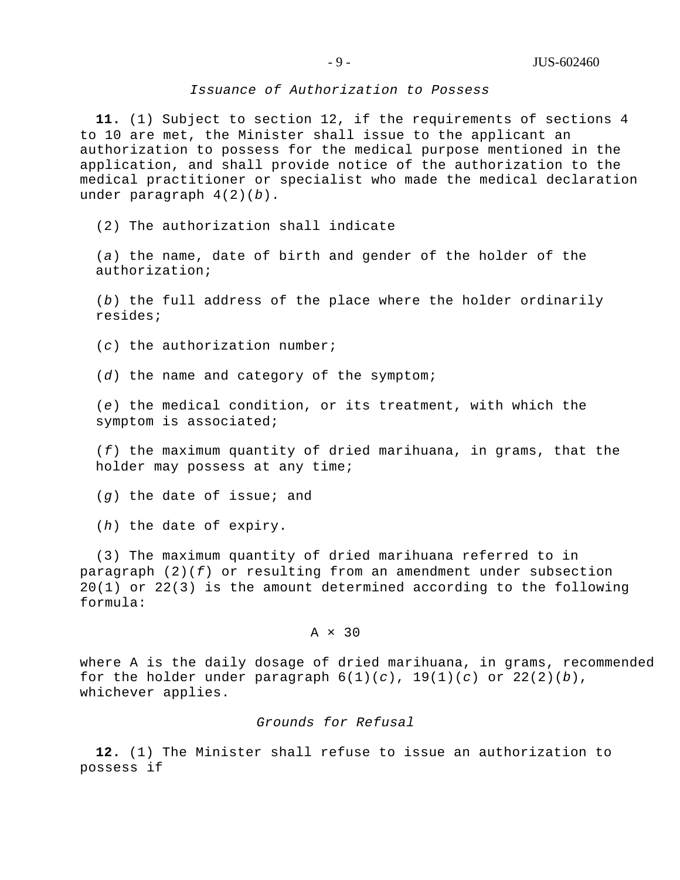### *Issuance of Authorization to Possess*

**11.** (1) Subject to section 12, if the requirements of sections 4 to 10 are met, the Minister shall issue to the applicant an authorization to possess for the medical purpose mentioned in the application, and shall provide notice of the authorization to the medical practitioner or specialist who made the medical declaration under paragraph 4(2)(*b*).

(2) The authorization shall indicate

(*a*) the name, date of birth and gender of the holder of the authorization;

(*b*) the full address of the place where the holder ordinarily resides;

(*c*) the authorization number;

(*d*) the name and category of the symptom;

(*e*) the medical condition, or its treatment, with which the symptom is associated;

(*f*) the maximum quantity of dried marihuana, in grams, that the holder may possess at any time;

(*g*) the date of issue; and

(*h*) the date of expiry.

(3) The maximum quantity of dried marihuana referred to in paragraph (2)(*f*) or resulting from an amendment under subsection 20(1) or 22(3) is the amount determined according to the following formula:

$$A \times 30$$

where A is the daily dosage of dried marihuana, in grams, recommended for the holder under paragraph 6(1)(*c*), 19(1)(*c*) or 22(2)(*b*), whichever applies.

### *Grounds for Refusal*

**12.** (1) The Minister shall refuse to issue an authorization to possess if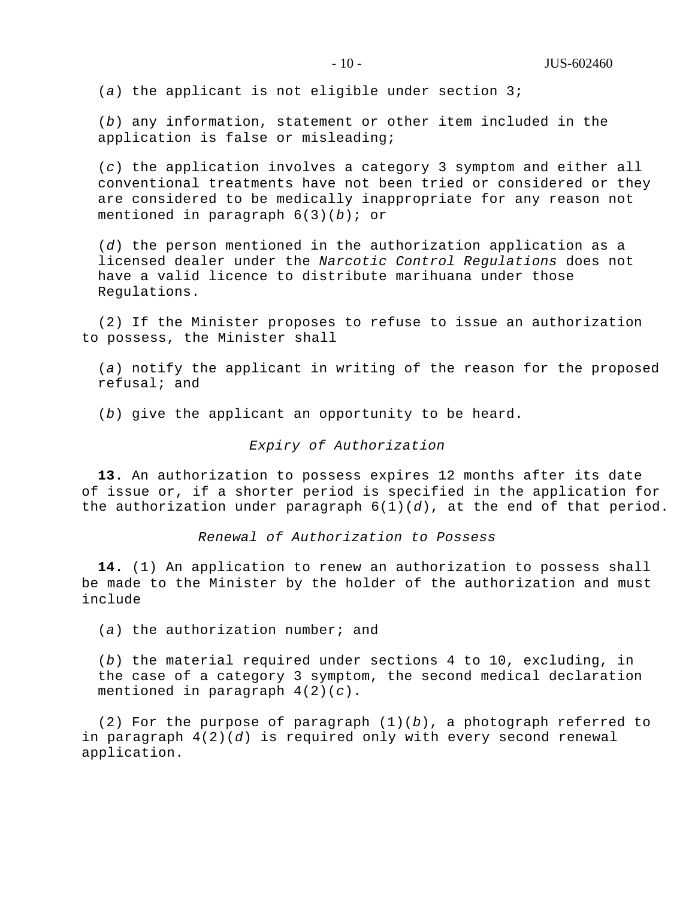(*a*) the applicant is not eligible under section 3;

(*b*) any information, statement or other item included in the application is false or misleading;

(*c*) the application involves a category 3 symptom and either all conventional treatments have not been tried or considered or they are considered to be medically inappropriate for any reason not mentioned in paragraph 6(3)(*b*); or

(*d*) the person mentioned in the authorization application as a licensed dealer under the *Narcotic Control Regulations* does not have a valid licence to distribute marihuana under those Regulations.

(2) If the Minister proposes to refuse to issue an authorization to possess, the Minister shall

(*a*) notify the applicant in writing of the reason for the proposed refusal; and

(*b*) give the applicant an opportunity to be heard.

*Expiry of Authorization*

**13.** An authorization to possess expires 12 months after its date of issue or, if a shorter period is specified in the application for the authorization under paragraph 6(1)(*d*), at the end of that period.

*Renewal of Authorization to Possess*

**14.** (1) An application to renew an authorization to possess shall be made to the Minister by the holder of the authorization and must include

(*a*) the authorization number; and

(*b*) the material required under sections 4 to 10, excluding, in the case of a category 3 symptom, the second medical declaration mentioned in paragraph 4(2)(*c*).

(2) For the purpose of paragraph (1)(*b*), a photograph referred to in paragraph 4(2)(*d*) is required only with every second renewal application.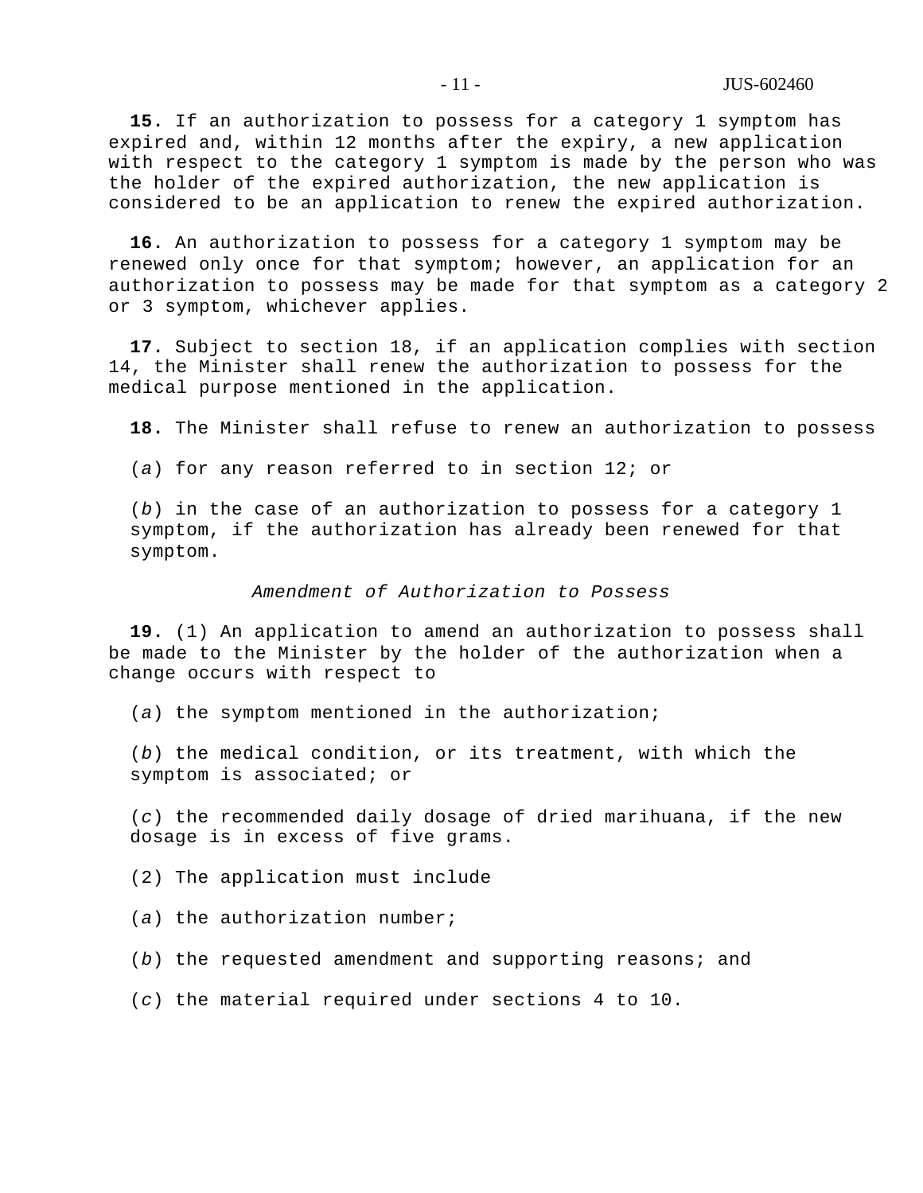**15.** If an authorization to possess for a category 1 symptom has expired and, within 12 months after the expiry, a new application with respect to the category 1 symptom is made by the person who was the holder of the expired authorization, the new application is considered to be an application to renew the expired authorization.

**16.** An authorization to possess for a category 1 symptom may be renewed only once for that symptom; however, an application for an authorization to possess may be made for that symptom as a category 2 or 3 symptom, whichever applies.

**17.** Subject to section 18, if an application complies with section 14, the Minister shall renew the authorization to possess for the medical purpose mentioned in the application.

**18.** The Minister shall refuse to renew an authorization to possess

(*a*) for any reason referred to in section 12; or

(*b*) in the case of an authorization to possess for a category 1 symptom, if the authorization has already been renewed for that symptom.

*Amendment of Authorization to Possess*

**19.** (1) An application to amend an authorization to possess shall be made to the Minister by the holder of the authorization when a change occurs with respect to

(*a*) the symptom mentioned in the authorization;

(*b*) the medical condition, or its treatment, with which the symptom is associated; or

(*c*) the recommended daily dosage of dried marihuana, if the new dosage is in excess of five grams.

(2) The application must include

(*a*) the authorization number;

(*b*) the requested amendment and supporting reasons; and

(*c*) the material required under sections 4 to 10.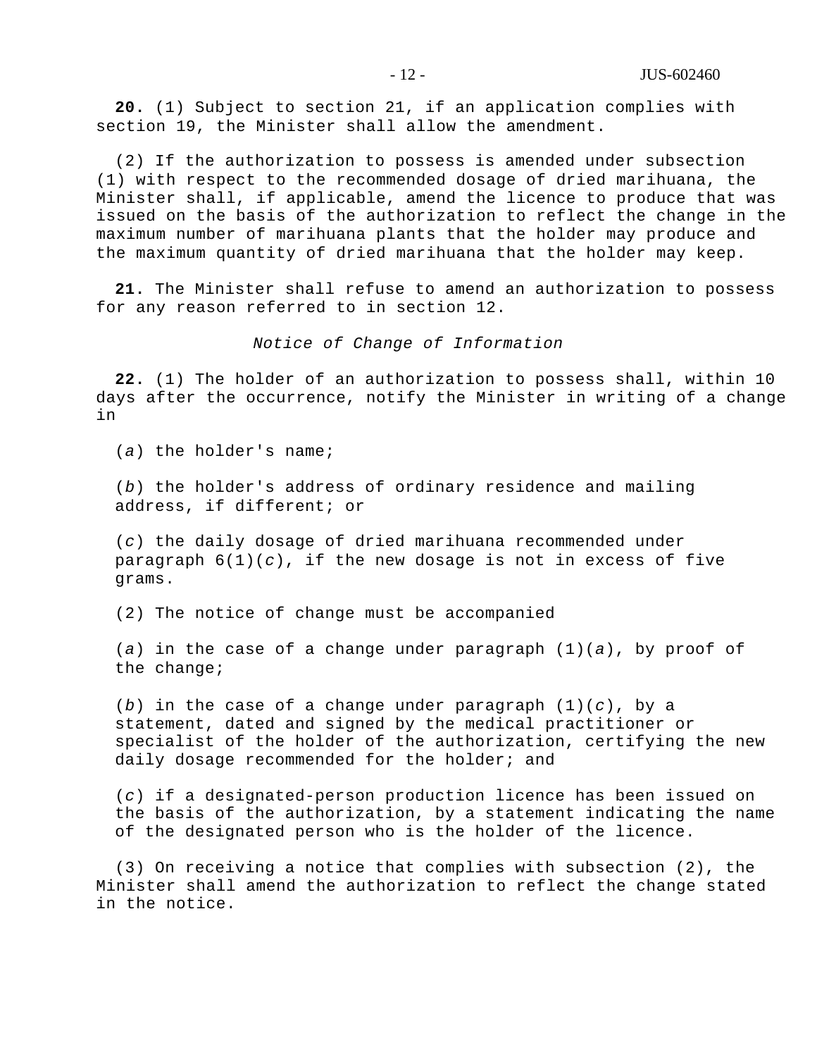**20.** (1) Subject to section 21, if an application complies with section 19, the Minister shall allow the amendment.

(2) If the authorization to possess is amended under subsection (1) with respect to the recommended dosage of dried marihuana, the Minister shall, if applicable, amend the licence to produce that was issued on the basis of the authorization to reflect the change in the maximum number of marihuana plants that the holder may produce and the maximum quantity of dried marihuana that the holder may keep.

**21.** The Minister shall refuse to amend an authorization to possess for any reason referred to in section 12.

*Notice of Change of Information*

**22.** (1) The holder of an authorization to possess shall, within 10 days after the occurrence, notify the Minister in writing of a change in

(*a*) the holder's name;

(*b*) the holder's address of ordinary residence and mailing address, if different; or

(*c*) the daily dosage of dried marihuana recommended under paragraph 6(1)(*c*), if the new dosage is not in excess of five grams.

(2) The notice of change must be accompanied

(*a*) in the case of a change under paragraph (1)(*a*), by proof of the change;

(*b*) in the case of a change under paragraph (1)(*c*), by a statement, dated and signed by the medical practitioner or specialist of the holder of the authorization, certifying the new daily dosage recommended for the holder; and

(*c*) if a designated-person production licence has been issued on the basis of the authorization, by a statement indicating the name of the designated person who is the holder of the licence.

(3) On receiving a notice that complies with subsection (2), the Minister shall amend the authorization to reflect the change stated in the notice.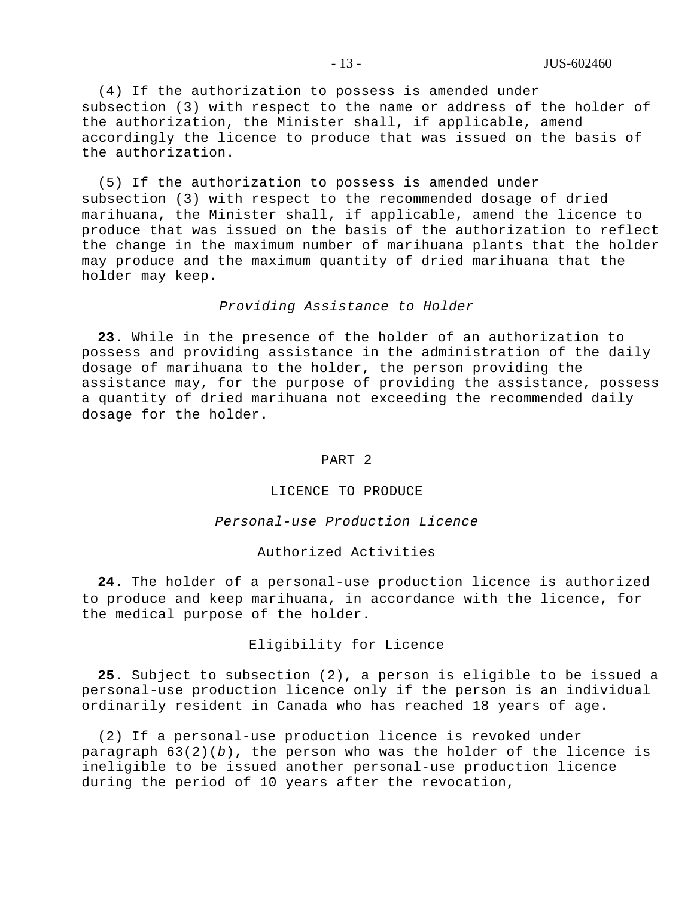(4) If the authorization to possess is amended under subsection (3) with respect to the name or address of the holder of the authorization, the Minister shall, if applicable, amend accordingly the licence to produce that was issued on the basis of the authorization.

(5) If the authorization to possess is amended under subsection (3) with respect to the recommended dosage of dried marihuana, the Minister shall, if applicable, amend the licence to produce that was issued on the basis of the authorization to reflect the change in the maximum number of marihuana plants that the holder may produce and the maximum quantity of dried marihuana that the holder may keep.

*Providing Assistance to Holder*

**23.** While in the presence of the holder of an authorization to possess and providing assistance in the administration of the daily dosage of marihuana to the holder, the person providing the assistance may, for the purpose of providing the assistance, possess a quantity of dried marihuana not exceeding the recommended daily dosage for the holder.

## PART 2

## LICENCE TO PRODUCE

### *Personal-use Production Licence*

#### Authorized Activities

**24.** The holder of a personal-use production licence is authorized to produce and keep marihuana, in accordance with the licence, for the medical purpose of the holder.

#### Eligibility for Licence

**25.** Subject to subsection (2), a person is eligible to be issued a personal-use production licence only if the person is an individual ordinarily resident in Canada who has reached 18 years of age.

(2) If a personal-use production licence is revoked under paragraph 63(2)(*b*), the person who was the holder of the licence is ineligible to be issued another personal-use production licence during the period of 10 years after the revocation,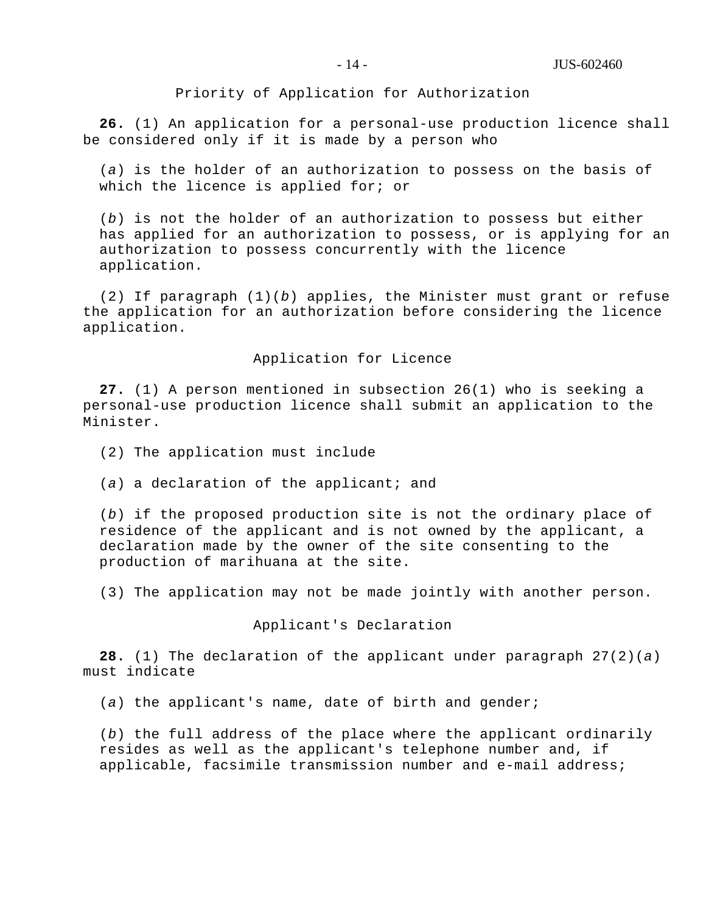### Priority of Application for Authorization

**26.** (1) An application for a personal-use production licence shall be considered only if it is made by a person who

(*a*) is the holder of an authorization to possess on the basis of which the licence is applied for; or

(*b*) is not the holder of an authorization to possess but either has applied for an authorization to possess, or is applying for an authorization to possess concurrently with the licence application.

(2) If paragraph (1)(*b*) applies, the Minister must grant or refuse the application for an authorization before considering the licence application.

### Application for Licence

**27.** (1) A person mentioned in subsection 26(1) who is seeking a personal-use production licence shall submit an application to the Minister.

(2) The application must include

(*a*) a declaration of the applicant; and

(*b*) if the proposed production site is not the ordinary place of residence of the applicant and is not owned by the applicant, a declaration made by the owner of the site consenting to the production of marihuana at the site.

(3) The application may not be made jointly with another person.

### Applicant's Declaration

**28.** (1) The declaration of the applicant under paragraph 27(2)(*a*) must indicate

(*a*) the applicant's name, date of birth and gender;

(*b*) the full address of the place where the applicant ordinarily resides as well as the applicant's telephone number and, if applicable, facsimile transmission number and e-mail address;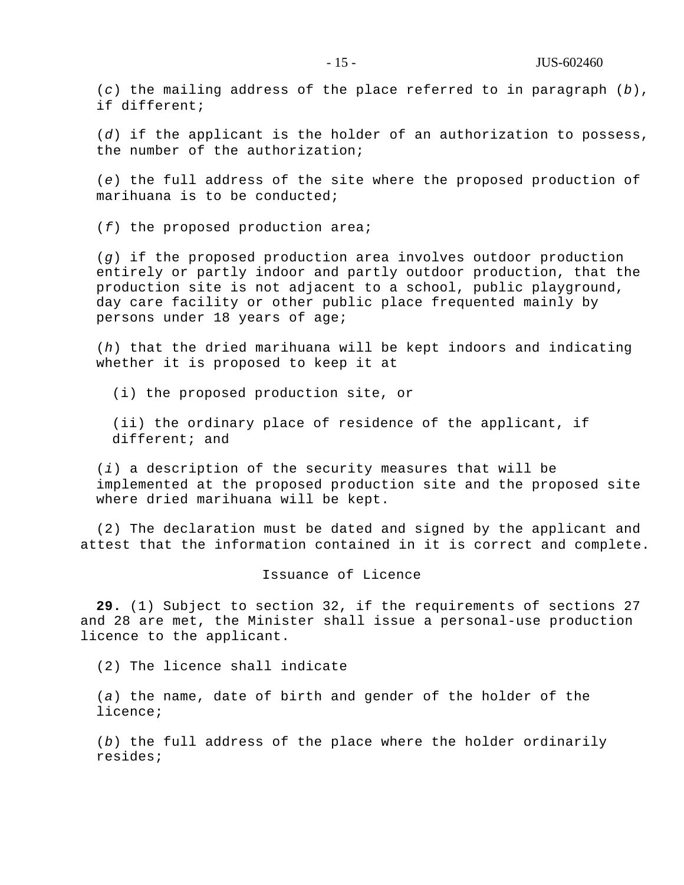(*c*) the mailing address of the place referred to in paragraph (*b*), if different;

(*d*) if the applicant is the holder of an authorization to possess, the number of the authorization;

(*e*) the full address of the site where the proposed production of marihuana is to be conducted;

(*f*) the proposed production area;

(*g*) if the proposed production area involves outdoor production entirely or partly indoor and partly outdoor production, that the production site is not adjacent to a school, public playground, day care facility or other public place frequented mainly by persons under 18 years of age;

(*h*) that the dried marihuana will be kept indoors and indicating whether it is proposed to keep it at

(i) the proposed production site, or

(ii) the ordinary place of residence of the applicant, if different; and

(*i*) a description of the security measures that will be implemented at the proposed production site and the proposed site where dried marihuana will be kept.

(2) The declaration must be dated and signed by the applicant and attest that the information contained in it is correct and complete.

Issuance of Licence

**29.** (1) Subject to section 32, if the requirements of sections 27 and 28 are met, the Minister shall issue a personal-use production licence to the applicant.

(2) The licence shall indicate

(*a*) the name, date of birth and gender of the holder of the licence;

(*b*) the full address of the place where the holder ordinarily resides;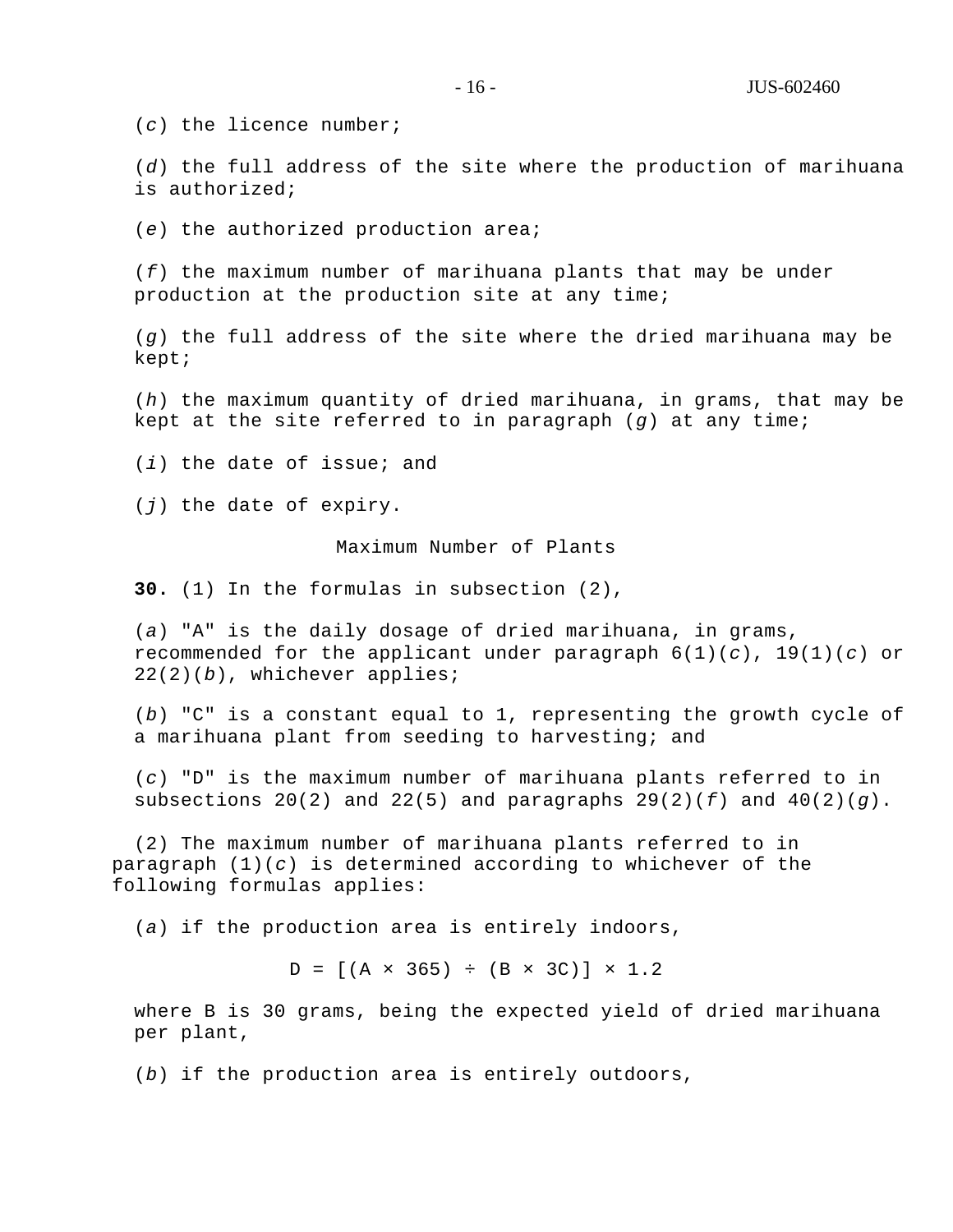(*c*) the licence number;

(*d*) the full address of the site where the production of marihuana is authorized;

(*e*) the authorized production area;

(*f*) the maximum number of marihuana plants that may be under production at the production site at any time;

(*g*) the full address of the site where the dried marihuana may be kept;

(*h*) the maximum quantity of dried marihuana, in grams, that may be kept at the site referred to in paragraph (*g*) at any time;

(*i*) the date of issue; and

(*j*) the date of expiry.

### Maximum Number of Plants

**30.** (1) In the formulas in subsection (2),

(*a*) "A" is the daily dosage of dried marihuana, in grams, recommended for the applicant under paragraph 6(1)(*c*), 19(1)(*c*) or 22(2)(*b*), whichever applies;

(*b*) "C" is a constant equal to 1, representing the growth cycle of a marihuana plant from seeding to harvesting; and

(*c*) "D" is the maximum number of marihuana plants referred to in subsections 20(2) and 22(5) and paragraphs 29(2)(*f*) and 40(2)(*g*).

(2) The maximum number of marihuana plants referred to in paragraph (1)(*c*) is determined according to whichever of the following formulas applies:

(*a*) if the production area is entirely indoors,

$$D = [(A \times 365) \div (B \times 3C)] \times 1.2$$

where B is 30 grams, being the expected yield of dried marihuana per plant,

(*b*) if the production area is entirely outdoors,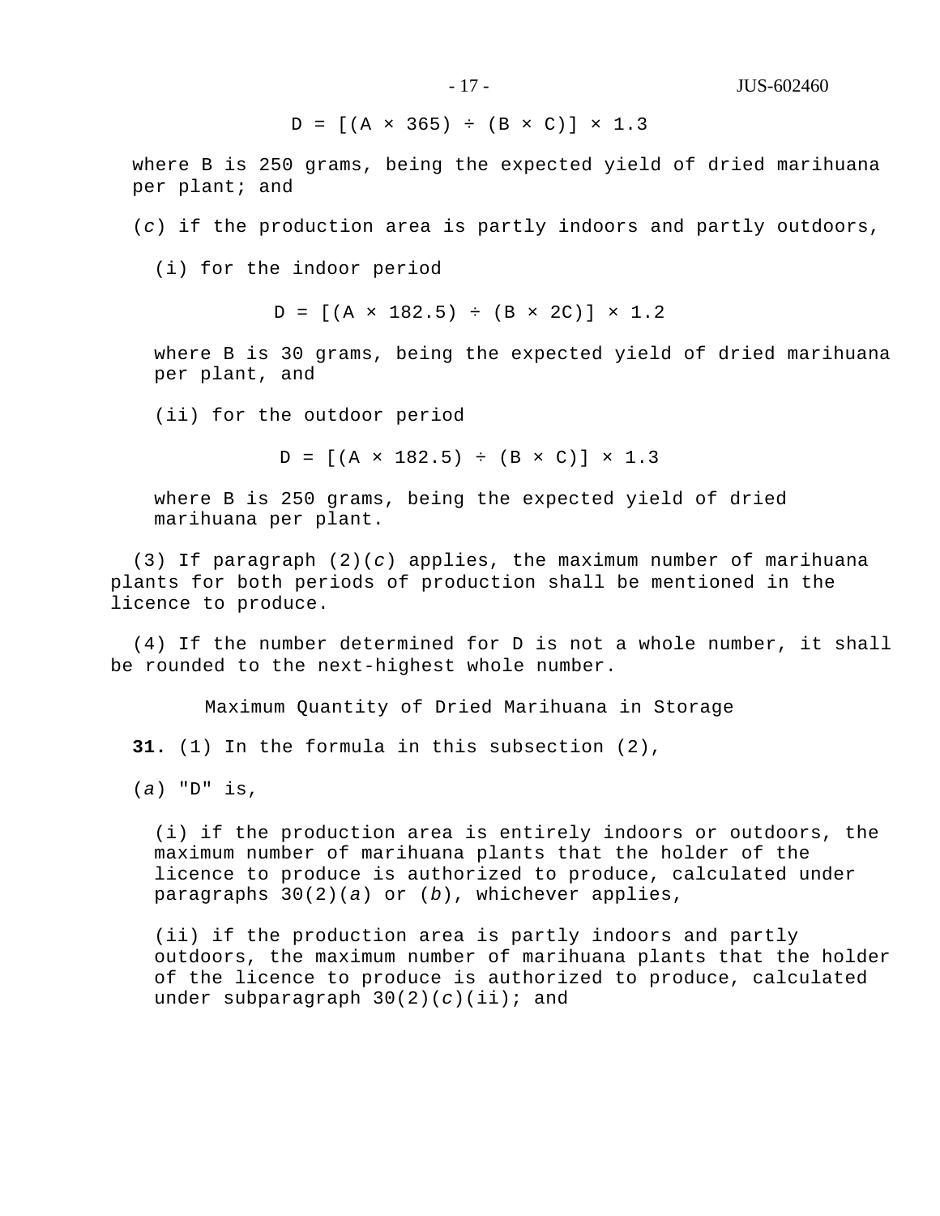$$D = [(A \times 365) \div (B \times C)] \times 1.3$$

where B is 250 grams, being the expected yield of dried marihuana per plant; and

(*c*) if the production area is partly indoors and partly outdoors,

(i) for the indoor period

$$D = [(A \times 182.5) \div (B \times 2C)] \times 1.2$$

where B is 30 grams, being the expected yield of dried marihuana per plant, and

(ii) for the outdoor period

$$D = [(A \times 182.5) \div (B \times C)] \times 1.3$$

where B is 250 grams, being the expected yield of dried marihuana per plant.

(3) If paragraph (2)(*c*) applies, the maximum number of marihuana plants for both periods of production shall be mentioned in the licence to produce.

(4) If the number determined for D is not a whole number, it shall be rounded to the next-highest whole number.

### Maximum Quantity of Dried Marihuana in Storage

**31.** (1) In the formula in this subsection (2),

(*a*) "D" is,

(i) if the production area is entirely indoors or outdoors, the maximum number of marihuana plants that the holder of the licence to produce is authorized to produce, calculated under paragraphs 30(2)(*a*) or (*b*), whichever applies,

(ii) if the production area is partly indoors and partly outdoors, the maximum number of marihuana plants that the holder of the licence to produce is authorized to produce, calculated under subparagraph 30(2)(*c*)(ii); and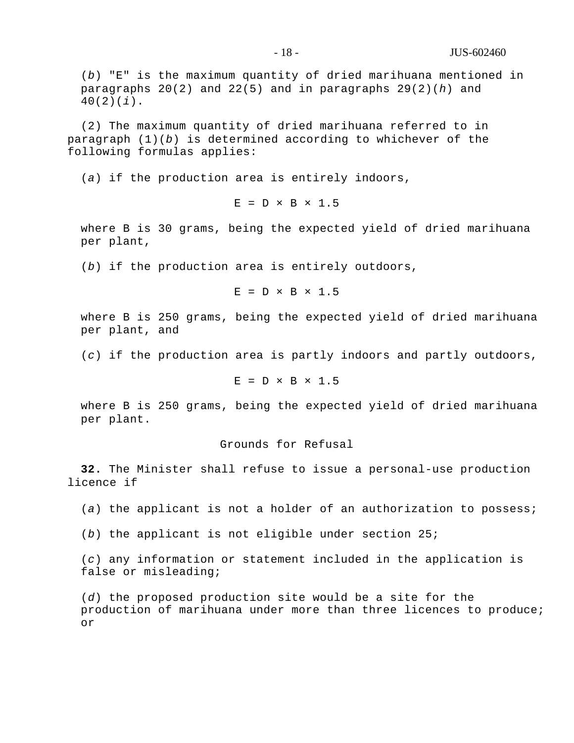(*b*) "E" is the maximum quantity of dried marihuana mentioned in paragraphs 20(2) and 22(5) and in paragraphs 29(2)(*h*) and 40(2)(*i*).

(2) The maximum quantity of dried marihuana referred to in paragraph (1)(*b*) is determined according to whichever of the following formulas applies:

(*a*) if the production area is entirely indoors,

$$E = D \times B \times 1.5$$

where B is 30 grams, being the expected yield of dried marihuana per plant,

(*b*) if the production area is entirely outdoors,

$$E = D \times B \times 1.5$$

where B is 250 grams, being the expected yield of dried marihuana per plant, and

(*c*) if the production area is partly indoors and partly outdoors,

$$E = D \times B \times 1.5$$

where B is 250 grams, being the expected yield of dried marihuana per plant.

### Grounds for Refusal

**32.** The Minister shall refuse to issue a personal-use production licence if

(*a*) the applicant is not a holder of an authorization to possess;

(*b*) the applicant is not eligible under section 25;

(*c*) any information or statement included in the application is false or misleading;

(*d*) the proposed production site would be a site for the production of marihuana under more than three licences to produce; or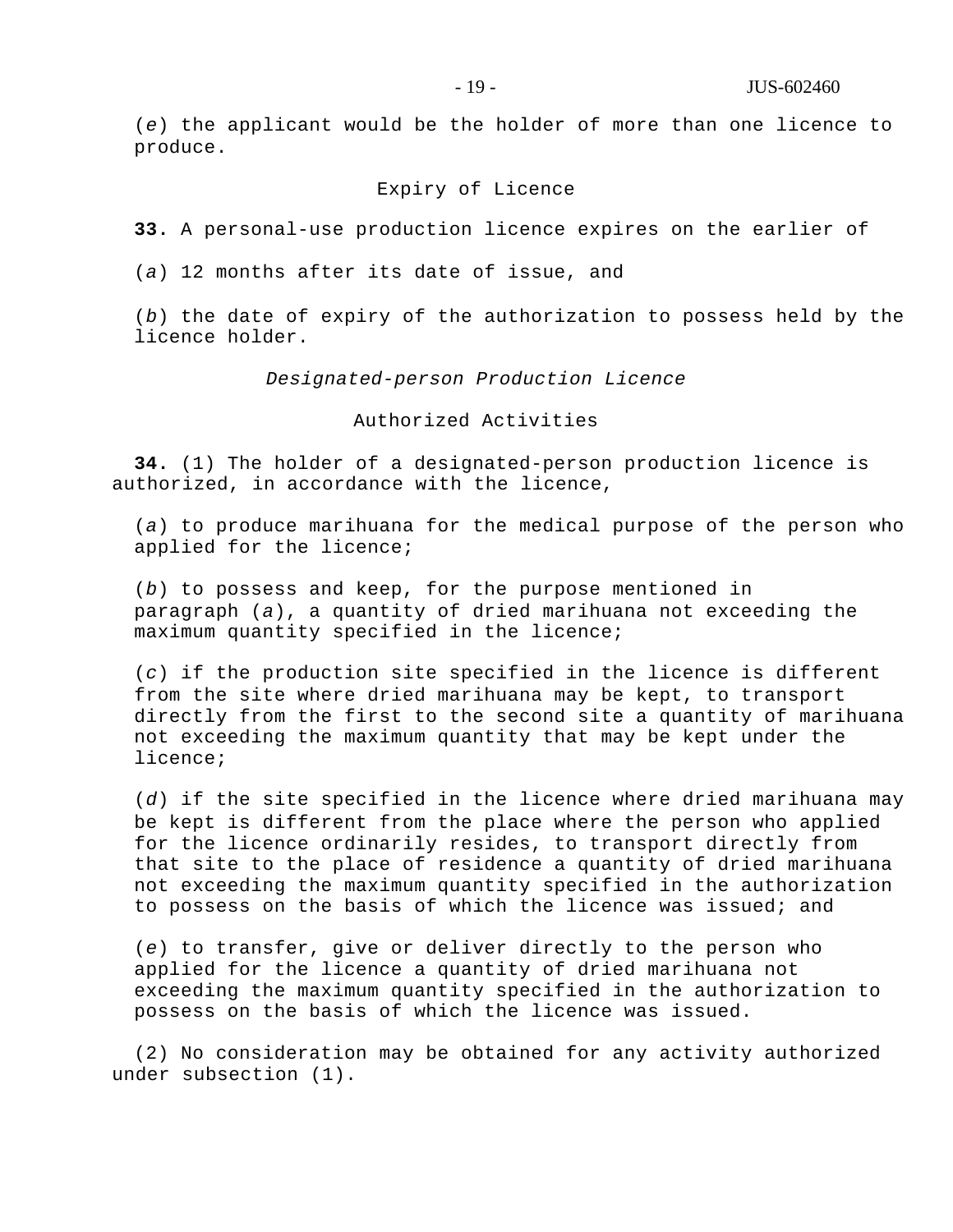(*e*) the applicant would be the holder of more than one licence to produce.

Expiry of Licence

**33.** A personal-use production licence expires on the earlier of

(*a*) 12 months after its date of issue, and

(*b*) the date of expiry of the authorization to possess held by the licence holder.

*Designated-person Production Licence*

Authorized Activities

**34.** (1) The holder of a designated-person production licence is authorized, in accordance with the licence,

(*a*) to produce marihuana for the medical purpose of the person who applied for the licence;

(*b*) to possess and keep, for the purpose mentioned in paragraph (*a*), a quantity of dried marihuana not exceeding the maximum quantity specified in the licence;

(*c*) if the production site specified in the licence is different from the site where dried marihuana may be kept, to transport directly from the first to the second site a quantity of marihuana not exceeding the maximum quantity that may be kept under the licence;

(*d*) if the site specified in the licence where dried marihuana may be kept is different from the place where the person who applied for the licence ordinarily resides, to transport directly from that site to the place of residence a quantity of dried marihuana not exceeding the maximum quantity specified in the authorization to possess on the basis of which the licence was issued; and

(*e*) to transfer, give or deliver directly to the person who applied for the licence a quantity of dried marihuana not exceeding the maximum quantity specified in the authorization to possess on the basis of which the licence was issued.

(2) No consideration may be obtained for any activity authorized under subsection (1).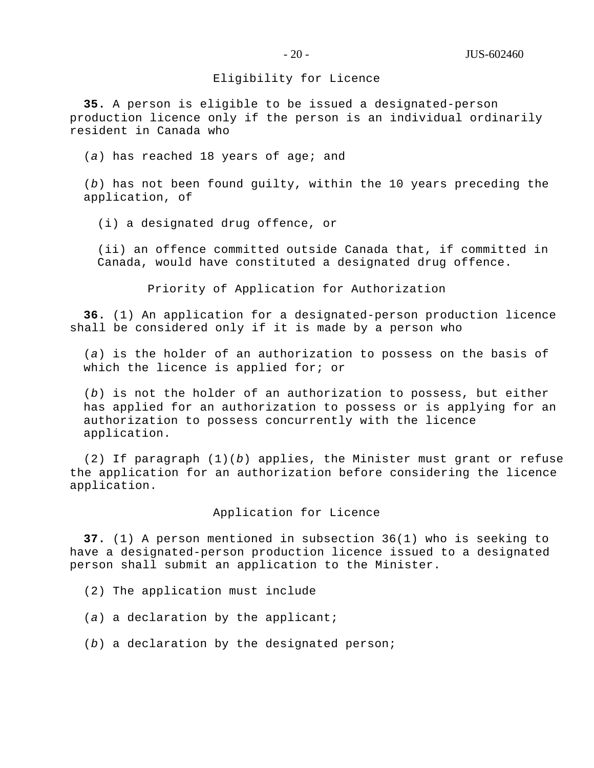### Eligibility for Licence

**35.** A person is eligible to be issued a designated-person production licence only if the person is an individual ordinarily resident in Canada who

(*a*) has reached 18 years of age; and

(*b*) has not been found guilty, within the 10 years preceding the application, of

(i) a designated drug offence, or

(ii) an offence committed outside Canada that, if committed in Canada, would have constituted a designated drug offence.

### Priority of Application for Authorization

**36.** (1) An application for a designated-person production licence shall be considered only if it is made by a person who

(*a*) is the holder of an authorization to possess on the basis of which the licence is applied for; or

(*b*) is not the holder of an authorization to possess, but either has applied for an authorization to possess or is applying for an authorization to possess concurrently with the licence application.

(2) If paragraph (1)(*b*) applies, the Minister must grant or refuse the application for an authorization before considering the licence application.

### Application for Licence

**37.** (1) A person mentioned in subsection 36(1) who is seeking to have a designated-person production licence issued to a designated person shall submit an application to the Minister.

(2) The application must include

(*a*) a declaration by the applicant;

(*b*) a declaration by the designated person;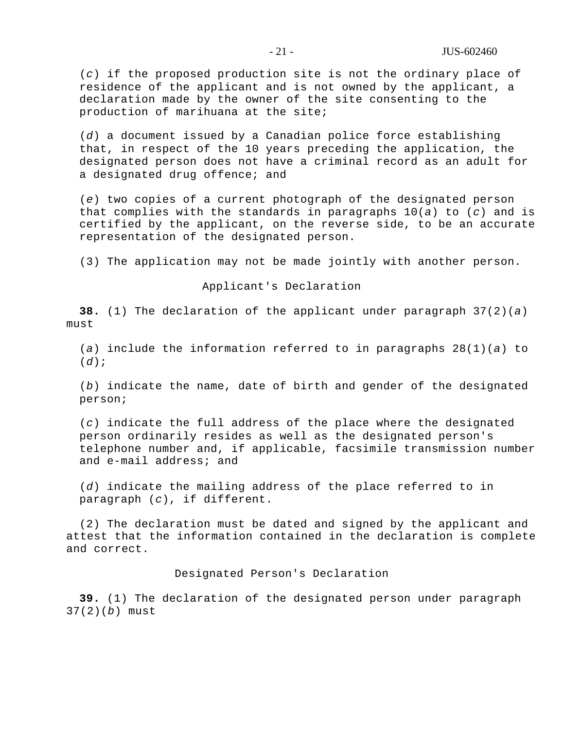(*c*) if the proposed production site is not the ordinary place of residence of the applicant and is not owned by the applicant, a declaration made by the owner of the site consenting to the production of marihuana at the site;

(*d*) a document issued by a Canadian police force establishing that, in respect of the 10 years preceding the application, the designated person does not have a criminal record as an adult for a designated drug offence; and

(*e*) two copies of a current photograph of the designated person that complies with the standards in paragraphs 10(*a*) to (*c*) and is certified by the applicant, on the reverse side, to be an accurate representation of the designated person.

(3) The application may not be made jointly with another person.

### Applicant's Declaration

**38.** (1) The declaration of the applicant under paragraph 37(2)(*a*) must

(*a*) include the information referred to in paragraphs 28(1)(*a*) to (*d*);

(*b*) indicate the name, date of birth and gender of the designated person;

(*c*) indicate the full address of the place where the designated person ordinarily resides as well as the designated person's telephone number and, if applicable, facsimile transmission number and e-mail address; and

(*d*) indicate the mailing address of the place referred to in paragraph (*c*), if different.

(2) The declaration must be dated and signed by the applicant and attest that the information contained in the declaration is complete and correct.

### Designated Person's Declaration

**39.** (1) The declaration of the designated person under paragraph 37(2)(*b*) must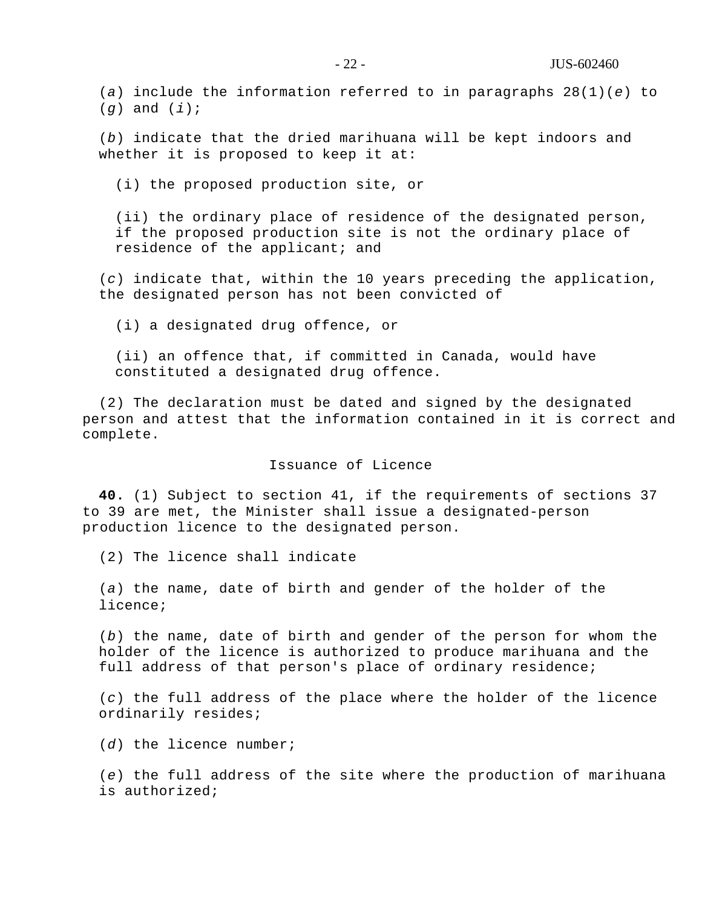(*a*) include the information referred to in paragraphs 28(1)(*e*) to (*g*) and (*i*);

(*b*) indicate that the dried marihuana will be kept indoors and whether it is proposed to keep it at:

(i) the proposed production site, or

(ii) the ordinary place of residence of the designated person, if the proposed production site is not the ordinary place of residence of the applicant; and

(*c*) indicate that, within the 10 years preceding the application, the designated person has not been convicted of

(i) a designated drug offence, or

(ii) an offence that, if committed in Canada, would have constituted a designated drug offence.

(2) The declaration must be dated and signed by the designated person and attest that the information contained in it is correct and complete.

## Issuance of Licence

**40.** (1) Subject to section 41, if the requirements of sections 37 to 39 are met, the Minister shall issue a designated-person production licence to the designated person.

(2) The licence shall indicate

(*a*) the name, date of birth and gender of the holder of the licence;

(*b*) the name, date of birth and gender of the person for whom the holder of the licence is authorized to produce marihuana and the full address of that person's place of ordinary residence;

(*c*) the full address of the place where the holder of the licence ordinarily resides;

(*d*) the licence number;

(*e*) the full address of the site where the production of marihuana is authorized;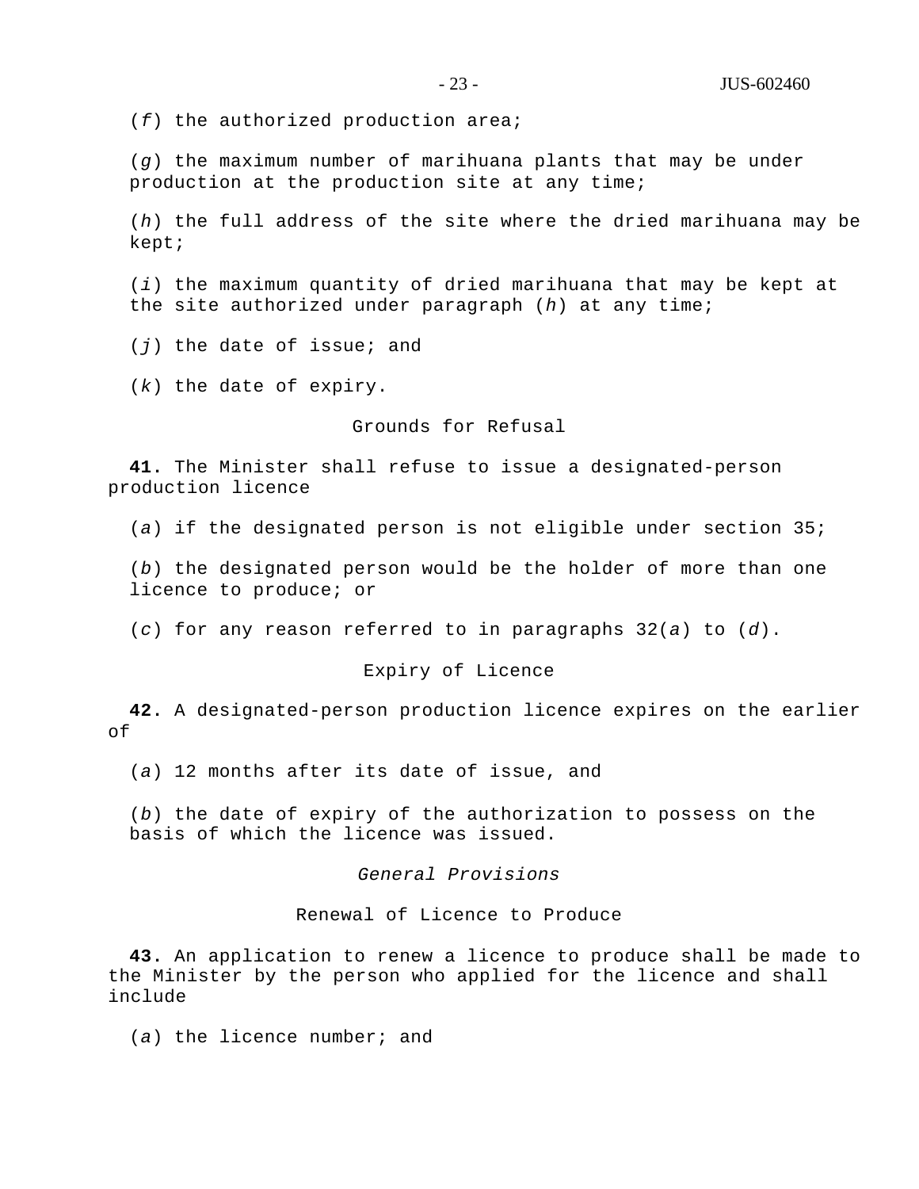(*f*) the authorized production area;

(*g*) the maximum number of marihuana plants that may be under production at the production site at any time;

(*h*) the full address of the site where the dried marihuana may be kept;

(*i*) the maximum quantity of dried marihuana that may be kept at the site authorized under paragraph (*h*) at any time;

(*j*) the date of issue; and

(*k*) the date of expiry.

Grounds for Refusal

**41.** The Minister shall refuse to issue a designated-person production licence

(*a*) if the designated person is not eligible under section 35;

(*b*) the designated person would be the holder of more than one licence to produce; or

(*c*) for any reason referred to in paragraphs 32(*a*) to (*d*).

Expiry of Licence

**42.** A designated-person production licence expires on the earlier of

(*a*) 12 months after its date of issue, and

(*b*) the date of expiry of the authorization to possess on the basis of which the licence was issued.

*General Provisions*

Renewal of Licence to Produce

**43.** An application to renew a licence to produce shall be made to the Minister by the person who applied for the licence and shall include

(*a*) the licence number; and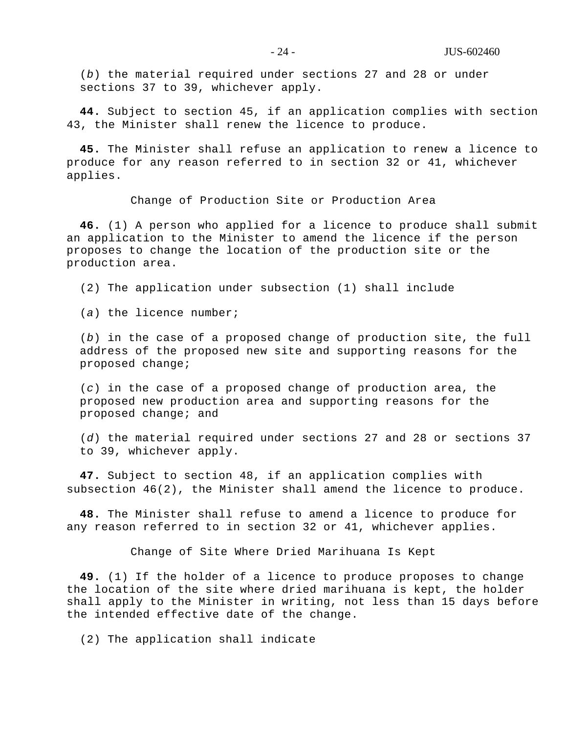(*b*) the material required under sections 27 and 28 or under sections 37 to 39, whichever apply.

**44.** Subject to section 45, if an application complies with section 43, the Minister shall renew the licence to produce.

**45.** The Minister shall refuse an application to renew a licence to produce for any reason referred to in section 32 or 41, whichever applies.

### Change of Production Site or Production Area

**46.** (1) A person who applied for a licence to produce shall submit an application to the Minister to amend the licence if the person proposes to change the location of the production site or the production area.

(2) The application under subsection (1) shall include

(*a*) the licence number;

(*b*) in the case of a proposed change of production site, the full address of the proposed new site and supporting reasons for the proposed change;

(*c*) in the case of a proposed change of production area, the proposed new production area and supporting reasons for the proposed change; and

(*d*) the material required under sections 27 and 28 or sections 37 to 39, whichever apply.

**47.** Subject to section 48, if an application complies with subsection 46(2), the Minister shall amend the licence to produce.

**48.** The Minister shall refuse to amend a licence to produce for any reason referred to in section 32 or 41, whichever applies.

### Change of Site Where Dried Marihuana Is Kept

**49.** (1) If the holder of a licence to produce proposes to change the location of the site where dried marihuana is kept, the holder shall apply to the Minister in writing, not less than 15 days before the intended effective date of the change.

(2) The application shall indicate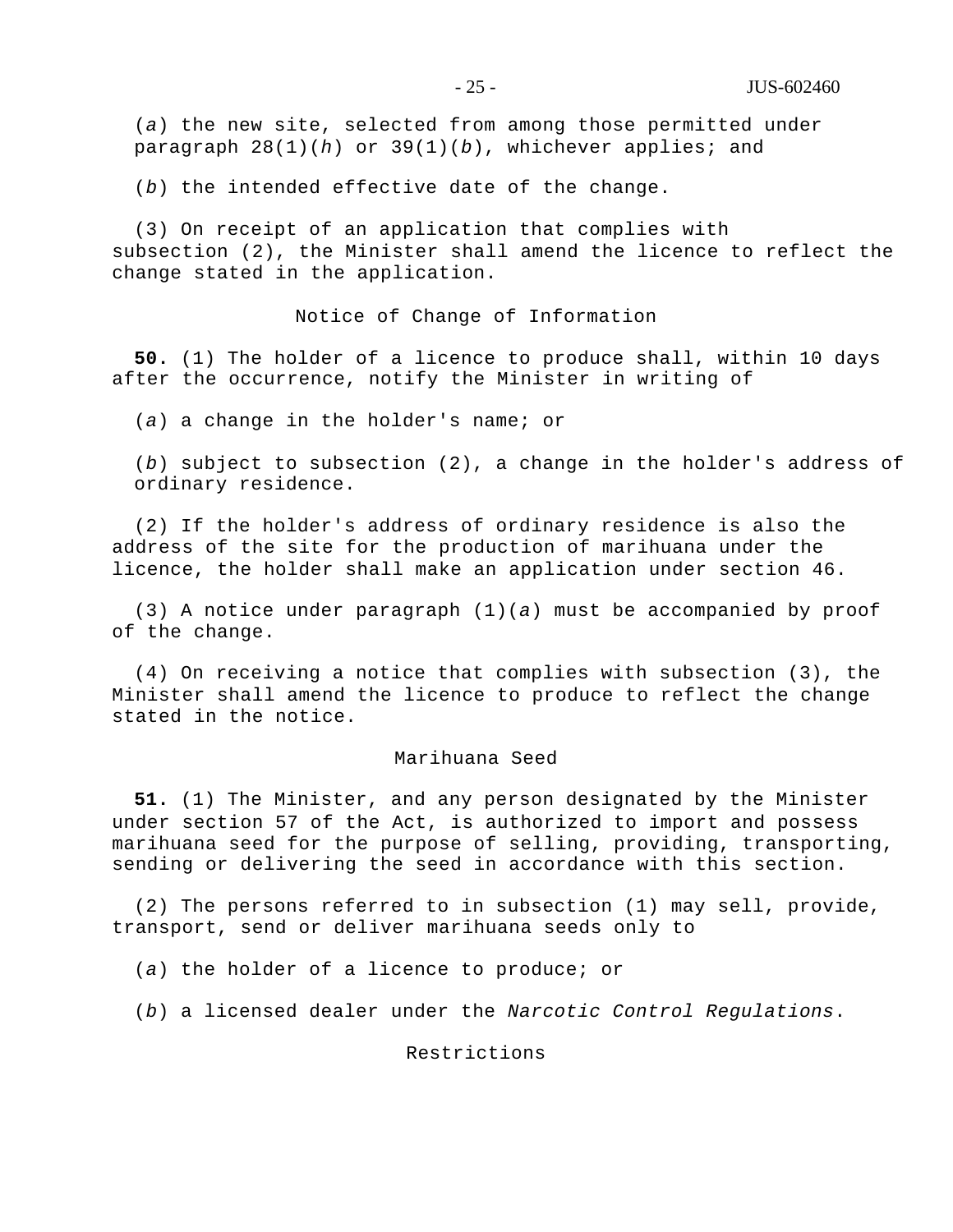(*a*) the new site, selected from among those permitted under paragraph 28(1)(*h*) or 39(1)(*b*), whichever applies; and

(*b*) the intended effective date of the change.

(3) On receipt of an application that complies with subsection (2), the Minister shall amend the licence to reflect the change stated in the application.

### Notice of Change of Information

**50.** (1) The holder of a licence to produce shall, within 10 days after the occurrence, notify the Minister in writing of

(*a*) a change in the holder's name; or

(*b*) subject to subsection (2), a change in the holder's address of ordinary residence.

(2) If the holder's address of ordinary residence is also the address of the site for the production of marihuana under the licence, the holder shall make an application under section 46.

(3) A notice under paragraph (1)(*a*) must be accompanied by proof of the change.

(4) On receiving a notice that complies with subsection (3), the Minister shall amend the licence to produce to reflect the change stated in the notice.

### Marihuana Seed

**51.** (1) The Minister, and any person designated by the Minister under section 57 of the Act, is authorized to import and possess marihuana seed for the purpose of selling, providing, transporting, sending or delivering the seed in accordance with this section.

(2) The persons referred to in subsection (1) may sell, provide, transport, send or deliver marihuana seeds only to

(*a*) the holder of a licence to produce; or

(*b*) a licensed dealer under the *Narcotic Control Regulations*.

### Restrictions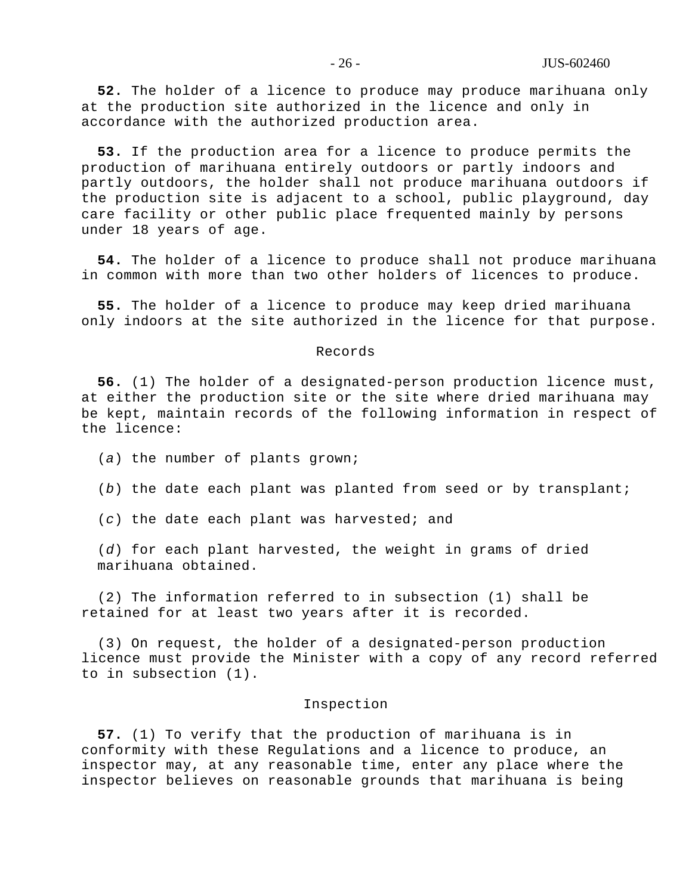**52.** The holder of a licence to produce may produce marihuana only at the production site authorized in the licence and only in accordance with the authorized production area.

**53.** If the production area for a licence to produce permits the production of marihuana entirely outdoors or partly indoors and partly outdoors, the holder shall not produce marihuana outdoors if the production site is adjacent to a school, public playground, day care facility or other public place frequented mainly by persons under 18 years of age.

**54.** The holder of a licence to produce shall not produce marihuana in common with more than two other holders of licences to produce.

**55.** The holder of a licence to produce may keep dried marihuana only indoors at the site authorized in the licence for that purpose.

### Records

**56.** (1) The holder of a designated-person production licence must, at either the production site or the site where dried marihuana may be kept, maintain records of the following information in respect of the licence:

(*a*) the number of plants grown;

(*b*) the date each plant was planted from seed or by transplant;

(*c*) the date each plant was harvested; and

(*d*) for each plant harvested, the weight in grams of dried marihuana obtained.

(2) The information referred to in subsection (1) shall be retained for at least two years after it is recorded.

(3) On request, the holder of a designated-person production licence must provide the Minister with a copy of any record referred to in subsection (1).

### Inspection

**57.** (1) To verify that the production of marihuana is in conformity with these Regulations and a licence to produce, an inspector may, at any reasonable time, enter any place where the inspector believes on reasonable grounds that marihuana is being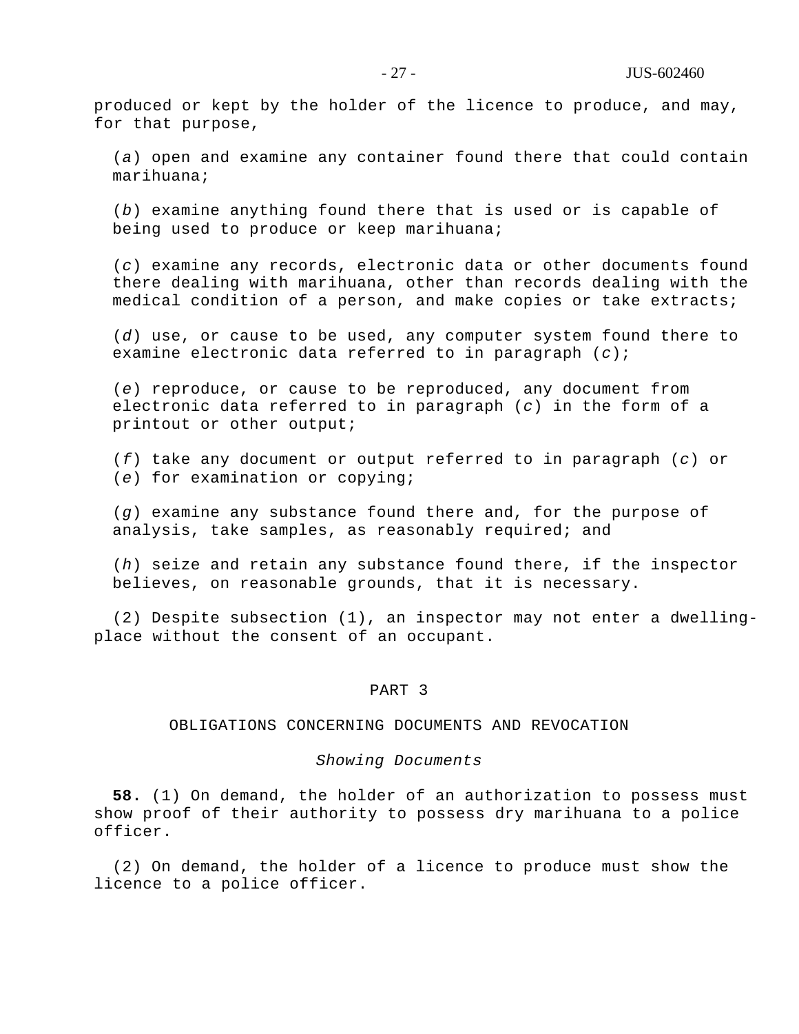produced or kept by the holder of the licence to produce, and may, for that purpose,

(*a*) open and examine any container found there that could contain marihuana;

(*b*) examine anything found there that is used or is capable of being used to produce or keep marihuana;

(*c*) examine any records, electronic data or other documents found there dealing with marihuana, other than records dealing with the medical condition of a person, and make copies or take extracts;

(*d*) use, or cause to be used, any computer system found there to examine electronic data referred to in paragraph (*c*);

(*e*) reproduce, or cause to be reproduced, any document from electronic data referred to in paragraph (*c*) in the form of a printout or other output;

(*f*) take any document or output referred to in paragraph (*c*) or (*e*) for examination or copying;

(*g*) examine any substance found there and, for the purpose of analysis, take samples, as reasonably required; and

(*h*) seize and retain any substance found there, if the inspector believes, on reasonable grounds, that it is necessary.

(2) Despite subsection (1), an inspector may not enter a dwelling-place without the consent of an occupant.

## PART 3

## OBLIGATIONS CONCERNING DOCUMENTS AND REVOCATION

### *Showing Documents*

**58.** (1) On demand, the holder of an authorization to possess must show proof of their authority to possess dry marihuana to a police officer.

(2) On demand, the holder of a licence to produce must show the licence to a police officer.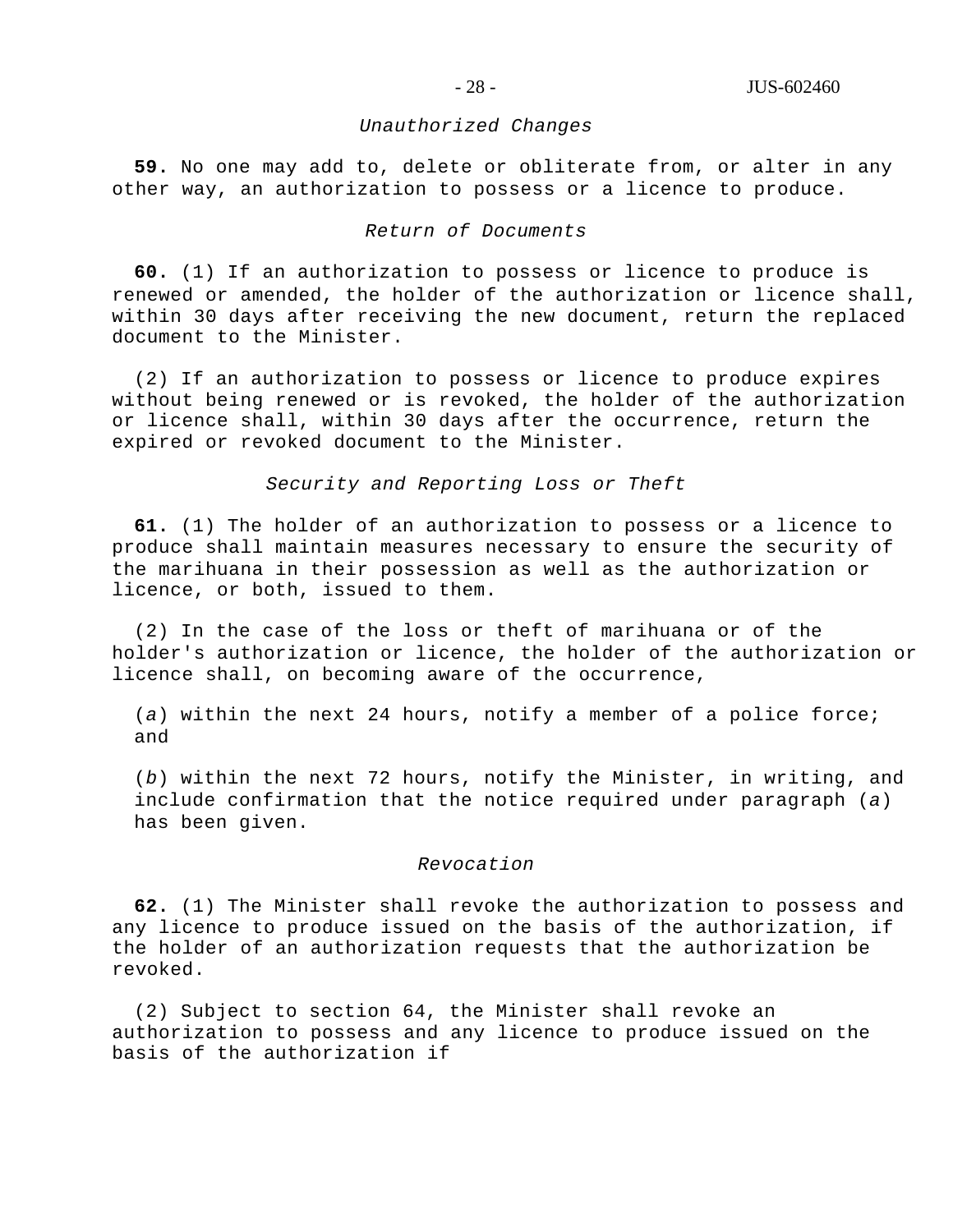*Unauthorized Changes*

**59.** No one may add to, delete or obliterate from, or alter in any other way, an authorization to possess or a licence to produce.

*Return of Documents*

**60.** (1) If an authorization to possess or licence to produce is renewed or amended, the holder of the authorization or licence shall, within 30 days after receiving the new document, return the replaced document to the Minister.

(2) If an authorization to possess or licence to produce expires without being renewed or is revoked, the holder of the authorization or licence shall, within 30 days after the occurrence, return the expired or revoked document to the Minister.

*Security and Reporting Loss or Theft*

**61.** (1) The holder of an authorization to possess or a licence to produce shall maintain measures necessary to ensure the security of the marihuana in their possession as well as the authorization or licence, or both, issued to them.

(2) In the case of the loss or theft of marihuana or of the holder's authorization or licence, the holder of the authorization or licence shall, on becoming aware of the occurrence,

(*a*) within the next 24 hours, notify a member of a police force; and

(*b*) within the next 72 hours, notify the Minister, in writing, and include confirmation that the notice required under paragraph (*a*) has been given.

*Revocation*

**62.** (1) The Minister shall revoke the authorization to possess and any licence to produce issued on the basis of the authorization, if the holder of an authorization requests that the authorization be revoked.

(2) Subject to section 64, the Minister shall revoke an authorization to possess and any licence to produce issued on the basis of the authorization if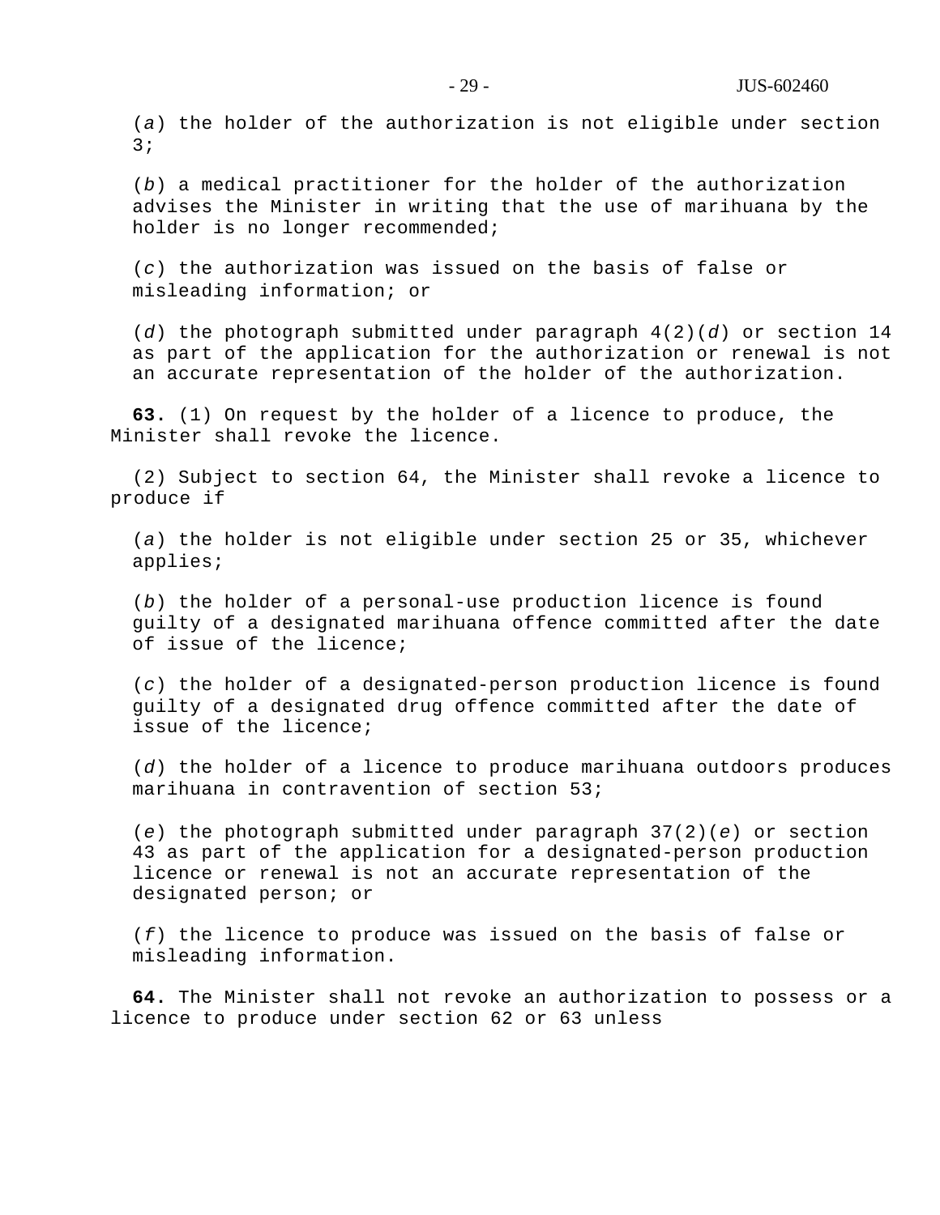(*a*) the holder of the authorization is not eligible under section 3;

(*b*) a medical practitioner for the holder of the authorization advises the Minister in writing that the use of marihuana by the holder is no longer recommended;

(*c*) the authorization was issued on the basis of false or misleading information; or

(*d*) the photograph submitted under paragraph 4(2)(*d*) or section 14 as part of the application for the authorization or renewal is not an accurate representation of the holder of the authorization.

**63.** (1) On request by the holder of a licence to produce, the Minister shall revoke the licence.

(2) Subject to section 64, the Minister shall revoke a licence to produce if

(*a*) the holder is not eligible under section 25 or 35, whichever applies;

(*b*) the holder of a personal-use production licence is found guilty of a designated marihuana offence committed after the date of issue of the licence;

(*c*) the holder of a designated-person production licence is found guilty of a designated drug offence committed after the date of issue of the licence;

(*d*) the holder of a licence to produce marihuana outdoors produces marihuana in contravention of section 53;

(*e*) the photograph submitted under paragraph 37(2)(*e*) or section 43 as part of the application for a designated-person production licence or renewal is not an accurate representation of the designated person; or

(*f*) the licence to produce was issued on the basis of false or misleading information.

**64.** The Minister shall not revoke an authorization to possess or a licence to produce under section 62 or 63 unless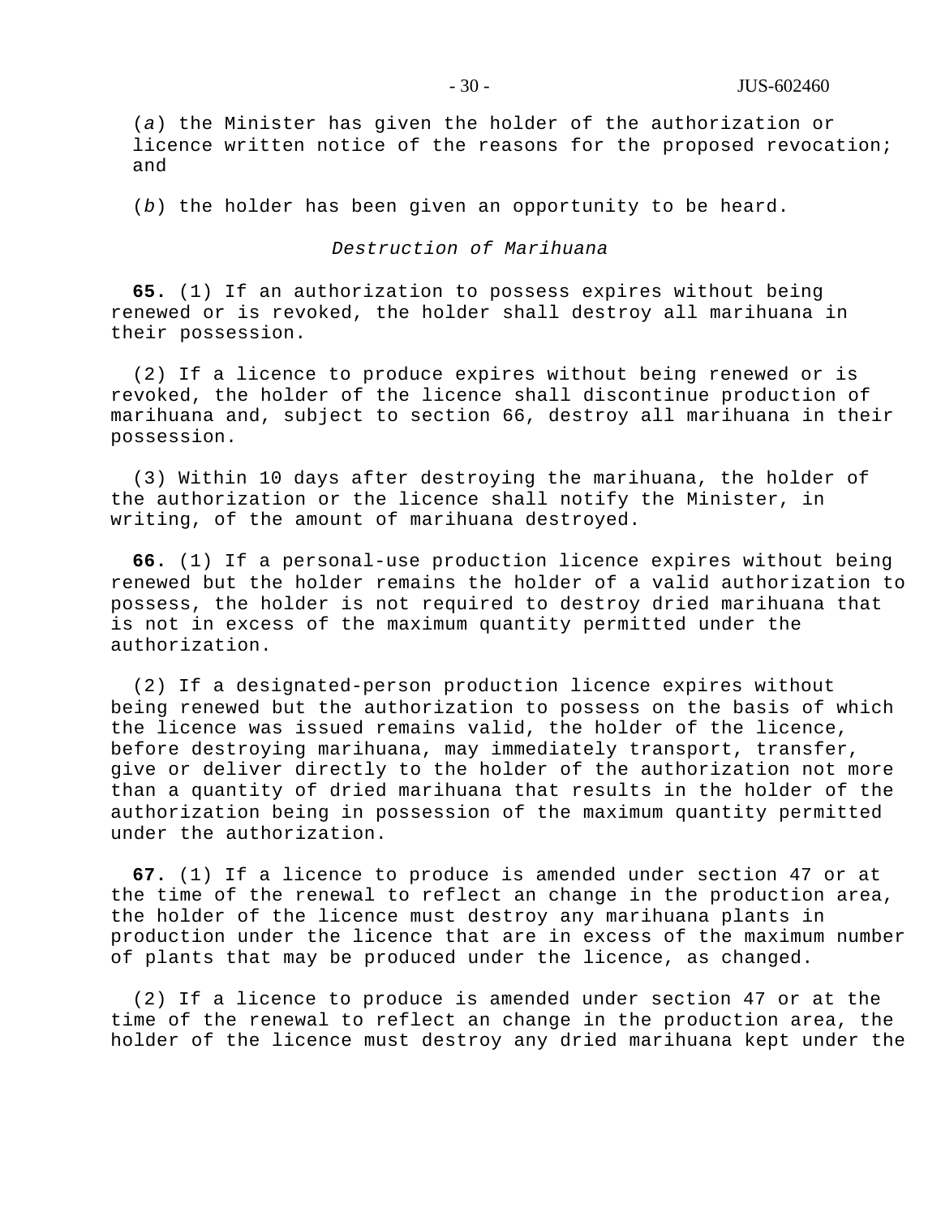(*a*) the Minister has given the holder of the authorization or licence written notice of the reasons for the proposed revocation; and

(*b*) the holder has been given an opportunity to be heard.

*Destruction of Marihuana*

**65.** (1) If an authorization to possess expires without being renewed or is revoked, the holder shall destroy all marihuana in their possession.

(2) If a licence to produce expires without being renewed or is revoked, the holder of the licence shall discontinue production of marihuana and, subject to section 66, destroy all marihuana in their possession.

(3) Within 10 days after destroying the marihuana, the holder of the authorization or the licence shall notify the Minister, in writing, of the amount of marihuana destroyed.

**66.** (1) If a personal-use production licence expires without being renewed but the holder remains the holder of a valid authorization to possess, the holder is not required to destroy dried marihuana that is not in excess of the maximum quantity permitted under the authorization.

(2) If a designated-person production licence expires without being renewed but the authorization to possess on the basis of which the licence was issued remains valid, the holder of the licence, before destroying marihuana, may immediately transport, transfer, give or deliver directly to the holder of the authorization not more than a quantity of dried marihuana that results in the holder of the authorization being in possession of the maximum quantity permitted under the authorization.

**67.** (1) If a licence to produce is amended under section 47 or at the time of the renewal to reflect an change in the production area, the holder of the licence must destroy any marihuana plants in production under the licence that are in excess of the maximum number of plants that may be produced under the licence, as changed.

(2) If a licence to produce is amended under section 47 or at the time of the renewal to reflect an change in the production area, the holder of the licence must destroy any dried marihuana kept under the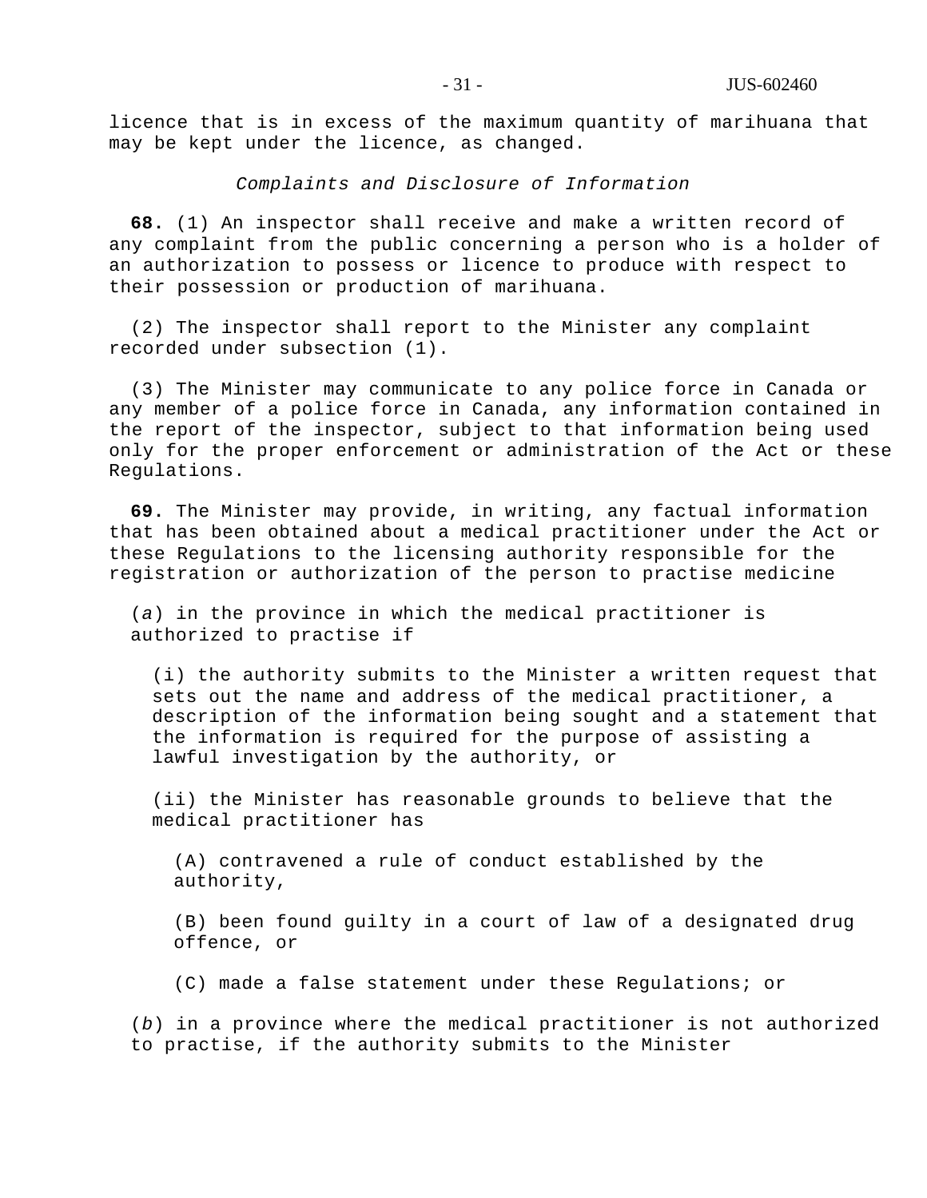licence that is in excess of the maximum quantity of marihuana that may be kept under the licence, as changed.

*Complaints and Disclosure of Information*

**68.** (1) An inspector shall receive and make a written record of any complaint from the public concerning a person who is a holder of an authorization to possess or licence to produce with respect to their possession or production of marihuana.

(2) The inspector shall report to the Minister any complaint recorded under subsection (1).

(3) The Minister may communicate to any police force in Canada or any member of a police force in Canada, any information contained in the report of the inspector, subject to that information being used only for the proper enforcement or administration of the Act or these Regulations.

**69.** The Minister may provide, in writing, any factual information that has been obtained about a medical practitioner under the Act or these Regulations to the licensing authority responsible for the registration or authorization of the person to practise medicine

(*a*) in the province in which the medical practitioner is authorized to practise if

(i) the authority submits to the Minister a written request that sets out the name and address of the medical practitioner, a description of the information being sought and a statement that the information is required for the purpose of assisting a lawful investigation by the authority, or

(ii) the Minister has reasonable grounds to believe that the medical practitioner has

(A) contravened a rule of conduct established by the authority,

(B) been found guilty in a court of law of a designated drug offence, or

(C) made a false statement under these Regulations; or

(*b*) in a province where the medical practitioner is not authorized to practise, if the authority submits to the Minister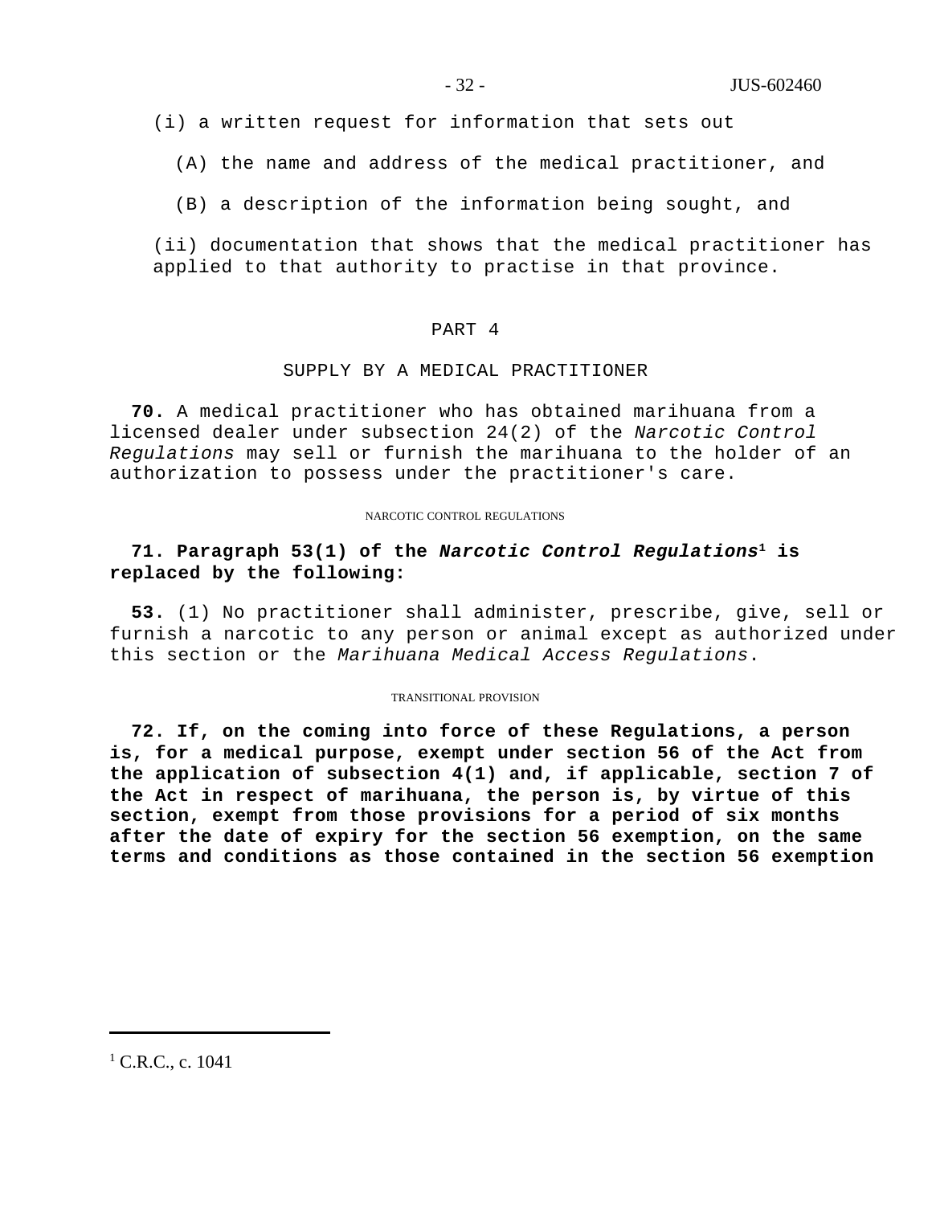(i) a written request for information that sets out

(A) the name and address of the medical practitioner, and

(B) a description of the information being sought, and

(ii) documentation that shows that the medical practitioner has applied to that authority to practise in that province.

## PART 4

## SUPPLY BY A MEDICAL PRACTITIONER

**70.** A medical practitioner who has obtained marihuana from a licensed dealer under subsection 24(2) of the *Narcotic Control Regulations* may sell or furnish the marihuana to the holder of an authorization to possess under the practitioner's care.

NARCOTIC CONTROL REGULATIONS

**71. Paragraph 53(1) of the *Narcotic Control Regulations*[1] is replaced by the following:**

**53.** (1) No practitioner shall administer, prescribe, give, sell or furnish a narcotic to any person or animal except as authorized under this section or the *Marihuana Medical Access Regulations*.

TRANSITIONAL PROVISION

**72. If, on the coming into force of these Regulations, a person is, for a medical purpose, exempt under section 56 of the Act from the application of subsection 4(1) and, if applicable, section 7 of the Act in respect of marihuana, the person is, by virtue of this section, exempt from those provisions for a period of six months after the date of expiry for the section 56 exemption, on the same terms and conditions as those contained in the section 56 exemption**

---

[1] C.R.C., c. 1041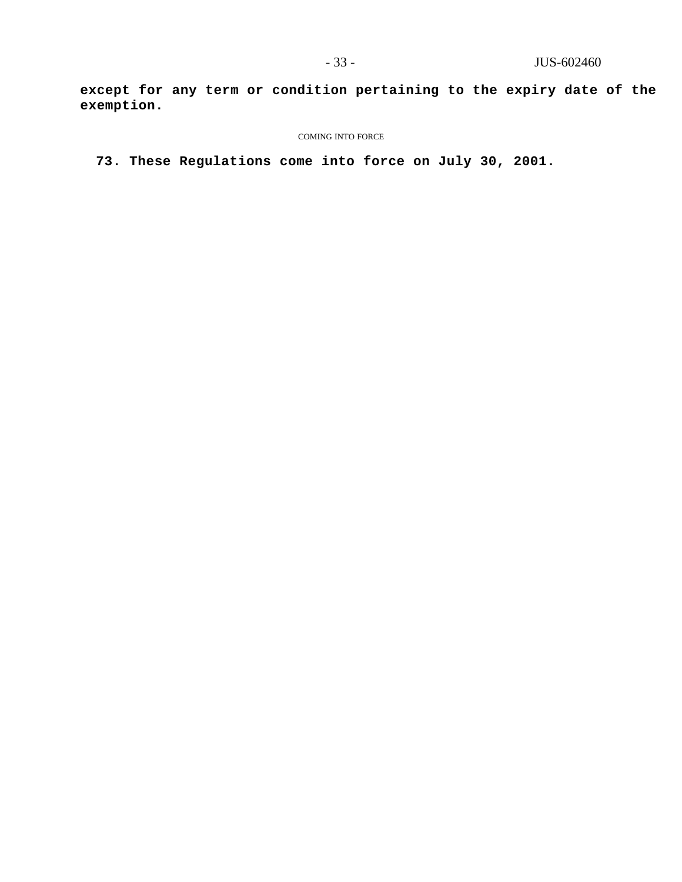**except for any term or condition pertaining to the expiry date of the exemption.**

COMING INTO FORCE

**73. These Regulations come into force on July 30, 2001.**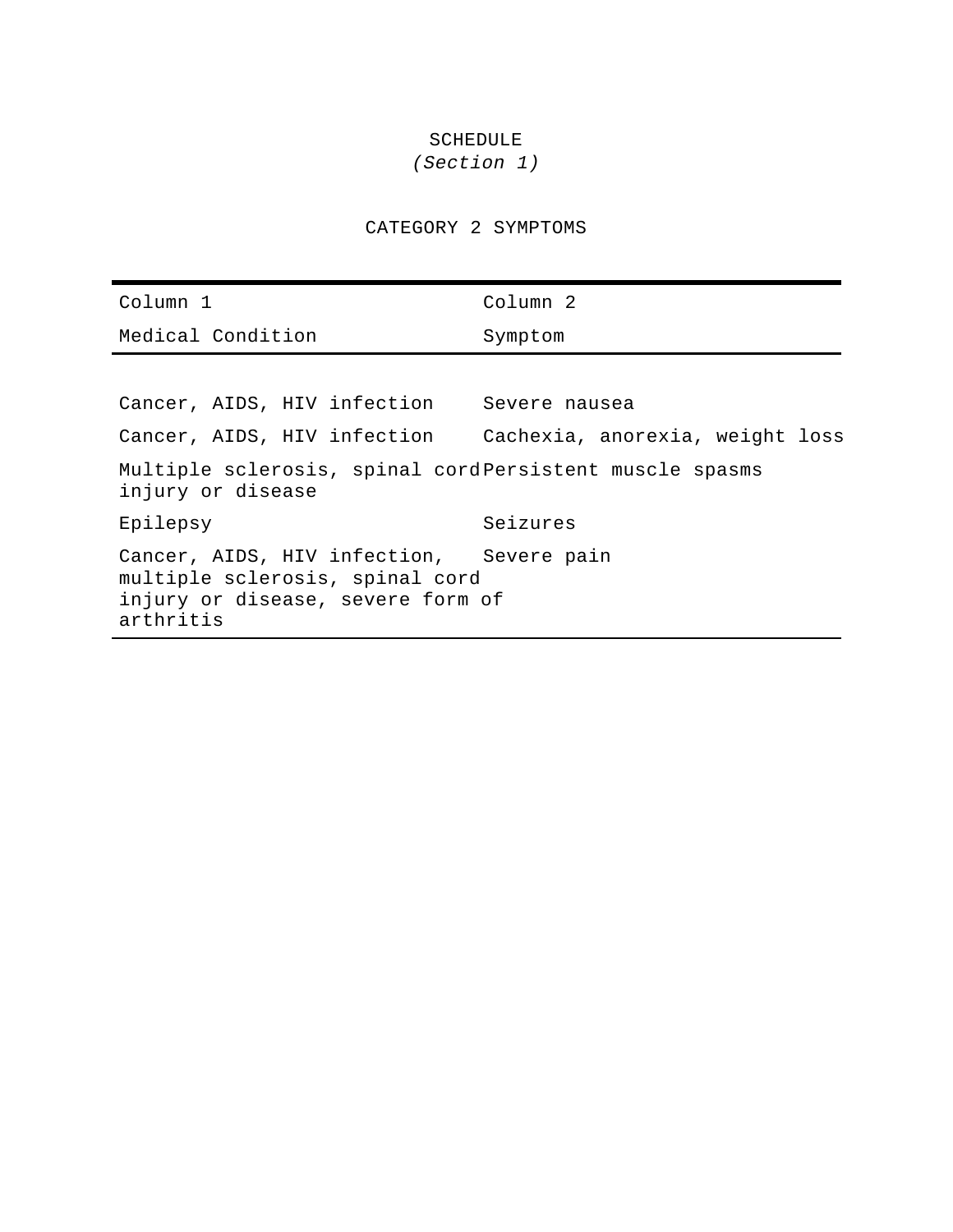# SCHEDULE
*(Section 1)*

## CATEGORY 2 SYMPTOMS

| Column 1 | Column 2 |
| --- | --- |
| Medical Condition | Symptom |
| Cancer, AIDS, HIV infection | Severe nausea |
| Cancer, AIDS, HIV infection | Cachexia, anorexia, weight loss |
| Multiple sclerosis, spinal cord injury or disease | Persistent muscle spasms |
| Epilepsy | Seizures |
| Cancer, AIDS, HIV infection, multiple sclerosis, spinal cord injury or disease, severe form of arthritis | Severe pain |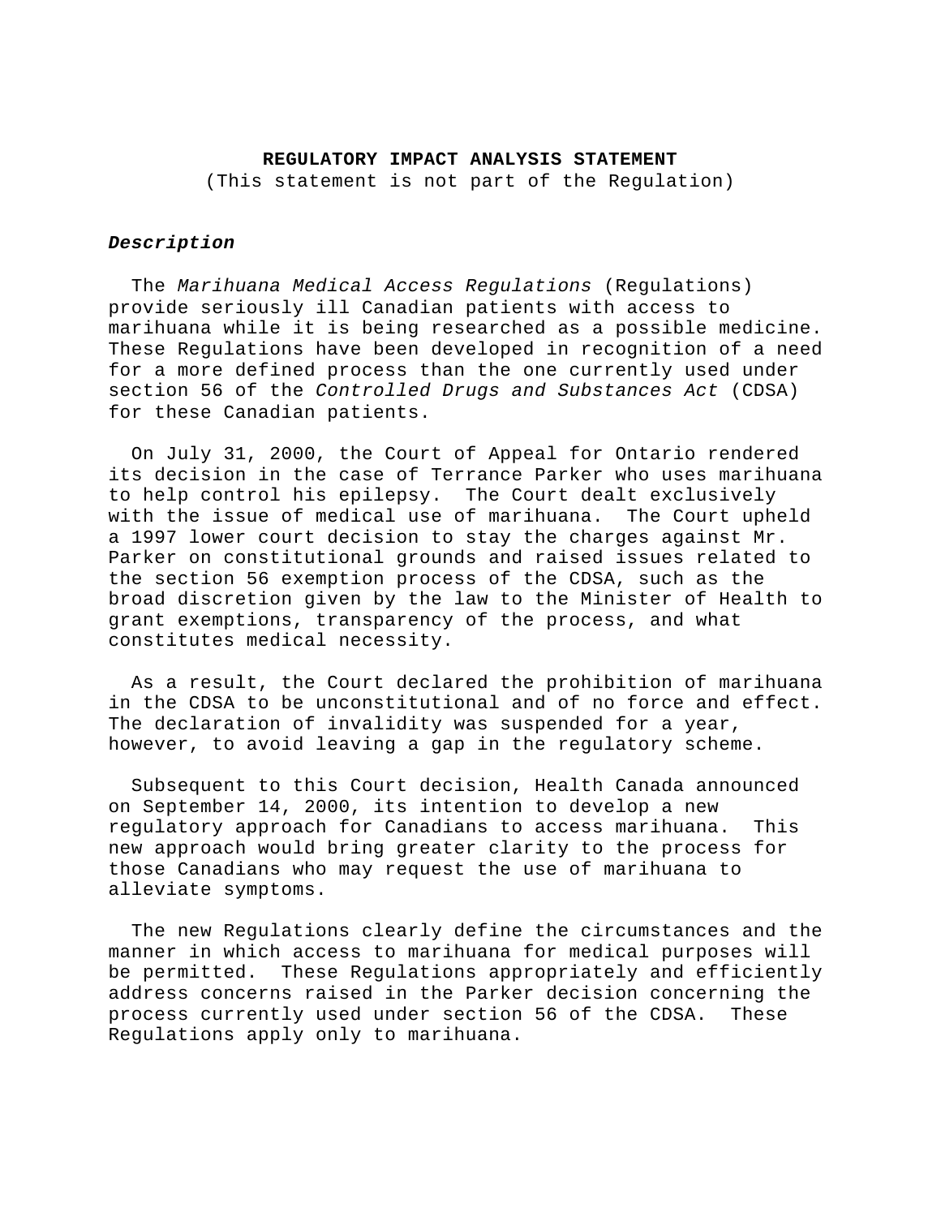**REGULATORY IMPACT ANALYSIS STATEMENT**

(This statement is not part of the Regulation)

***Description***

The *Marihuana Medical Access Regulations* (Regulations) provide seriously ill Canadian patients with access to marihuana while it is being researched as a possible medicine. These Regulations have been developed in recognition of a need for a more defined process than the one currently used under section 56 of the *Controlled Drugs and Substances Act* (CDSA) for these Canadian patients.

On July 31, 2000, the Court of Appeal for Ontario rendered its decision in the case of Terrance Parker who uses marihuana to help control his epilepsy. The Court dealt exclusively with the issue of medical use of marihuana. The Court upheld a 1997 lower court decision to stay the charges against Mr. Parker on constitutional grounds and raised issues related to the section 56 exemption process of the CDSA, such as the broad discretion given by the law to the Minister of Health to grant exemptions, transparency of the process, and what constitutes medical necessity.

As a result, the Court declared the prohibition of marihuana in the CDSA to be unconstitutional and of no force and effect. The declaration of invalidity was suspended for a year, however, to avoid leaving a gap in the regulatory scheme.

Subsequent to this Court decision, Health Canada announced on September 14, 2000, its intention to develop a new regulatory approach for Canadians to access marihuana. This new approach would bring greater clarity to the process for those Canadians who may request the use of marihuana to alleviate symptoms.

The new Regulations clearly define the circumstances and the manner in which access to marihuana for medical purposes will be permitted. These Regulations appropriately and efficiently address concerns raised in the Parker decision concerning the process currently used under section 56 of the CDSA. These Regulations apply only to marihuana.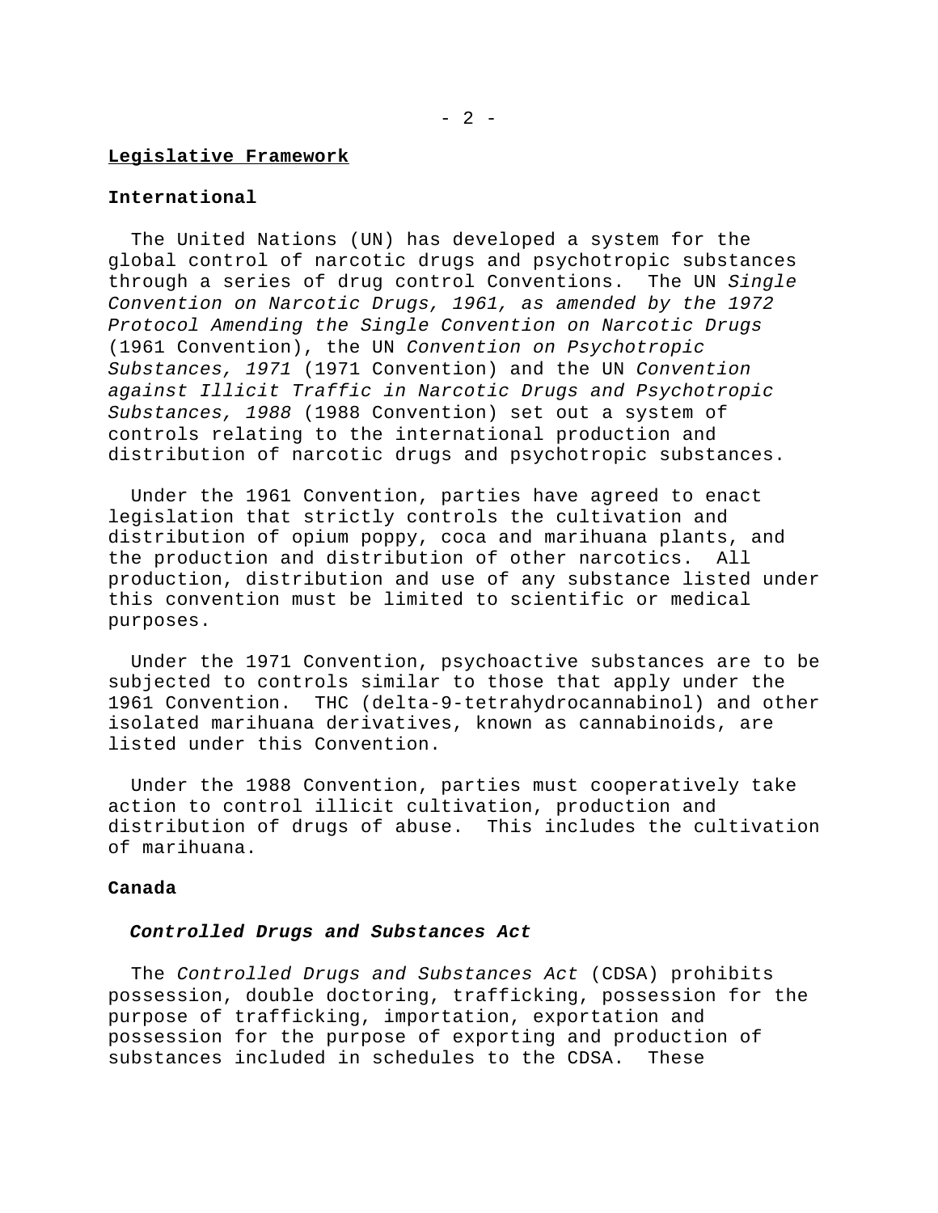## Legislative Framework

### International

The United Nations (UN) has developed a system for the global control of narcotic drugs and psychotropic substances through a series of drug control Conventions. The UN *Single Convention on Narcotic Drugs, 1961, as amended by the 1972 Protocol Amending the Single Convention on Narcotic Drugs* (1961 Convention), the UN *Convention on Psychotropic Substances, 1971* (1971 Convention) and the UN *Convention against Illicit Traffic in Narcotic Drugs and Psychotropic Substances, 1988* (1988 Convention) set out a system of controls relating to the international production and distribution of narcotic drugs and psychotropic substances.

Under the 1961 Convention, parties have agreed to enact legislation that strictly controls the cultivation and distribution of opium poppy, coca and marihuana plants, and the production and distribution of other narcotics. All production, distribution and use of any substance listed under this convention must be limited to scientific or medical purposes.

Under the 1971 Convention, psychoactive substances are to be subjected to controls similar to those that apply under the 1961 Convention. THC (delta-9-tetrahydrocannabinol) and other isolated marihuana derivatives, known as cannabinoids, are listed under this Convention.

Under the 1988 Convention, parties must cooperatively take action to control illicit cultivation, production and distribution of drugs of abuse. This includes the cultivation of marihuana.

### Canada

#### *Controlled Drugs and Substances Act*

The *Controlled Drugs and Substances Act* (CDSA) prohibits possession, double doctoring, trafficking, possession for the purpose of trafficking, importation, exportation and possession for the purpose of exporting and production of substances included in schedules to the CDSA. These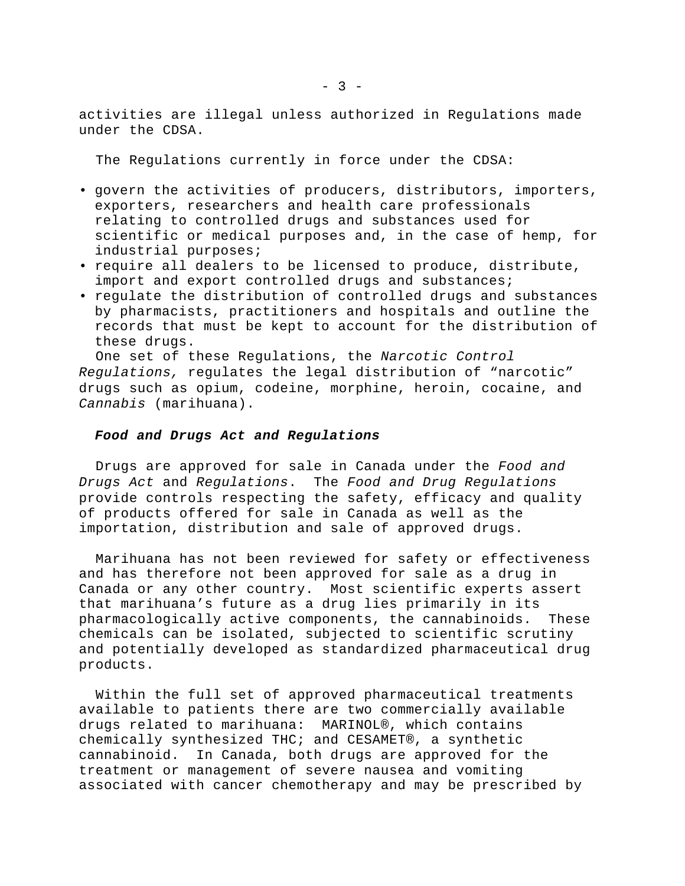activities are illegal unless authorized in Regulations made under the CDSA.

The Regulations currently in force under the CDSA:

- govern the activities of producers, distributors, importers, exporters, researchers and health care professionals relating to controlled drugs and substances used for scientific or medical purposes and, in the case of hemp, for industrial purposes;
- require all dealers to be licensed to produce, distribute, import and export controlled drugs and substances;
- regulate the distribution of controlled drugs and substances by pharmacists, practitioners and hospitals and outline the records that must be kept to account for the distribution of these drugs.

One set of these Regulations, the *Narcotic Control Regulations,* regulates the legal distribution of “narcotic” drugs such as opium, codeine, morphine, heroin, cocaine, and *Cannabis* (marihuana).

### ***Food and Drugs Act and Regulations***

Drugs are approved for sale in Canada under the *Food and Drugs Act* and *Regulations*. The *Food and Drug Regulations* provide controls respecting the safety, efficacy and quality of products offered for sale in Canada as well as the importation, distribution and sale of approved drugs.

Marihuana has not been reviewed for safety or effectiveness and has therefore not been approved for sale as a drug in Canada or any other country. Most scientific experts assert that marihuana’s future as a drug lies primarily in its pharmacologically active components, the cannabinoids. These chemicals can be isolated, subjected to scientific scrutiny and potentially developed as standardized pharmaceutical drug products.

Within the full set of approved pharmaceutical treatments available to patients there are two commercially available drugs related to marihuana: MARINOL®, which contains chemically synthesized THC; and CESAMET®, a synthetic cannabinoid. In Canada, both drugs are approved for the treatment or management of severe nausea and vomiting associated with cancer chemotherapy and may be prescribed by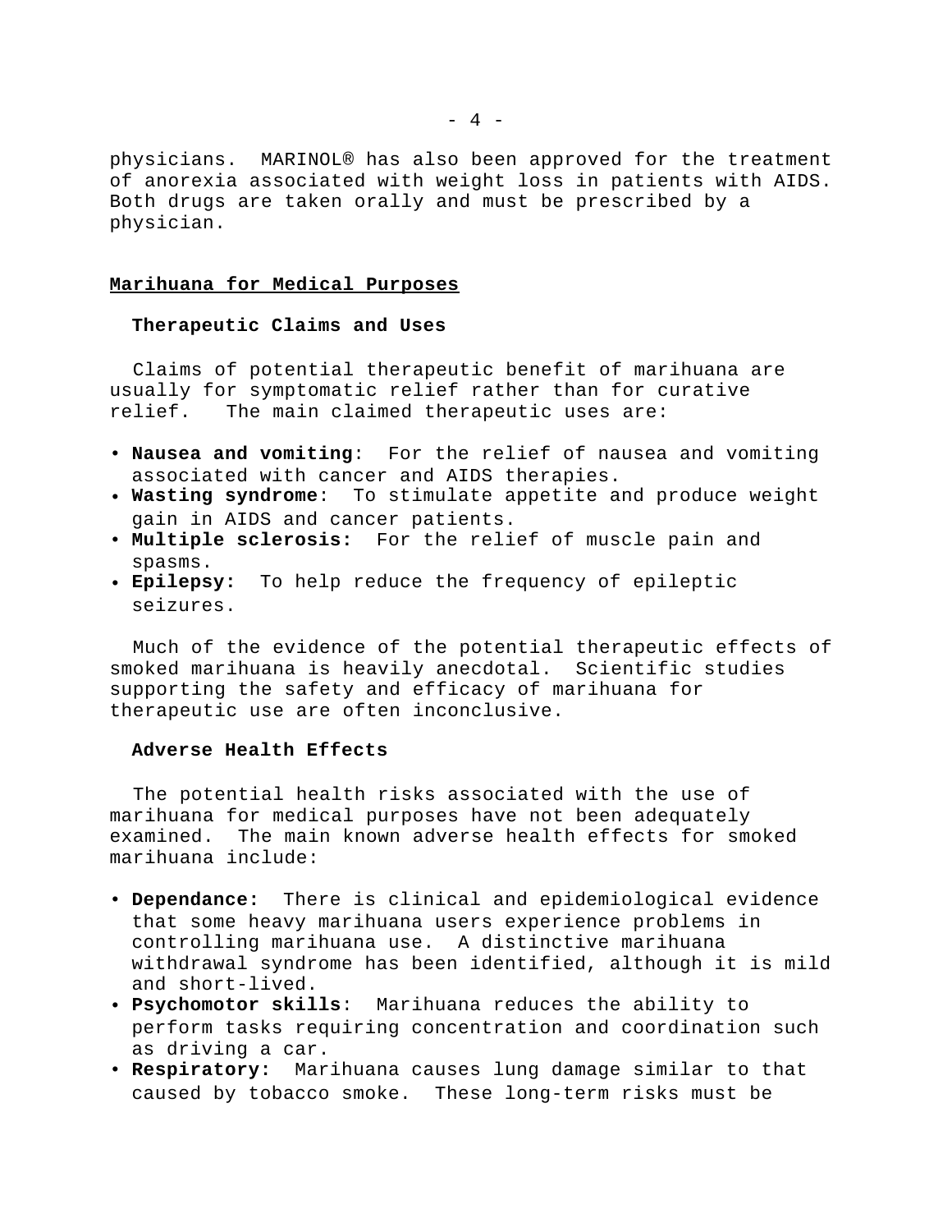physicians. MARINOL® has also been approved for the treatment of anorexia associated with weight loss in patients with AIDS. Both drugs are taken orally and must be prescribed by a physician.

## Marihuana for Medical Purposes

### Therapeutic Claims and Uses

Claims of potential therapeutic benefit of marihuana are usually for symptomatic relief rather than for curative relief. The main claimed therapeutic uses are:

- **Nausea and vomiting**: For the relief of nausea and vomiting associated with cancer and AIDS therapies.
- **Wasting syndrome**: To stimulate appetite and produce weight gain in AIDS and cancer patients.
- **Multiple sclerosis:** For the relief of muscle pain and spasms.
- **Epilepsy:** To help reduce the frequency of epileptic seizures.

Much of the evidence of the potential therapeutic effects of smoked marihuana is heavily anecdotal. Scientific studies supporting the safety and efficacy of marihuana for therapeutic use are often inconclusive.

### Adverse Health Effects

The potential health risks associated with the use of marihuana for medical purposes have not been adequately examined. The main known adverse health effects for smoked marihuana include:

- **Dependance:** There is clinical and epidemiological evidence that some heavy marihuana users experience problems in controlling marihuana use. A distinctive marihuana withdrawal syndrome has been identified, although it is mild and short-lived.
- **Psychomotor skills**: Marihuana reduces the ability to perform tasks requiring concentration and coordination such as driving a car.
- **Respiratory:** Marihuana causes lung damage similar to that caused by tobacco smoke. These long-term risks must be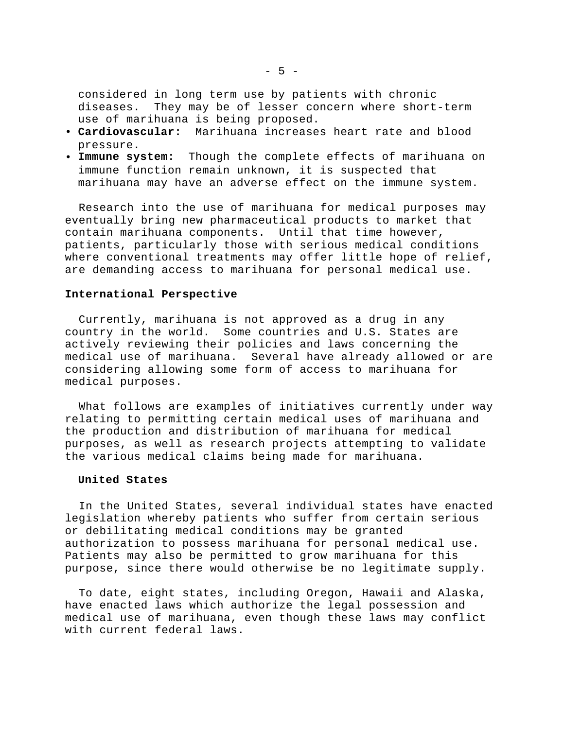considered in long term use by patients with chronic diseases. They may be of lesser concern where short-term use of marihuana is being proposed.

- **Cardiovascular:** Marihuana increases heart rate and blood pressure.
- **Immune system:** Though the complete effects of marihuana on immune function remain unknown, it is suspected that marihuana may have an adverse effect on the immune system.

Research into the use of marihuana for medical purposes may eventually bring new pharmaceutical products to market that contain marihuana components. Until that time however, patients, particularly those with serious medical conditions where conventional treatments may offer little hope of relief, are demanding access to marihuana for personal medical use.

## International Perspective

Currently, marihuana is not approved as a drug in any country in the world. Some countries and U.S. States are actively reviewing their policies and laws concerning the medical use of marihuana. Several have already allowed or are considering allowing some form of access to marihuana for medical purposes.

What follows are examples of initiatives currently under way relating to permitting certain medical uses of marihuana and the production and distribution of marihuana for medical purposes, as well as research projects attempting to validate the various medical claims being made for marihuana.

### United States

In the United States, several individual states have enacted legislation whereby patients who suffer from certain serious or debilitating medical conditions may be granted authorization to possess marihuana for personal medical use. Patients may also be permitted to grow marihuana for this purpose, since there would otherwise be no legitimate supply.

To date, eight states, including Oregon, Hawaii and Alaska, have enacted laws which authorize the legal possession and medical use of marihuana, even though these laws may conflict with current federal laws.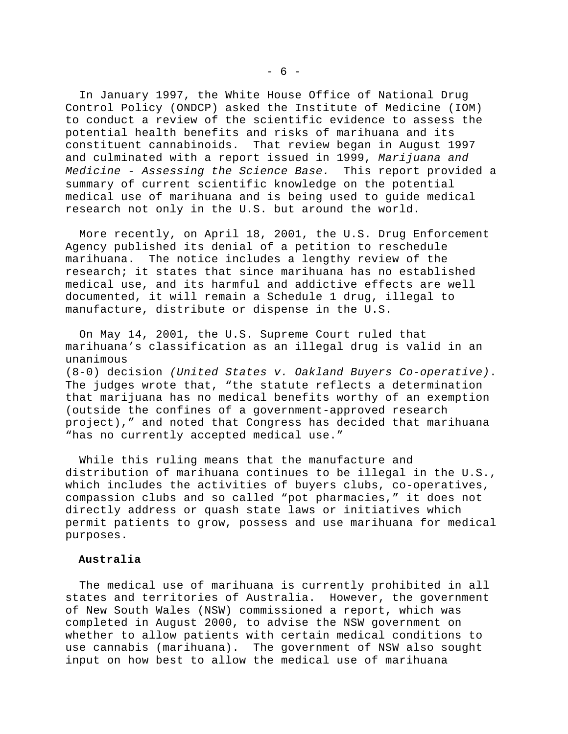In January 1997, the White House Office of National Drug Control Policy (ONDCP) asked the Institute of Medicine (IOM) to conduct a review of the scientific evidence to assess the potential health benefits and risks of marihuana and its constituent cannabinoids. That review began in August 1997 and culminated with a report issued in 1999, *Marijuana and Medicine - Assessing the Science Base.* This report provided a summary of current scientific knowledge on the potential medical use of marihuana and is being used to guide medical research not only in the U.S. but around the world.

More recently, on April 18, 2001, the U.S. Drug Enforcement Agency published its denial of a petition to reschedule marihuana. The notice includes a lengthy review of the research; it states that since marihuana has no established medical use, and its harmful and addictive effects are well documented, it will remain a Schedule 1 drug, illegal to manufacture, distribute or dispense in the U.S.

On May 14, 2001, the U.S. Supreme Court ruled that marihuana's classification as an illegal drug is valid in an unanimous (8-0) decision *(United States v. Oakland Buyers Co-operative)*. The judges wrote that, "the statute reflects a determination that marijuana has no medical benefits worthy of an exemption (outside the confines of a government-approved research project)," and noted that Congress has decided that marihuana "has no currently accepted medical use."

While this ruling means that the manufacture and distribution of marihuana continues to be illegal in the U.S., which includes the activities of buyers clubs, co-operatives, compassion clubs and so called "pot pharmacies," it does not directly address or quash state laws or initiatives which permit patients to grow, possess and use marihuana for medical purposes.

**Australia**

The medical use of marihuana is currently prohibited in all states and territories of Australia. However, the government of New South Wales (NSW) commissioned a report, which was completed in August 2000, to advise the NSW government on whether to allow patients with certain medical conditions to use cannabis (marihuana). The government of NSW also sought input on how best to allow the medical use of marihuana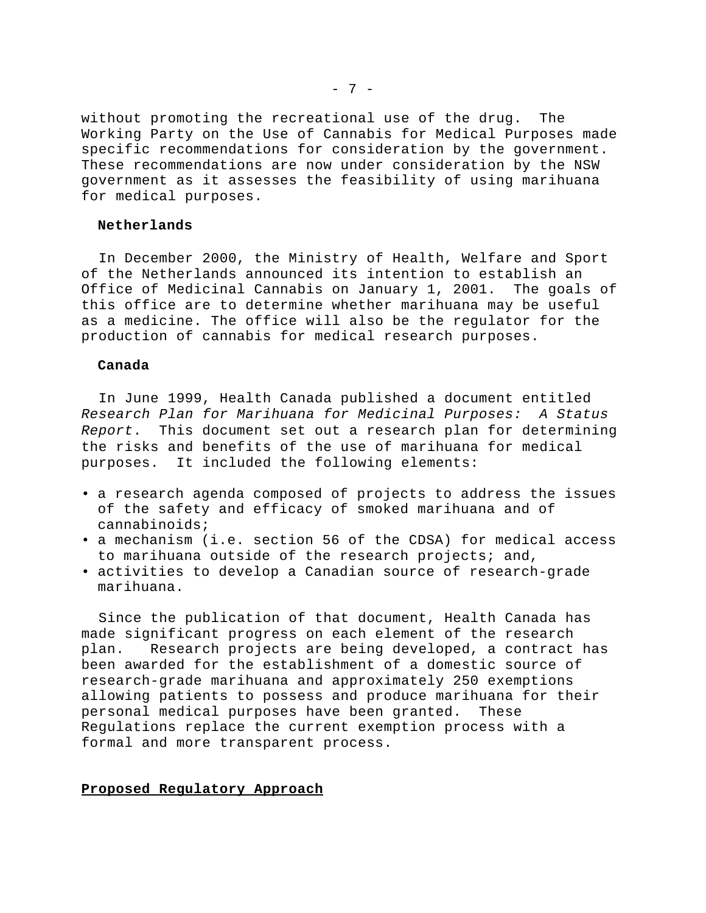without promoting the recreational use of the drug. The Working Party on the Use of Cannabis for Medical Purposes made specific recommendations for consideration by the government. These recommendations are now under consideration by the NSW government as it assesses the feasibility of using marihuana for medical purposes.

**Netherlands**

In December 2000, the Ministry of Health, Welfare and Sport of the Netherlands announced its intention to establish an Office of Medicinal Cannabis on January 1, 2001. The goals of this office are to determine whether marihuana may be useful as a medicine. The office will also be the regulator for the production of cannabis for medical research purposes.

**Canada**

In June 1999, Health Canada published a document entitled *Research Plan for Marihuana for Medicinal Purposes: A Status Report*. This document set out a research plan for determining the risks and benefits of the use of marihuana for medical purposes. It included the following elements:

- a research agenda composed of projects to address the issues of the safety and efficacy of smoked marihuana and of cannabinoids;
- a mechanism (i.e. section 56 of the CDSA) for medical access to marihuana outside of the research projects; and,
- activities to develop a Canadian source of research-grade marihuana.

Since the publication of that document, Health Canada has made significant progress on each element of the research plan. Research projects are being developed, a contract has been awarded for the establishment of a domestic source of research-grade marihuana and approximately 250 exemptions allowing patients to possess and produce marihuana for their personal medical purposes have been granted. These Regulations replace the current exemption process with a formal and more transparent process.

## Proposed Regulatory Approach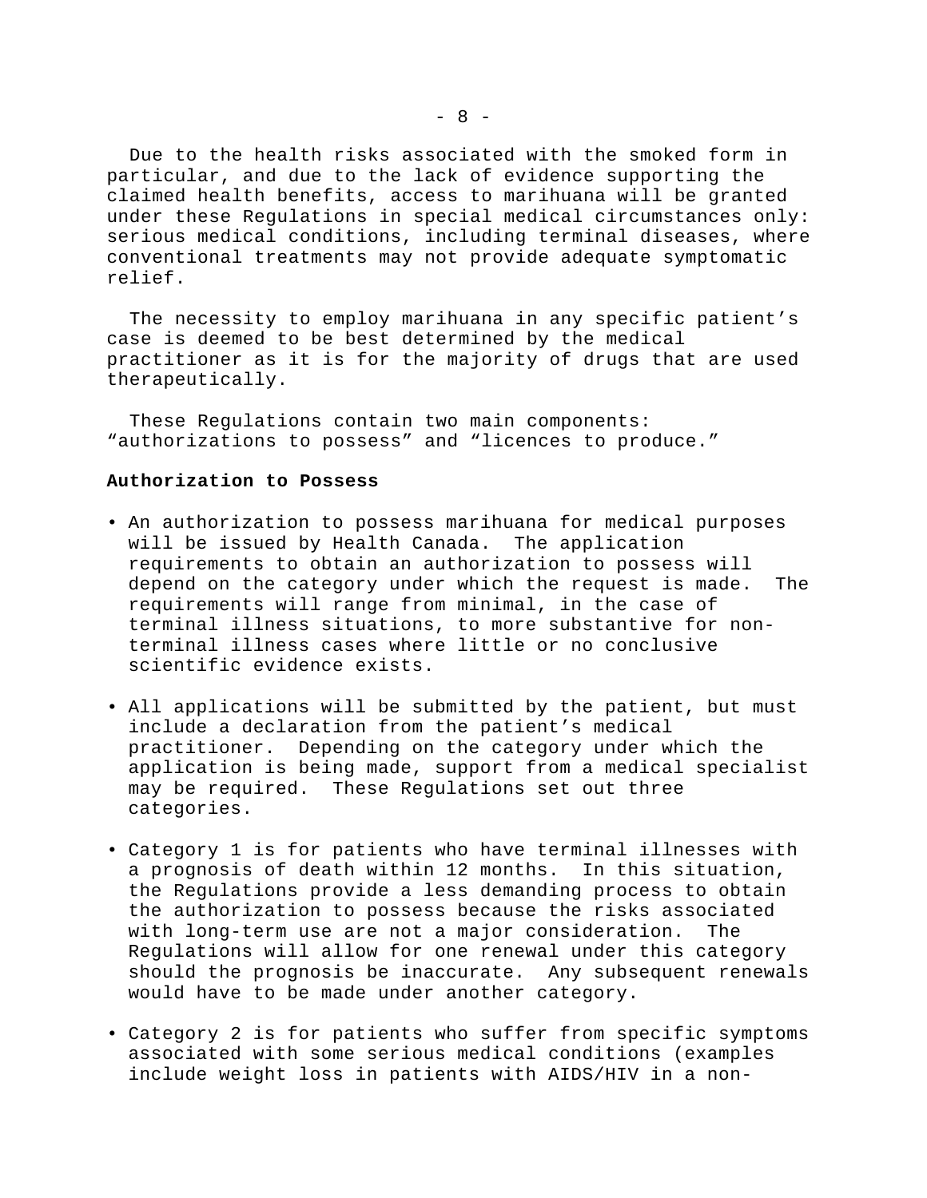Due to the health risks associated with the smoked form in particular, and due to the lack of evidence supporting the claimed health benefits, access to marihuana will be granted under these Regulations in special medical circumstances only: serious medical conditions, including terminal diseases, where conventional treatments may not provide adequate symptomatic relief.

The necessity to employ marihuana in any specific patient's case is deemed to be best determined by the medical practitioner as it is for the majority of drugs that are used therapeutically.

These Regulations contain two main components: "authorizations to possess" and "licences to produce."

**Authorization to Possess**

- An authorization to possess marihuana for medical purposes will be issued by Health Canada. The application requirements to obtain an authorization to possess will depend on the category under which the request is made. The requirements will range from minimal, in the case of terminal illness situations, to more substantive for non-terminal illness cases where little or no conclusive scientific evidence exists.
- All applications will be submitted by the patient, but must include a declaration from the patient's medical practitioner. Depending on the category under which the application is being made, support from a medical specialist may be required. These Regulations set out three categories.
- Category 1 is for patients who have terminal illnesses with a prognosis of death within 12 months. In this situation, the Regulations provide a less demanding process to obtain the authorization to possess because the risks associated with long-term use are not a major consideration. The Regulations will allow for one renewal under this category should the prognosis be inaccurate. Any subsequent renewals would have to be made under another category.
- Category 2 is for patients who suffer from specific symptoms associated with some serious medical conditions (examples include weight loss in patients with AIDS/HIV in a non-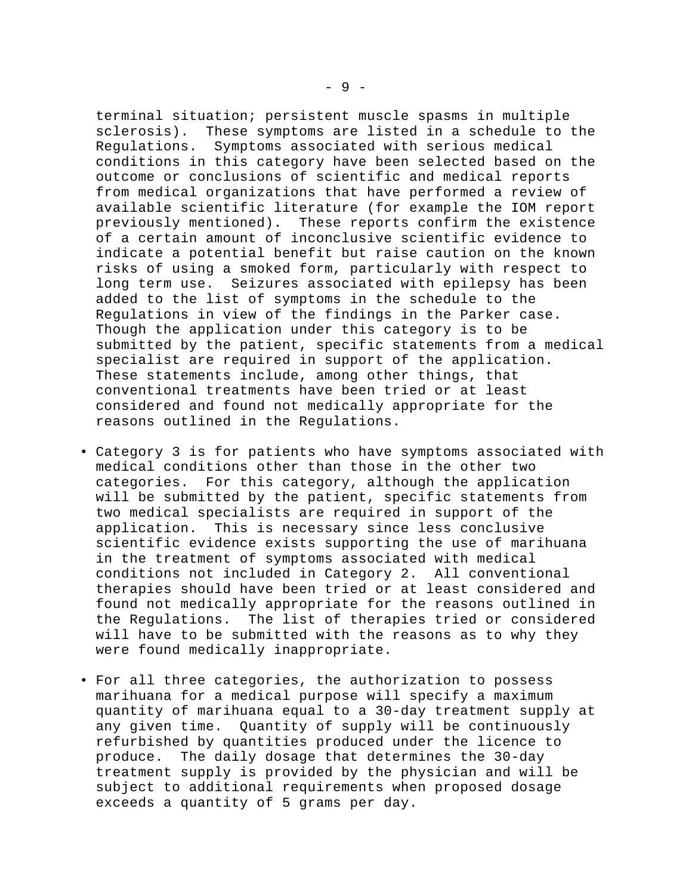terminal situation; persistent muscle spasms in multiple sclerosis). These symptoms are listed in a schedule to the Regulations. Symptoms associated with serious medical conditions in this category have been selected based on the outcome or conclusions of scientific and medical reports from medical organizations that have performed a review of available scientific literature (for example the IOM report previously mentioned). These reports confirm the existence of a certain amount of inconclusive scientific evidence to indicate a potential benefit but raise caution on the known risks of using a smoked form, particularly with respect to long term use. Seizures associated with epilepsy has been added to the list of symptoms in the schedule to the Regulations in view of the findings in the Parker case. Though the application under this category is to be submitted by the patient, specific statements from a medical specialist are required in support of the application. These statements include, among other things, that conventional treatments have been tried or at least considered and found not medically appropriate for the reasons outlined in the Regulations.

- Category 3 is for patients who have symptoms associated with medical conditions other than those in the other two categories. For this category, although the application will be submitted by the patient, specific statements from two medical specialists are required in support of the application. This is necessary since less conclusive scientific evidence exists supporting the use of marihuana in the treatment of symptoms associated with medical conditions not included in Category 2. All conventional therapies should have been tried or at least considered and found not medically appropriate for the reasons outlined in the Regulations. The list of therapies tried or considered will have to be submitted with the reasons as to why they were found medically inappropriate.

- For all three categories, the authorization to possess marihuana for a medical purpose will specify a maximum quantity of marihuana equal to a 30-day treatment supply at any given time. Quantity of supply will be continuously refurbished by quantities produced under the licence to produce. The daily dosage that determines the 30-day treatment supply is provided by the physician and will be subject to additional requirements when proposed dosage exceeds a quantity of 5 grams per day.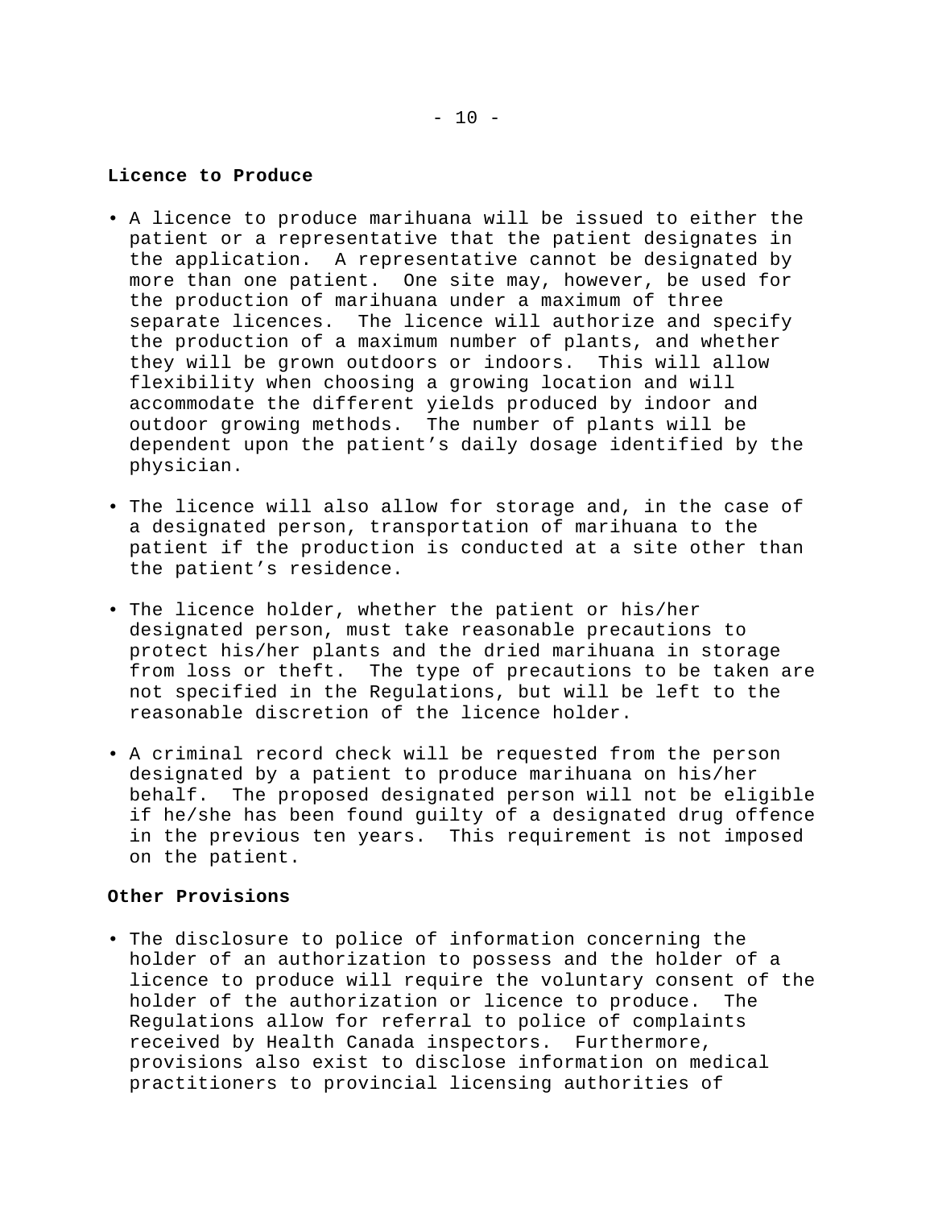**Licence to Produce**

- A licence to produce marihuana will be issued to either the patient or a representative that the patient designates in the application. A representative cannot be designated by more than one patient. One site may, however, be used for the production of marihuana under a maximum of three separate licences. The licence will authorize and specify the production of a maximum number of plants, and whether they will be grown outdoors or indoors. This will allow flexibility when choosing a growing location and will accommodate the different yields produced by indoor and outdoor growing methods. The number of plants will be dependent upon the patient's daily dosage identified by the physician.
- The licence will also allow for storage and, in the case of a designated person, transportation of marihuana to the patient if the production is conducted at a site other than the patient's residence.
- The licence holder, whether the patient or his/her designated person, must take reasonable precautions to protect his/her plants and the dried marihuana in storage from loss or theft. The type of precautions to be taken are not specified in the Regulations, but will be left to the reasonable discretion of the licence holder.
- A criminal record check will be requested from the person designated by a patient to produce marihuana on his/her behalf. The proposed designated person will not be eligible if he/she has been found guilty of a designated drug offence in the previous ten years. This requirement is not imposed on the patient.

**Other Provisions**

- The disclosure to police of information concerning the holder of an authorization to possess and the holder of a licence to produce will require the voluntary consent of the holder of the authorization or licence to produce. The Regulations allow for referral to police of complaints received by Health Canada inspectors. Furthermore, provisions also exist to disclose information on medical practitioners to provincial licensing authorities of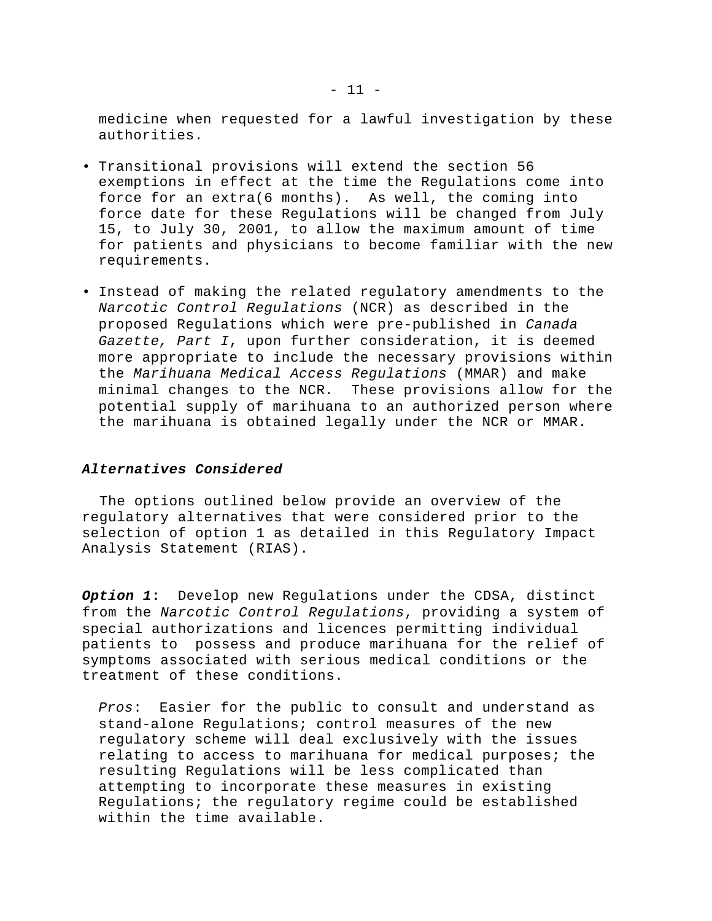medicine when requested for a lawful investigation by these authorities.

- Transitional provisions will extend the section 56 exemptions in effect at the time the Regulations come into force for an extra(6 months). As well, the coming into force date for these Regulations will be changed from July 15, to July 30, 2001, to allow the maximum amount of time for patients and physicians to become familiar with the new requirements.

- Instead of making the related regulatory amendments to the *Narcotic Control Regulations* (NCR) as described in the proposed Regulations which were pre-published in *Canada Gazette, Part I*, upon further consideration, it is deemed more appropriate to include the necessary provisions within the *Marihuana Medical Access Regulations* (MMAR) and make minimal changes to the NCR. These provisions allow for the potential supply of marihuana to an authorized person where the marihuana is obtained legally under the NCR or MMAR.

### ***Alternatives Considered***

The options outlined below provide an overview of the regulatory alternatives that were considered prior to the selection of option 1 as detailed in this Regulatory Impact Analysis Statement (RIAS).

***Option 1*:** Develop new Regulations under the CDSA, distinct from the *Narcotic Control Regulations*, providing a system of special authorizations and licences permitting individual patients to possess and produce marihuana for the relief of symptoms associated with serious medical conditions or the treatment of these conditions.

*Pros*: Easier for the public to consult and understand as stand-alone Regulations; control measures of the new regulatory scheme will deal exclusively with the issues relating to access to marihuana for medical purposes; the resulting Regulations will be less complicated than attempting to incorporate these measures in existing Regulations; the regulatory regime could be established within the time available.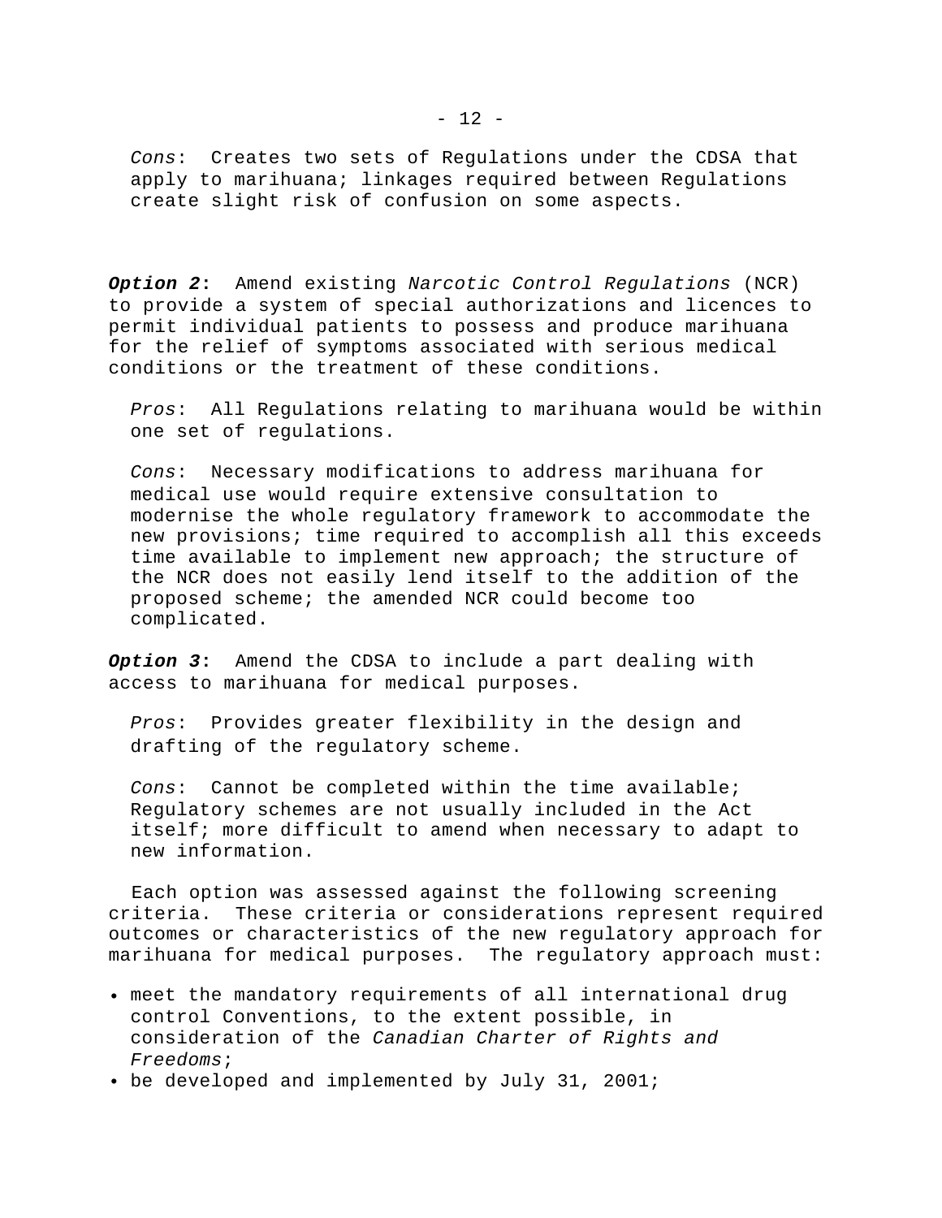*Cons*: Creates two sets of Regulations under the CDSA that apply to marihuana; linkages required between Regulations create slight risk of confusion on some aspects.

***Option 2***: Amend existing *Narcotic Control Regulations* (NCR) to provide a system of special authorizations and licences to permit individual patients to possess and produce marihuana for the relief of symptoms associated with serious medical conditions or the treatment of these conditions.

*Pros*: All Regulations relating to marihuana would be within one set of regulations.

*Cons*: Necessary modifications to address marihuana for medical use would require extensive consultation to modernise the whole regulatory framework to accommodate the new provisions; time required to accomplish all this exceeds time available to implement new approach; the structure of the NCR does not easily lend itself to the addition of the proposed scheme; the amended NCR could become too complicated.

***Option 3***: Amend the CDSA to include a part dealing with access to marihuana for medical purposes.

*Pros*: Provides greater flexibility in the design and drafting of the regulatory scheme.

*Cons*: Cannot be completed within the time available; Regulatory schemes are not usually included in the Act itself; more difficult to amend when necessary to adapt to new information.

Each option was assessed against the following screening criteria. These criteria or considerations represent required outcomes or characteristics of the new regulatory approach for marihuana for medical purposes. The regulatory approach must:

- meet the mandatory requirements of all international drug control Conventions, to the extent possible, in consideration of the *Canadian Charter of Rights and Freedoms*;
- be developed and implemented by July 31, 2001;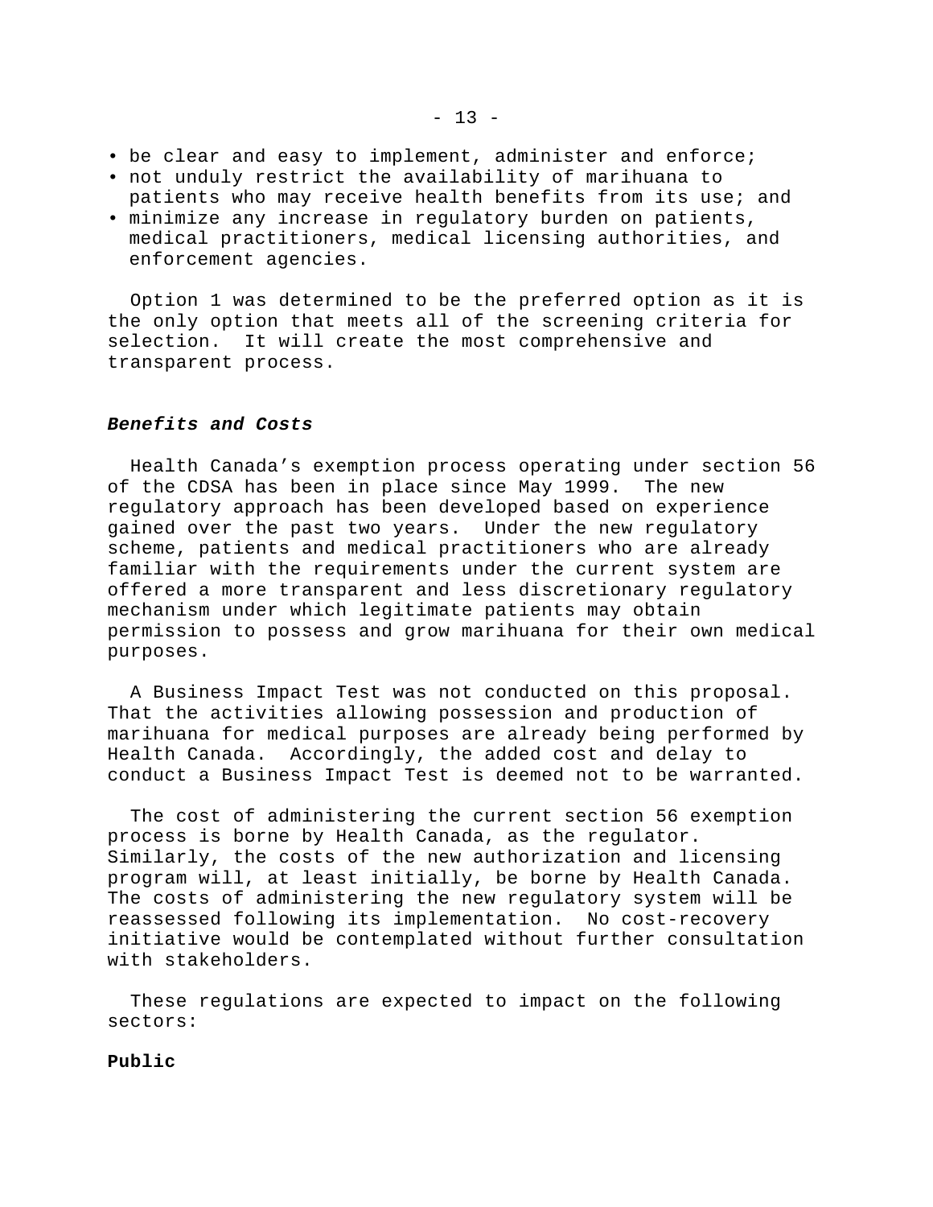- be clear and easy to implement, administer and enforce;
- not unduly restrict the availability of marihuana to patients who may receive health benefits from its use; and
- minimize any increase in regulatory burden on patients, medical practitioners, medical licensing authorities, and enforcement agencies.

Option 1 was determined to be the preferred option as it is the only option that meets all of the screening criteria for selection. It will create the most comprehensive and transparent process.

### ***Benefits and Costs***

Health Canada's exemption process operating under section 56 of the CDSA has been in place since May 1999. The new regulatory approach has been developed based on experience gained over the past two years. Under the new regulatory scheme, patients and medical practitioners who are already familiar with the requirements under the current system are offered a more transparent and less discretionary regulatory mechanism under which legitimate patients may obtain permission to possess and grow marihuana for their own medical purposes.

A Business Impact Test was not conducted on this proposal. That the activities allowing possession and production of marihuana for medical purposes are already being performed by Health Canada. Accordingly, the added cost and delay to conduct a Business Impact Test is deemed not to be warranted.

The cost of administering the current section 56 exemption process is borne by Health Canada, as the regulator. Similarly, the costs of the new authorization and licensing program will, at least initially, be borne by Health Canada. The costs of administering the new regulatory system will be reassessed following its implementation. No cost-recovery initiative would be contemplated without further consultation with stakeholders.

These regulations are expected to impact on the following sectors:

**Public**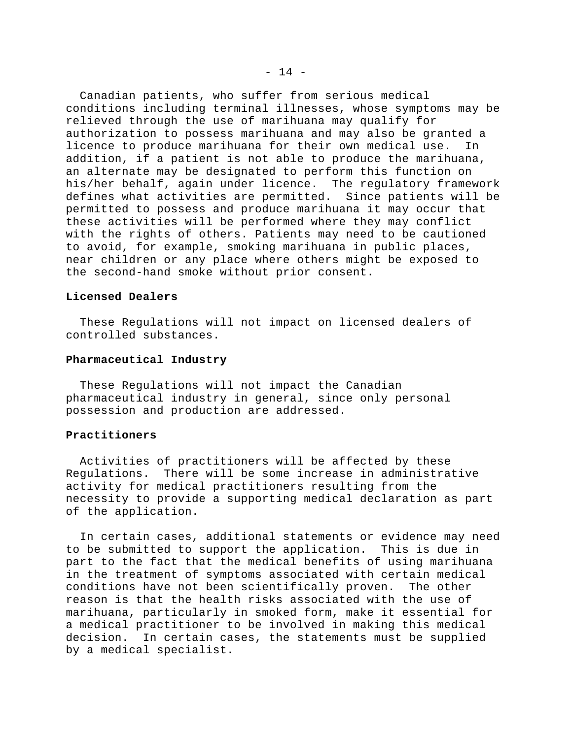Canadian patients, who suffer from serious medical conditions including terminal illnesses, whose symptoms may be relieved through the use of marihuana may qualify for authorization to possess marihuana and may also be granted a licence to produce marihuana for their own medical use. In addition, if a patient is not able to produce the marihuana, an alternate may be designated to perform this function on his/her behalf, again under licence. The regulatory framework defines what activities are permitted. Since patients will be permitted to possess and produce marihuana it may occur that these activities will be performed where they may conflict with the rights of others. Patients may need to be cautioned to avoid, for example, smoking marihuana in public places, near children or any place where others might be exposed to the second-hand smoke without prior consent.

**Licensed Dealers**

These Regulations will not impact on licensed dealers of controlled substances.

**Pharmaceutical Industry**

These Regulations will not impact the Canadian pharmaceutical industry in general, since only personal possession and production are addressed.

**Practitioners**

Activities of practitioners will be affected by these Regulations. There will be some increase in administrative activity for medical practitioners resulting from the necessity to provide a supporting medical declaration as part of the application.

In certain cases, additional statements or evidence may need to be submitted to support the application. This is due in part to the fact that the medical benefits of using marihuana in the treatment of symptoms associated with certain medical conditions have not been scientifically proven. The other reason is that the health risks associated with the use of marihuana, particularly in smoked form, make it essential for a medical practitioner to be involved in making this medical decision. In certain cases, the statements must be supplied by a medical specialist.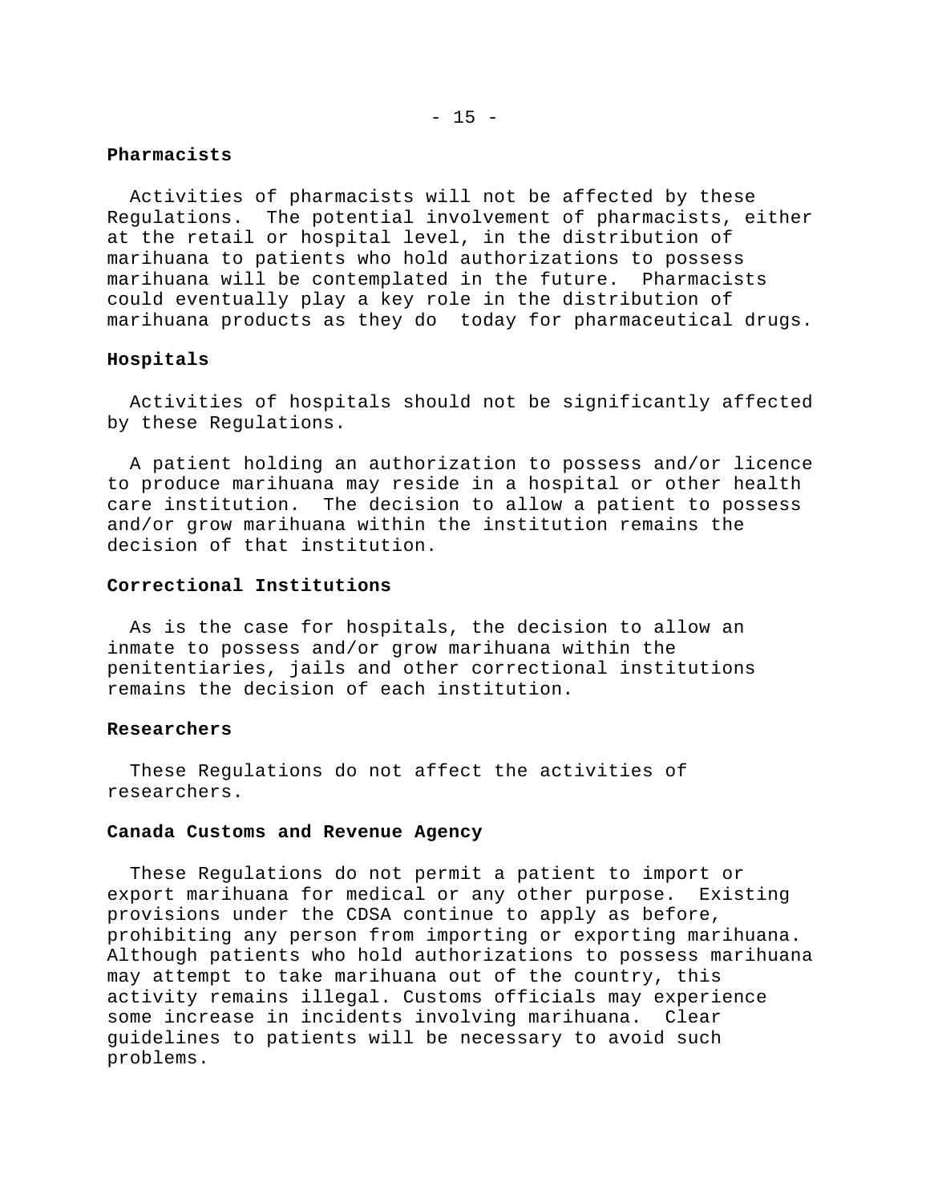**Pharmacists**

Activities of pharmacists will not be affected by these Regulations. The potential involvement of pharmacists, either at the retail or hospital level, in the distribution of marihuana to patients who hold authorizations to possess marihuana will be contemplated in the future. Pharmacists could eventually play a key role in the distribution of marihuana products as they do today for pharmaceutical drugs.

**Hospitals**

Activities of hospitals should not be significantly affected by these Regulations.

A patient holding an authorization to possess and/or licence to produce marihuana may reside in a hospital or other health care institution. The decision to allow a patient to possess and/or grow marihuana within the institution remains the decision of that institution.

**Correctional Institutions**

As is the case for hospitals, the decision to allow an inmate to possess and/or grow marihuana within the penitentiaries, jails and other correctional institutions remains the decision of each institution.

**Researchers**

These Regulations do not affect the activities of researchers.

**Canada Customs and Revenue Agency**

These Regulations do not permit a patient to import or export marihuana for medical or any other purpose. Existing provisions under the CDSA continue to apply as before, prohibiting any person from importing or exporting marihuana. Although patients who hold authorizations to possess marihuana may attempt to take marihuana out of the country, this activity remains illegal. Customs officials may experience some increase in incidents involving marihuana. Clear guidelines to patients will be necessary to avoid such problems.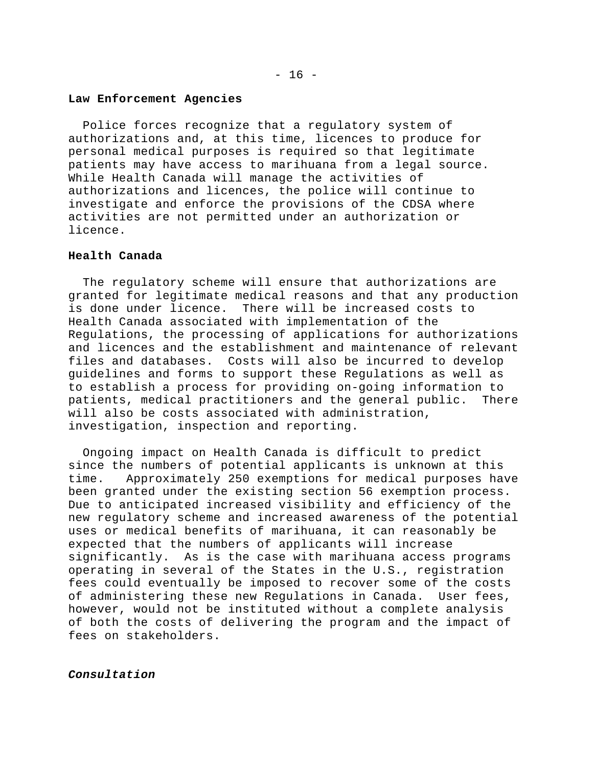**Law Enforcement Agencies**

Police forces recognize that a regulatory system of authorizations and, at this time, licences to produce for personal medical purposes is required so that legitimate patients may have access to marihuana from a legal source. While Health Canada will manage the activities of authorizations and licences, the police will continue to investigate and enforce the provisions of the CDSA where activities are not permitted under an authorization or licence.

**Health Canada**

The regulatory scheme will ensure that authorizations are granted for legitimate medical reasons and that any production is done under licence. There will be increased costs to Health Canada associated with implementation of the Regulations, the processing of applications for authorizations and licences and the establishment and maintenance of relevant files and databases. Costs will also be incurred to develop guidelines and forms to support these Regulations as well as to establish a process for providing on-going information to patients, medical practitioners and the general public. There will also be costs associated with administration, investigation, inspection and reporting.

Ongoing impact on Health Canada is difficult to predict since the numbers of potential applicants is unknown at this time. Approximately 250 exemptions for medical purposes have been granted under the existing section 56 exemption process. Due to anticipated increased visibility and efficiency of the new regulatory scheme and increased awareness of the potential uses or medical benefits of marihuana, it can reasonably be expected that the numbers of applicants will increase significantly. As is the case with marihuana access programs operating in several of the States in the U.S., registration fees could eventually be imposed to recover some of the costs of administering these new Regulations in Canada. User fees, however, would not be instituted without a complete analysis of both the costs of delivering the program and the impact of fees on stakeholders.

***Consultation***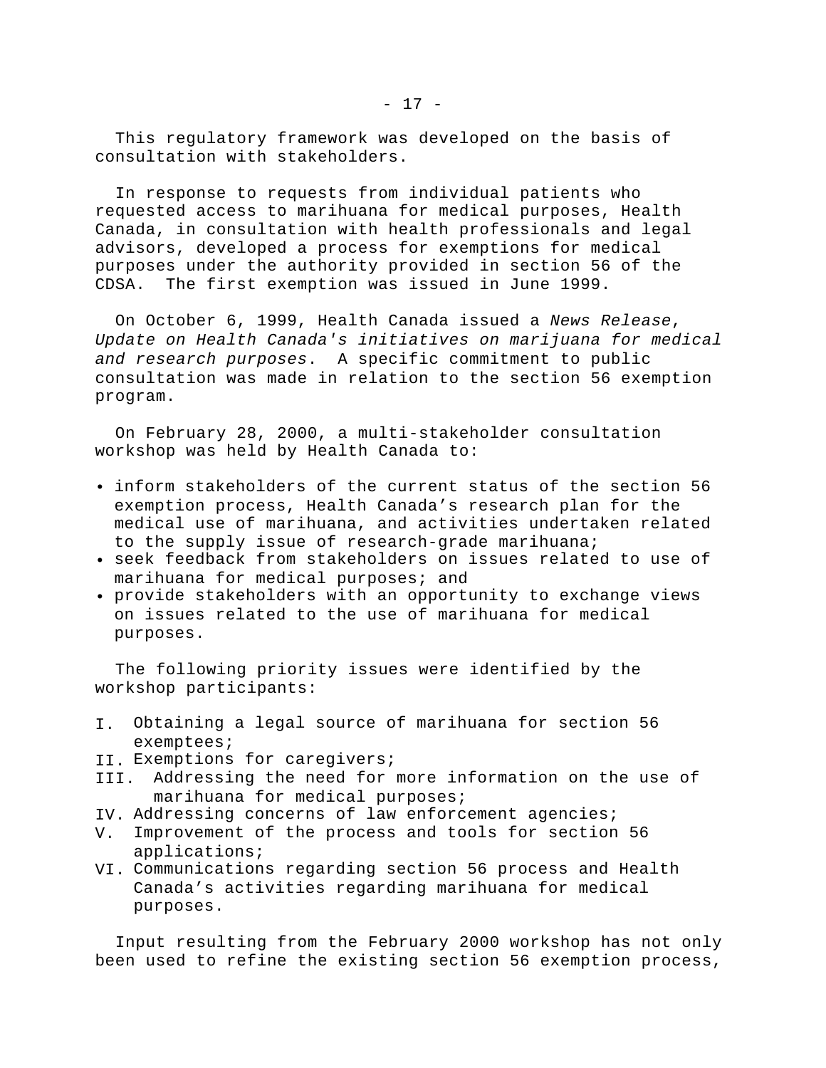This regulatory framework was developed on the basis of consultation with stakeholders.

In response to requests from individual patients who requested access to marihuana for medical purposes, Health Canada, in consultation with health professionals and legal advisors, developed a process for exemptions for medical purposes under the authority provided in section 56 of the CDSA. The first exemption was issued in June 1999.

On October 6, 1999, Health Canada issued a *News Release*, *Update on Health Canada's initiatives on marijuana for medical and research purposes*. A specific commitment to public consultation was made in relation to the section 56 exemption program.

On February 28, 2000, a multi-stakeholder consultation workshop was held by Health Canada to:

- inform stakeholders of the current status of the section 56 exemption process, Health Canada's research plan for the medical use of marihuana, and activities undertaken related to the supply issue of research-grade marihuana;
- seek feedback from stakeholders on issues related to use of marihuana for medical purposes; and
- provide stakeholders with an opportunity to exchange views on issues related to the use of marihuana for medical purposes.

The following priority issues were identified by the workshop participants:

I. Obtaining a legal source of marihuana for section 56 exemptees;
II. Exemptions for caregivers;
III. Addressing the need for more information on the use of marihuana for medical purposes;
IV. Addressing concerns of law enforcement agencies;
V. Improvement of the process and tools for section 56 applications;
VI. Communications regarding section 56 process and Health Canada's activities regarding marihuana for medical purposes.

Input resulting from the February 2000 workshop has not only been used to refine the existing section 56 exemption process,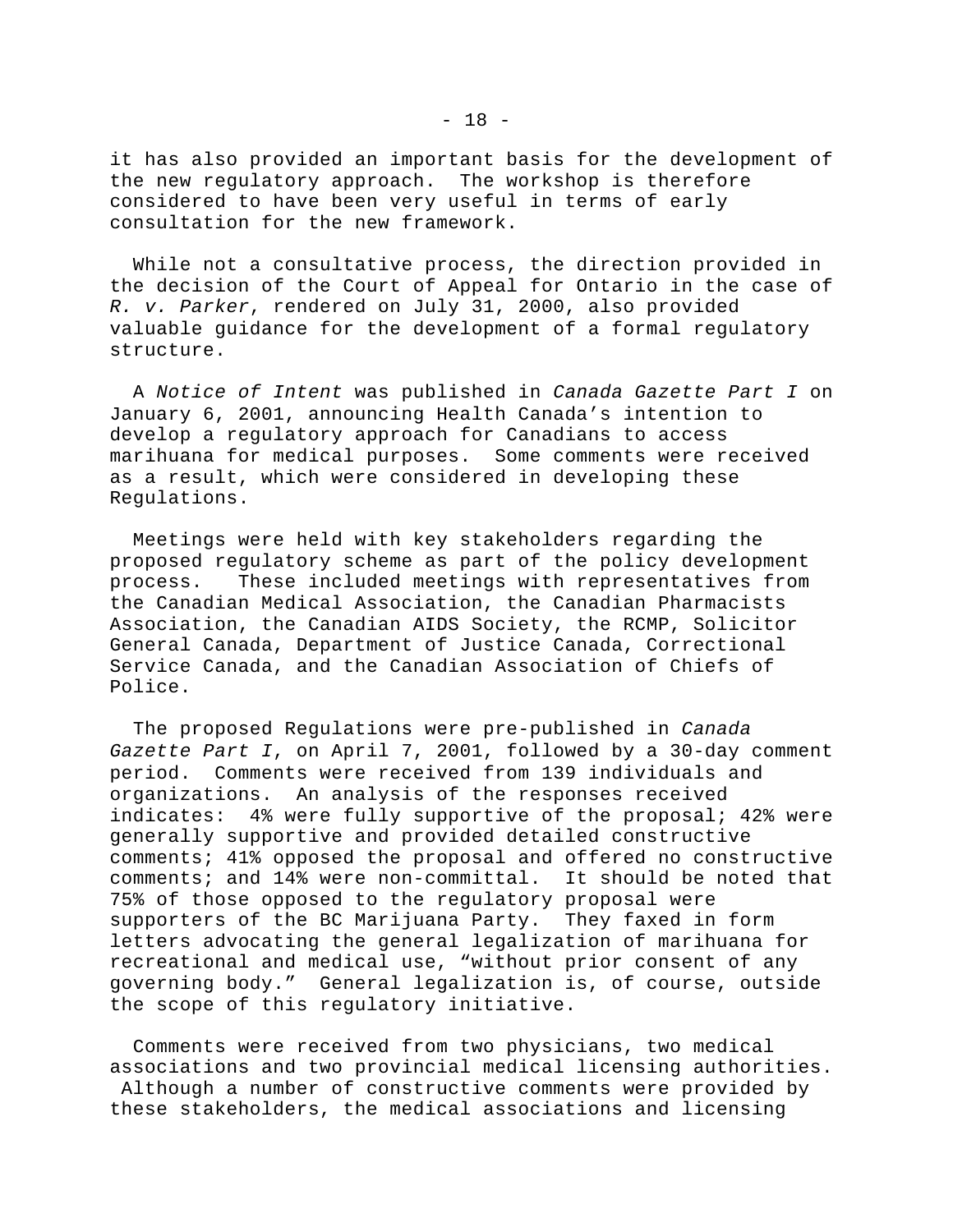it has also provided an important basis for the development of the new regulatory approach. The workshop is therefore considered to have been very useful in terms of early consultation for the new framework.

While not a consultative process, the direction provided in the decision of the Court of Appeal for Ontario in the case of *R. v. Parker*, rendered on July 31, 2000, also provided valuable guidance for the development of a formal regulatory structure.

A *Notice of Intent* was published in *Canada Gazette Part I* on January 6, 2001, announcing Health Canada's intention to develop a regulatory approach for Canadians to access marihuana for medical purposes. Some comments were received as a result, which were considered in developing these Regulations.

Meetings were held with key stakeholders regarding the proposed regulatory scheme as part of the policy development process. These included meetings with representatives from the Canadian Medical Association, the Canadian Pharmacists Association, the Canadian AIDS Society, the RCMP, Solicitor General Canada, Department of Justice Canada, Correctional Service Canada, and the Canadian Association of Chiefs of Police.

The proposed Regulations were pre-published in *Canada Gazette Part I*, on April 7, 2001, followed by a 30-day comment period. Comments were received from 139 individuals and organizations. An analysis of the responses received indicates: 4% were fully supportive of the proposal; 42% were generally supportive and provided detailed constructive comments; 41% opposed the proposal and offered no constructive comments; and 14% were non-committal. It should be noted that 75% of those opposed to the regulatory proposal were supporters of the BC Marijuana Party. They faxed in form letters advocating the general legalization of marihuana for recreational and medical use, "without prior consent of any governing body." General legalization is, of course, outside the scope of this regulatory initiative.

Comments were received from two physicians, two medical associations and two provincial medical licensing authorities. Although a number of constructive comments were provided by these stakeholders, the medical associations and licensing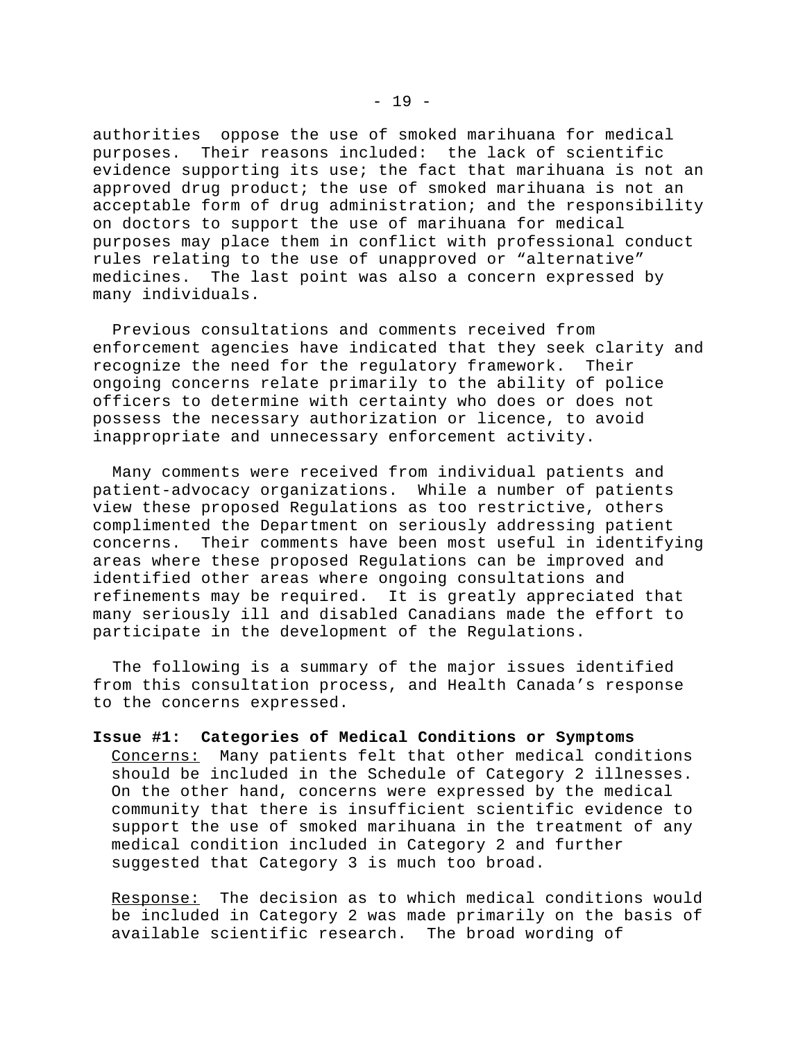authorities oppose the use of smoked marihuana for medical purposes. Their reasons included: the lack of scientific evidence supporting its use; the fact that marihuana is not an approved drug product; the use of smoked marihuana is not an acceptable form of drug administration; and the responsibility on doctors to support the use of marihuana for medical purposes may place them in conflict with professional conduct rules relating to the use of unapproved or "alternative" medicines. The last point was also a concern expressed by many individuals.

Previous consultations and comments received from enforcement agencies have indicated that they seek clarity and recognize the need for the regulatory framework. Their ongoing concerns relate primarily to the ability of police officers to determine with certainty who does or does not possess the necessary authorization or licence, to avoid inappropriate and unnecessary enforcement activity.

Many comments were received from individual patients and patient-advocacy organizations. While a number of patients view these proposed Regulations as too restrictive, others complimented the Department on seriously addressing patient concerns. Their comments have been most useful in identifying areas where these proposed Regulations can be improved and identified other areas where ongoing consultations and refinements may be required. It is greatly appreciated that many seriously ill and disabled Canadians made the effort to participate in the development of the Regulations.

The following is a summary of the major issues identified from this consultation process, and Health Canada's response to the concerns expressed.

**Issue #1: Categories of Medical Conditions or Symptoms**

Concerns: Many patients felt that other medical conditions should be included in the Schedule of Category 2 illnesses. On the other hand, concerns were expressed by the medical community that there is insufficient scientific evidence to support the use of smoked marihuana in the treatment of any medical condition included in Category 2 and further suggested that Category 3 is much too broad.

Response: The decision as to which medical conditions would be included in Category 2 was made primarily on the basis of available scientific research. The broad wording of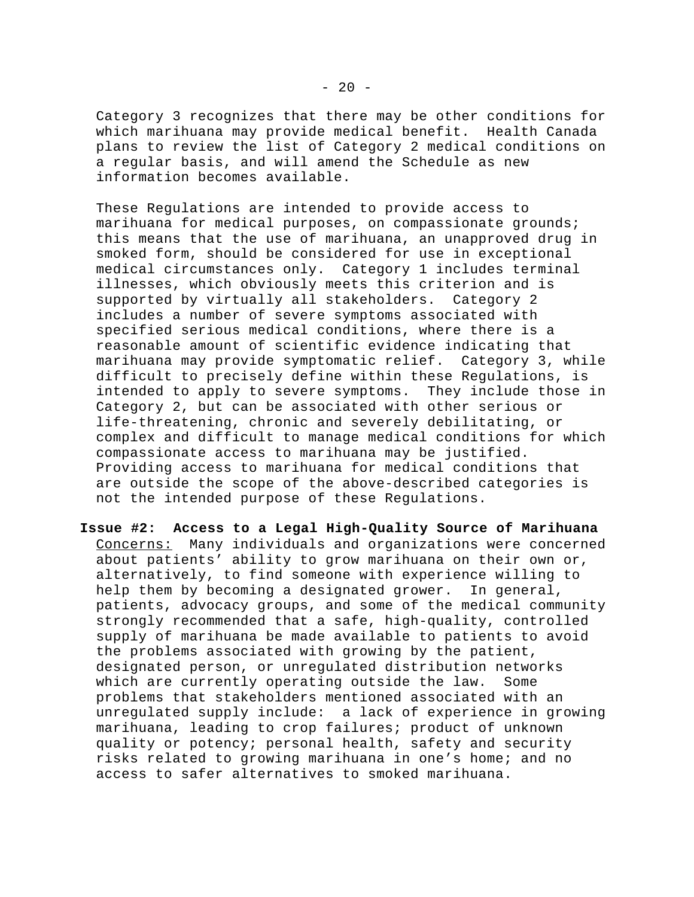Category 3 recognizes that there may be other conditions for which marihuana may provide medical benefit. Health Canada plans to review the list of Category 2 medical conditions on a regular basis, and will amend the Schedule as new information becomes available.

These Regulations are intended to provide access to marihuana for medical purposes, on compassionate grounds; this means that the use of marihuana, an unapproved drug in smoked form, should be considered for use in exceptional medical circumstances only. Category 1 includes terminal illnesses, which obviously meets this criterion and is supported by virtually all stakeholders. Category 2 includes a number of severe symptoms associated with specified serious medical conditions, where there is a reasonable amount of scientific evidence indicating that marihuana may provide symptomatic relief. Category 3, while difficult to precisely define within these Regulations, is intended to apply to severe symptoms. They include those in Category 2, but can be associated with other serious or life-threatening, chronic and severely debilitating, or complex and difficult to manage medical conditions for which compassionate access to marihuana may be justified. Providing access to marihuana for medical conditions that are outside the scope of the above-described categories is not the intended purpose of these Regulations.

**Issue #2: Access to a Legal High-Quality Source of Marihuana**

<u>Concerns:</u> Many individuals and organizations were concerned about patients' ability to grow marihuana on their own or, alternatively, to find someone with experience willing to help them by becoming a designated grower. In general, patients, advocacy groups, and some of the medical community strongly recommended that a safe, high-quality, controlled supply of marihuana be made available to patients to avoid the problems associated with growing by the patient, designated person, or unregulated distribution networks which are currently operating outside the law. Some problems that stakeholders mentioned associated with an unregulated supply include: a lack of experience in growing marihuana, leading to crop failures; product of unknown quality or potency; personal health, safety and security risks related to growing marihuana in one's home; and no access to safer alternatives to smoked marihuana.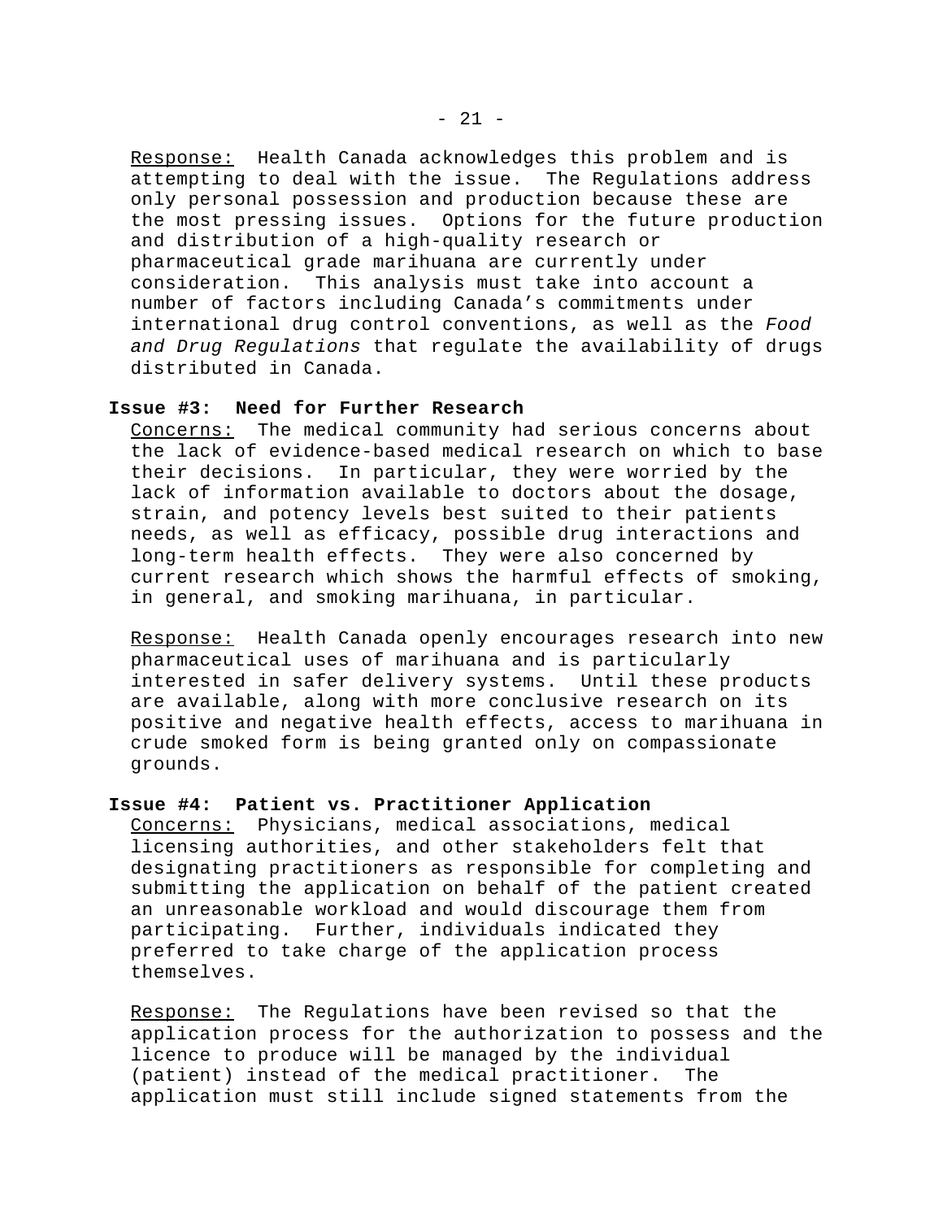<u>Response:</u> Health Canada acknowledges this problem and is attempting to deal with the issue. The Regulations address only personal possession and production because these are the most pressing issues. Options for the future production and distribution of a high-quality research or pharmaceutical grade marihuana are currently under consideration. This analysis must take into account a number of factors including Canada's commitments under international drug control conventions, as well as the *Food and Drug Regulations* that regulate the availability of drugs distributed in Canada.

**Issue #3: Need for Further Research**

<u>Concerns:</u> The medical community had serious concerns about the lack of evidence-based medical research on which to base their decisions. In particular, they were worried by the lack of information available to doctors about the dosage, strain, and potency levels best suited to their patients needs, as well as efficacy, possible drug interactions and long-term health effects. They were also concerned by current research which shows the harmful effects of smoking, in general, and smoking marihuana, in particular.

<u>Response:</u> Health Canada openly encourages research into new pharmaceutical uses of marihuana and is particularly interested in safer delivery systems. Until these products are available, along with more conclusive research on its positive and negative health effects, access to marihuana in crude smoked form is being granted only on compassionate grounds.

**Issue #4: Patient vs. Practitioner Application**

<u>Concerns:</u> Physicians, medical associations, medical licensing authorities, and other stakeholders felt that designating practitioners as responsible for completing and submitting the application on behalf of the patient created an unreasonable workload and would discourage them from participating. Further, individuals indicated they preferred to take charge of the application process themselves.

<u>Response:</u> The Regulations have been revised so that the application process for the authorization to possess and the licence to produce will be managed by the individual (patient) instead of the medical practitioner. The application must still include signed statements from the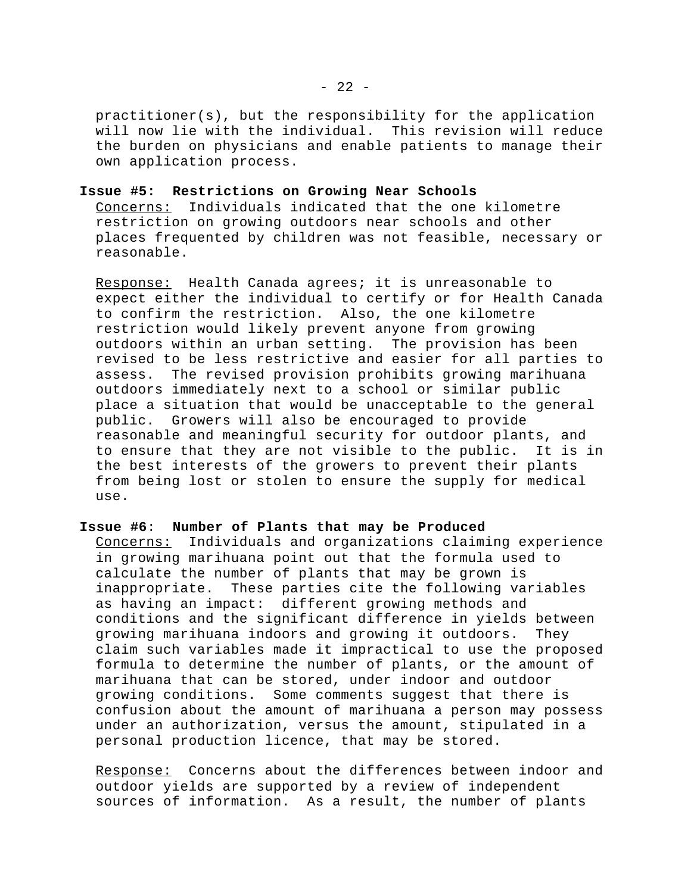practitioner(s), but the responsibility for the application will now lie with the individual. This revision will reduce the burden on physicians and enable patients to manage their own application process.

**Issue #5: Restrictions on Growing Near Schools**

Concerns: Individuals indicated that the one kilometre restriction on growing outdoors near schools and other places frequented by children was not feasible, necessary or reasonable.

Response: Health Canada agrees; it is unreasonable to expect either the individual to certify or for Health Canada to confirm the restriction. Also, the one kilometre restriction would likely prevent anyone from growing outdoors within an urban setting. The provision has been revised to be less restrictive and easier for all parties to assess. The revised provision prohibits growing marihuana outdoors immediately next to a school or similar public place a situation that would be unacceptable to the general public. Growers will also be encouraged to provide reasonable and meaningful security for outdoor plants, and to ensure that they are not visible to the public. It is in the best interests of the growers to prevent their plants from being lost or stolen to ensure the supply for medical use.

**Issue #6: Number of Plants that may be Produced**

Concerns: Individuals and organizations claiming experience in growing marihuana point out that the formula used to calculate the number of plants that may be grown is inappropriate. These parties cite the following variables as having an impact: different growing methods and conditions and the significant difference in yields between growing marihuana indoors and growing it outdoors. They claim such variables made it impractical to use the proposed formula to determine the number of plants, or the amount of marihuana that can be stored, under indoor and outdoor growing conditions. Some comments suggest that there is confusion about the amount of marihuana a person may possess under an authorization, versus the amount, stipulated in a personal production licence, that may be stored.

Response: Concerns about the differences between indoor and outdoor yields are supported by a review of independent sources of information. As a result, the number of plants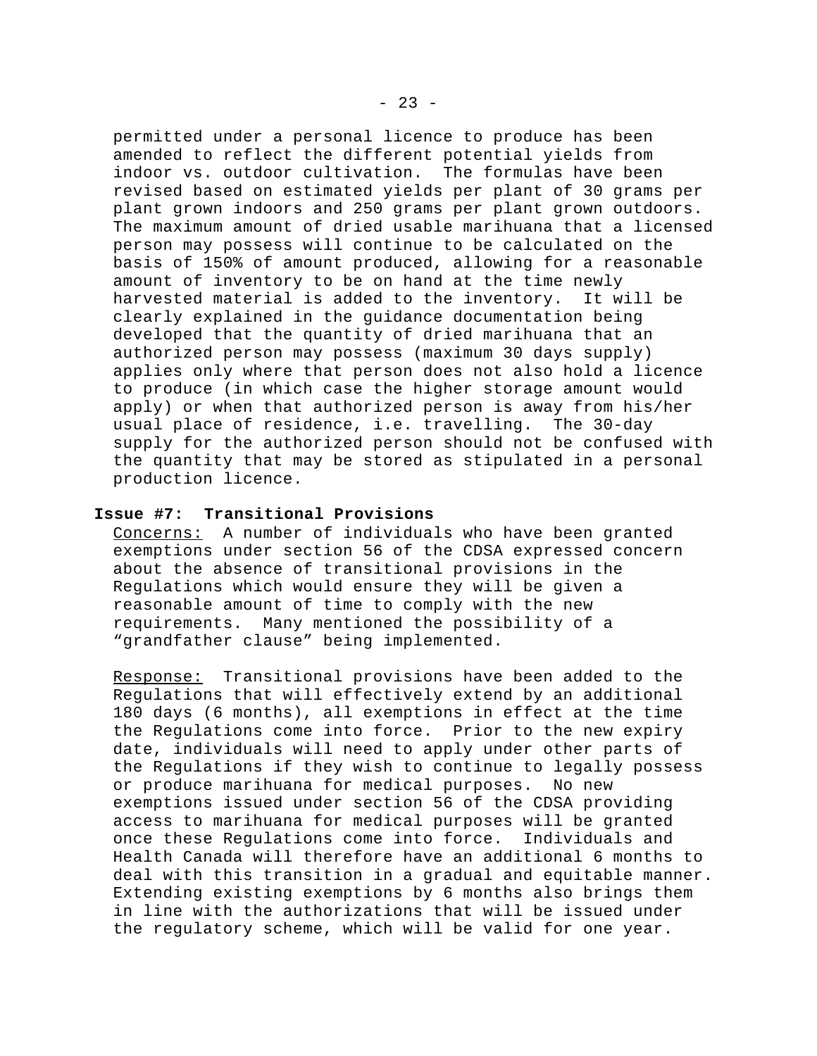permitted under a personal licence to produce has been amended to reflect the different potential yields from indoor vs. outdoor cultivation. The formulas have been revised based on estimated yields per plant of 30 grams per plant grown indoors and 250 grams per plant grown outdoors. The maximum amount of dried usable marihuana that a licensed person may possess will continue to be calculated on the basis of 150% of amount produced, allowing for a reasonable amount of inventory to be on hand at the time newly harvested material is added to the inventory. It will be clearly explained in the guidance documentation being developed that the quantity of dried marihuana that an authorized person may possess (maximum 30 days supply) applies only where that person does not also hold a licence to produce (in which case the higher storage amount would apply) or when that authorized person is away from his/her usual place of residence, i.e. travelling. The 30-day supply for the authorized person should not be confused with the quantity that may be stored as stipulated in a personal production licence.

**Issue #7: Transitional Provisions**

Concerns: A number of individuals who have been granted exemptions under section 56 of the CDSA expressed concern about the absence of transitional provisions in the Regulations which would ensure they will be given a reasonable amount of time to comply with the new requirements. Many mentioned the possibility of a "grandfather clause" being implemented.

Response: Transitional provisions have been added to the Regulations that will effectively extend by an additional 180 days (6 months), all exemptions in effect at the time the Regulations come into force. Prior to the new expiry date, individuals will need to apply under other parts of the Regulations if they wish to continue to legally possess or produce marihuana for medical purposes. No new exemptions issued under section 56 of the CDSA providing access to marihuana for medical purposes will be granted once these Regulations come into force. Individuals and Health Canada will therefore have an additional 6 months to deal with this transition in a gradual and equitable manner. Extending existing exemptions by 6 months also brings them in line with the authorizations that will be issued under the regulatory scheme, which will be valid for one year.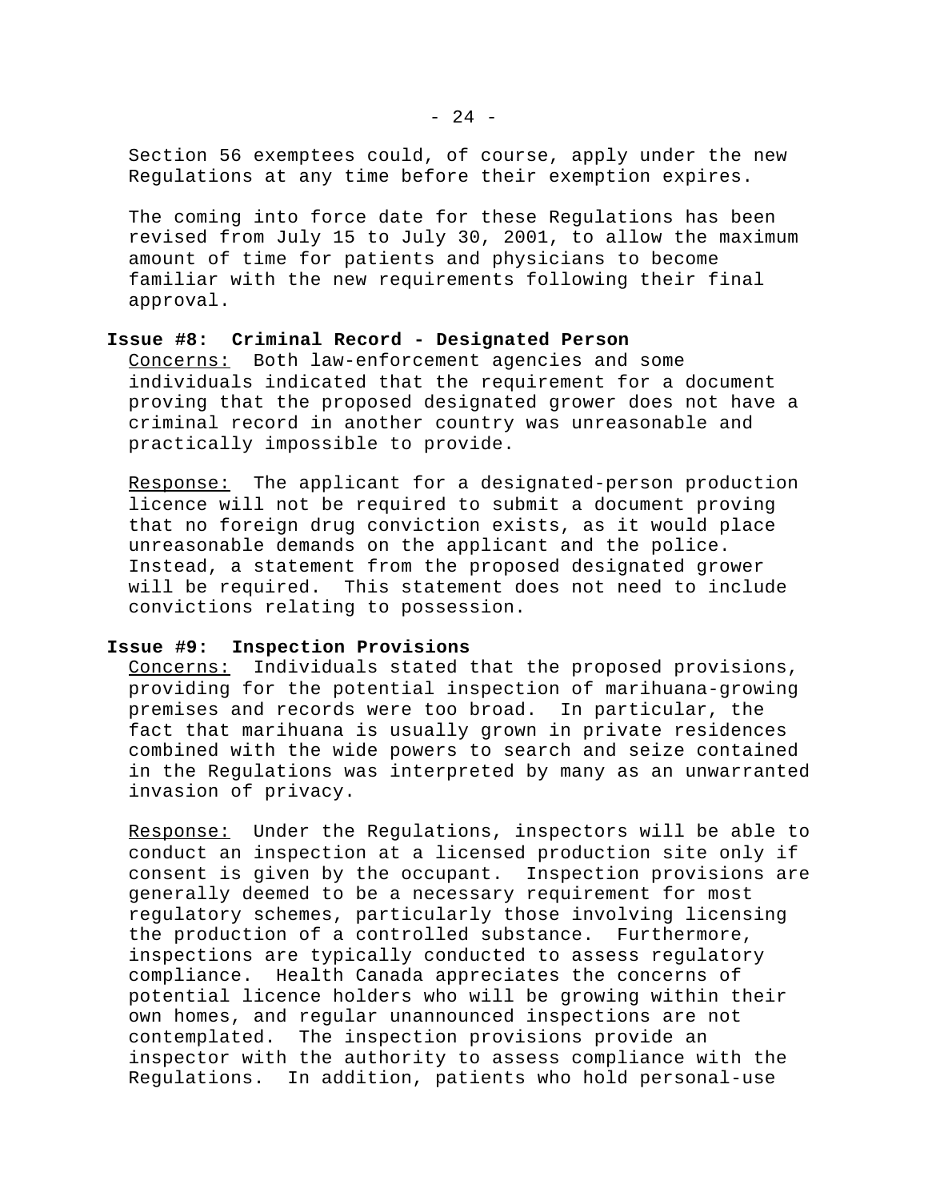Section 56 exemptees could, of course, apply under the new Regulations at any time before their exemption expires.

The coming into force date for these Regulations has been revised from July 15 to July 30, 2001, to allow the maximum amount of time for patients and physicians to become familiar with the new requirements following their final approval.

**Issue #8: Criminal Record - Designated Person**

Concerns: Both law-enforcement agencies and some individuals indicated that the requirement for a document proving that the proposed designated grower does not have a criminal record in another country was unreasonable and practically impossible to provide.

Response: The applicant for a designated-person production licence will not be required to submit a document proving that no foreign drug conviction exists, as it would place unreasonable demands on the applicant and the police. Instead, a statement from the proposed designated grower will be required. This statement does not need to include convictions relating to possession.

**Issue #9: Inspection Provisions**

Concerns: Individuals stated that the proposed provisions, providing for the potential inspection of marihuana-growing premises and records were too broad. In particular, the fact that marihuana is usually grown in private residences combined with the wide powers to search and seize contained in the Regulations was interpreted by many as an unwarranted invasion of privacy.

Response: Under the Regulations, inspectors will be able to conduct an inspection at a licensed production site only if consent is given by the occupant. Inspection provisions are generally deemed to be a necessary requirement for most regulatory schemes, particularly those involving licensing the production of a controlled substance. Furthermore, inspections are typically conducted to assess regulatory compliance. Health Canada appreciates the concerns of potential licence holders who will be growing within their own homes, and regular unannounced inspections are not contemplated. The inspection provisions provide an inspector with the authority to assess compliance with the Regulations. In addition, patients who hold personal-use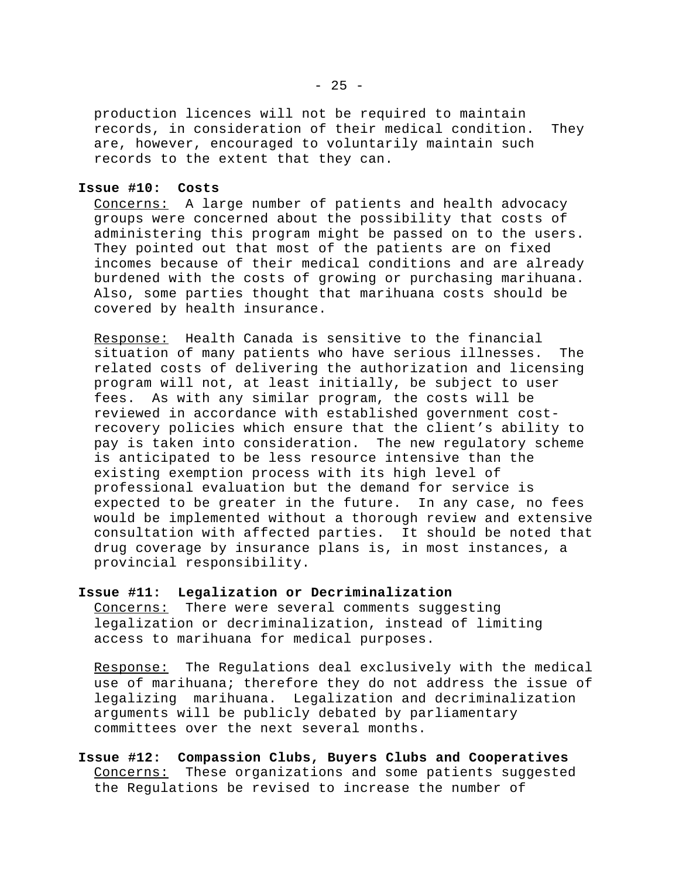production licences will not be required to maintain records, in consideration of their medical condition. They are, however, encouraged to voluntarily maintain such records to the extent that they can.

**Issue #10: Costs**

Concerns: A large number of patients and health advocacy groups were concerned about the possibility that costs of administering this program might be passed on to the users. They pointed out that most of the patients are on fixed incomes because of their medical conditions and are already burdened with the costs of growing or purchasing marihuana. Also, some parties thought that marihuana costs should be covered by health insurance.

Response: Health Canada is sensitive to the financial situation of many patients who have serious illnesses. The related costs of delivering the authorization and licensing program will not, at least initially, be subject to user fees. As with any similar program, the costs will be reviewed in accordance with established government cost-recovery policies which ensure that the client's ability to pay is taken into consideration. The new regulatory scheme is anticipated to be less resource intensive than the existing exemption process with its high level of professional evaluation but the demand for service is expected to be greater in the future. In any case, no fees would be implemented without a thorough review and extensive consultation with affected parties. It should be noted that drug coverage by insurance plans is, in most instances, a provincial responsibility.

**Issue #11: Legalization or Decriminalization**

Concerns: There were several comments suggesting legalization or decriminalization, instead of limiting access to marihuana for medical purposes.

Response: The Regulations deal exclusively with the medical use of marihuana; therefore they do not address the issue of legalizing marihuana. Legalization and decriminalization arguments will be publicly debated by parliamentary committees over the next several months.

**Issue #12: Compassion Clubs, Buyers Clubs and Cooperatives**

Concerns: These organizations and some patients suggested the Regulations be revised to increase the number of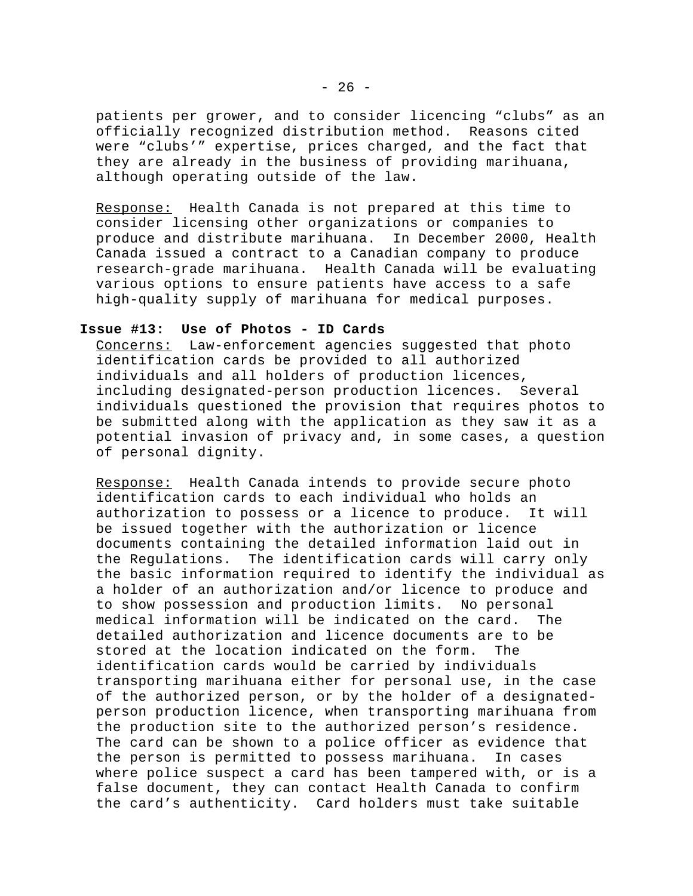patients per grower, and to consider licencing "clubs" as an officially recognized distribution method. Reasons cited were "clubs'" expertise, prices charged, and the fact that they are already in the business of providing marihuana, although operating outside of the law.

Response: Health Canada is not prepared at this time to consider licensing other organizations or companies to produce and distribute marihuana. In December 2000, Health Canada issued a contract to a Canadian company to produce research-grade marihuana. Health Canada will be evaluating various options to ensure patients have access to a safe high-quality supply of marihuana for medical purposes.

**Issue #13: Use of Photos - ID Cards**

Concerns: Law-enforcement agencies suggested that photo identification cards be provided to all authorized individuals and all holders of production licences, including designated-person production licences. Several individuals questioned the provision that requires photos to be submitted along with the application as they saw it as a potential invasion of privacy and, in some cases, a question of personal dignity.

Response: Health Canada intends to provide secure photo identification cards to each individual who holds an authorization to possess or a licence to produce. It will be issued together with the authorization or licence documents containing the detailed information laid out in the Regulations. The identification cards will carry only the basic information required to identify the individual as a holder of an authorization and/or licence to produce and to show possession and production limits. No personal medical information will be indicated on the card. The detailed authorization and licence documents are to be stored at the location indicated on the form. The identification cards would be carried by individuals transporting marihuana either for personal use, in the case of the authorized person, or by the holder of a designated-person production licence, when transporting marihuana from the production site to the authorized person's residence. The card can be shown to a police officer as evidence that the person is permitted to possess marihuana. In cases where police suspect a card has been tampered with, or is a false document, they can contact Health Canada to confirm the card's authenticity. Card holders must take suitable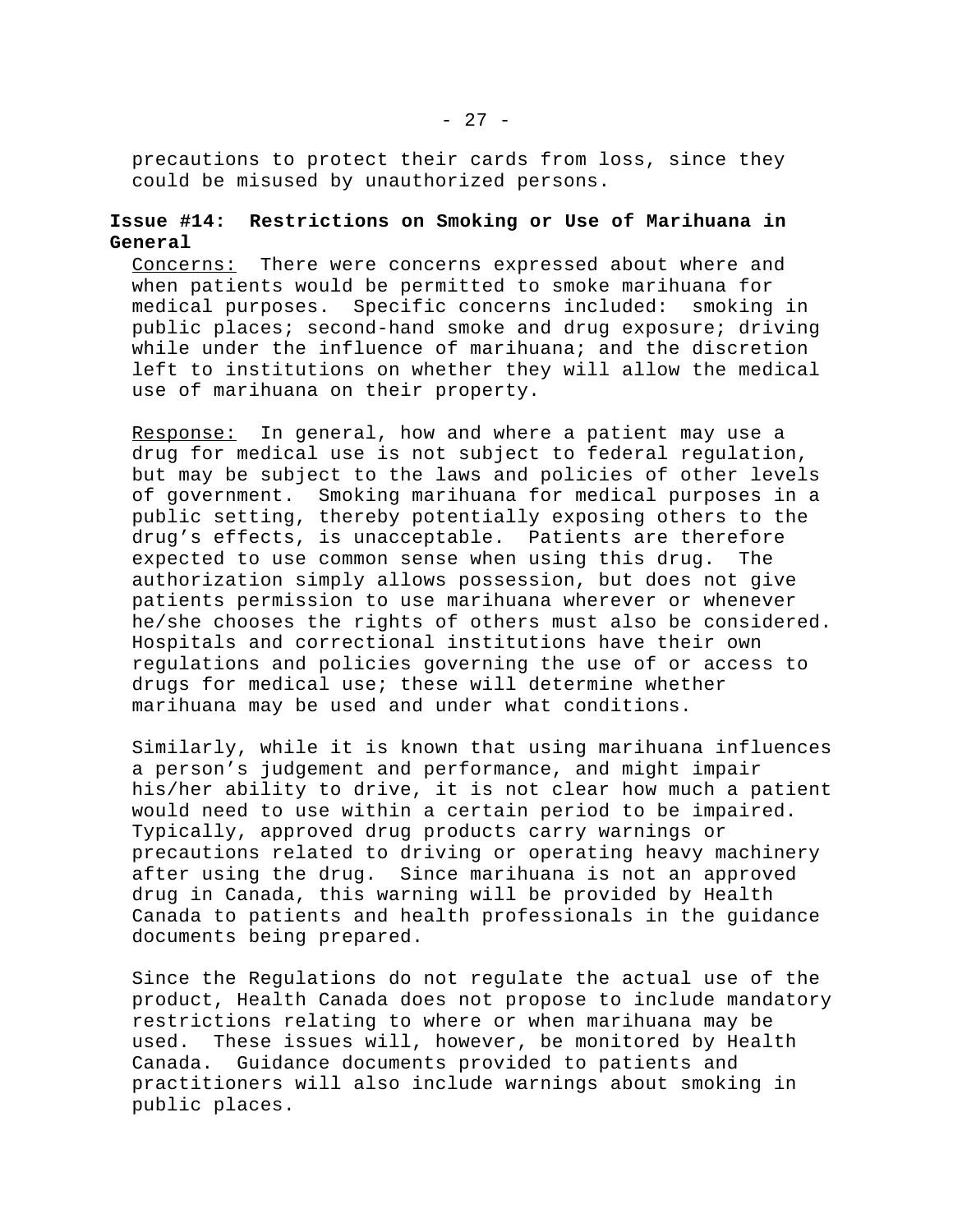precautions to protect their cards from loss, since they could be misused by unauthorized persons.

**Issue #14: Restrictions on Smoking or Use of Marihuana in General**

Concerns: There were concerns expressed about where and when patients would be permitted to smoke marihuana for medical purposes. Specific concerns included: smoking in public places; second-hand smoke and drug exposure; driving while under the influence of marihuana; and the discretion left to institutions on whether they will allow the medical use of marihuana on their property.

Response: In general, how and where a patient may use a drug for medical use is not subject to federal regulation, but may be subject to the laws and policies of other levels of government. Smoking marihuana for medical purposes in a public setting, thereby potentially exposing others to the drug's effects, is unacceptable. Patients are therefore expected to use common sense when using this drug. The authorization simply allows possession, but does not give patients permission to use marihuana wherever or whenever he/she chooses the rights of others must also be considered. Hospitals and correctional institutions have their own regulations and policies governing the use of or access to drugs for medical use; these will determine whether marihuana may be used and under what conditions.

Similarly, while it is known that using marihuana influences a person's judgement and performance, and might impair his/her ability to drive, it is not clear how much a patient would need to use within a certain period to be impaired. Typically, approved drug products carry warnings or precautions related to driving or operating heavy machinery after using the drug. Since marihuana is not an approved drug in Canada, this warning will be provided by Health Canada to patients and health professionals in the guidance documents being prepared.

Since the Regulations do not regulate the actual use of the product, Health Canada does not propose to include mandatory restrictions relating to where or when marihuana may be used. These issues will, however, be monitored by Health Canada. Guidance documents provided to patients and practitioners will also include warnings about smoking in public places.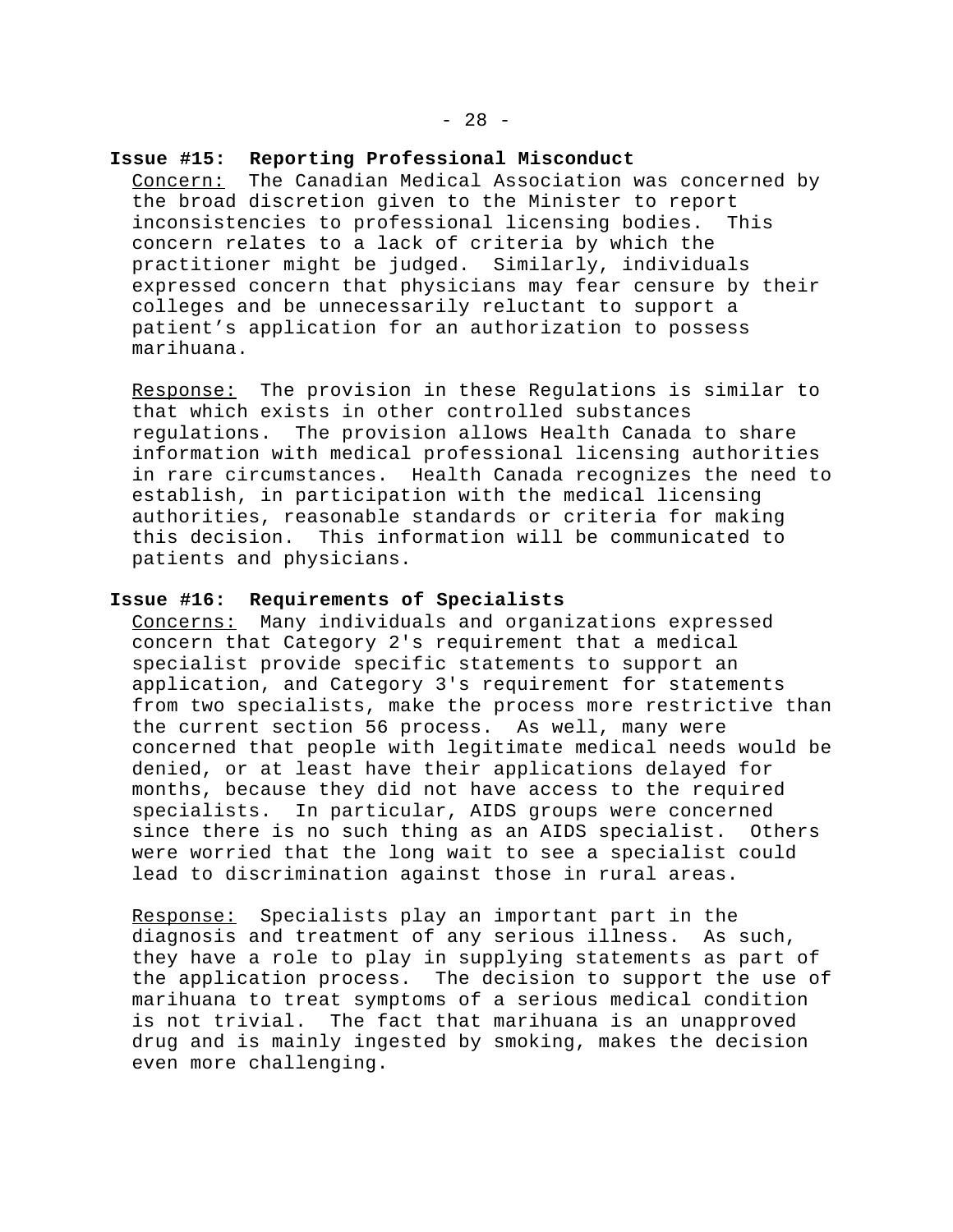**Issue #15: Reporting Professional Misconduct**

Concern: The Canadian Medical Association was concerned by the broad discretion given to the Minister to report inconsistencies to professional licensing bodies. This concern relates to a lack of criteria by which the practitioner might be judged. Similarly, individuals expressed concern that physicians may fear censure by their colleges and be unnecessarily reluctant to support a patient's application for an authorization to possess marihuana.

Response: The provision in these Regulations is similar to that which exists in other controlled substances regulations. The provision allows Health Canada to share information with medical professional licensing authorities in rare circumstances. Health Canada recognizes the need to establish, in participation with the medical licensing authorities, reasonable standards or criteria for making this decision. This information will be communicated to patients and physicians.

**Issue #16: Requirements of Specialists**

Concerns: Many individuals and organizations expressed concern that Category 2's requirement that a medical specialist provide specific statements to support an application, and Category 3's requirement for statements from two specialists, make the process more restrictive than the current section 56 process. As well, many were concerned that people with legitimate medical needs would be denied, or at least have their applications delayed for months, because they did not have access to the required specialists. In particular, AIDS groups were concerned since there is no such thing as an AIDS specialist. Others were worried that the long wait to see a specialist could lead to discrimination against those in rural areas.

Response: Specialists play an important part in the diagnosis and treatment of any serious illness. As such, they have a role to play in supplying statements as part of the application process. The decision to support the use of marihuana to treat symptoms of a serious medical condition is not trivial. The fact that marihuana is an unapproved drug and is mainly ingested by smoking, makes the decision even more challenging.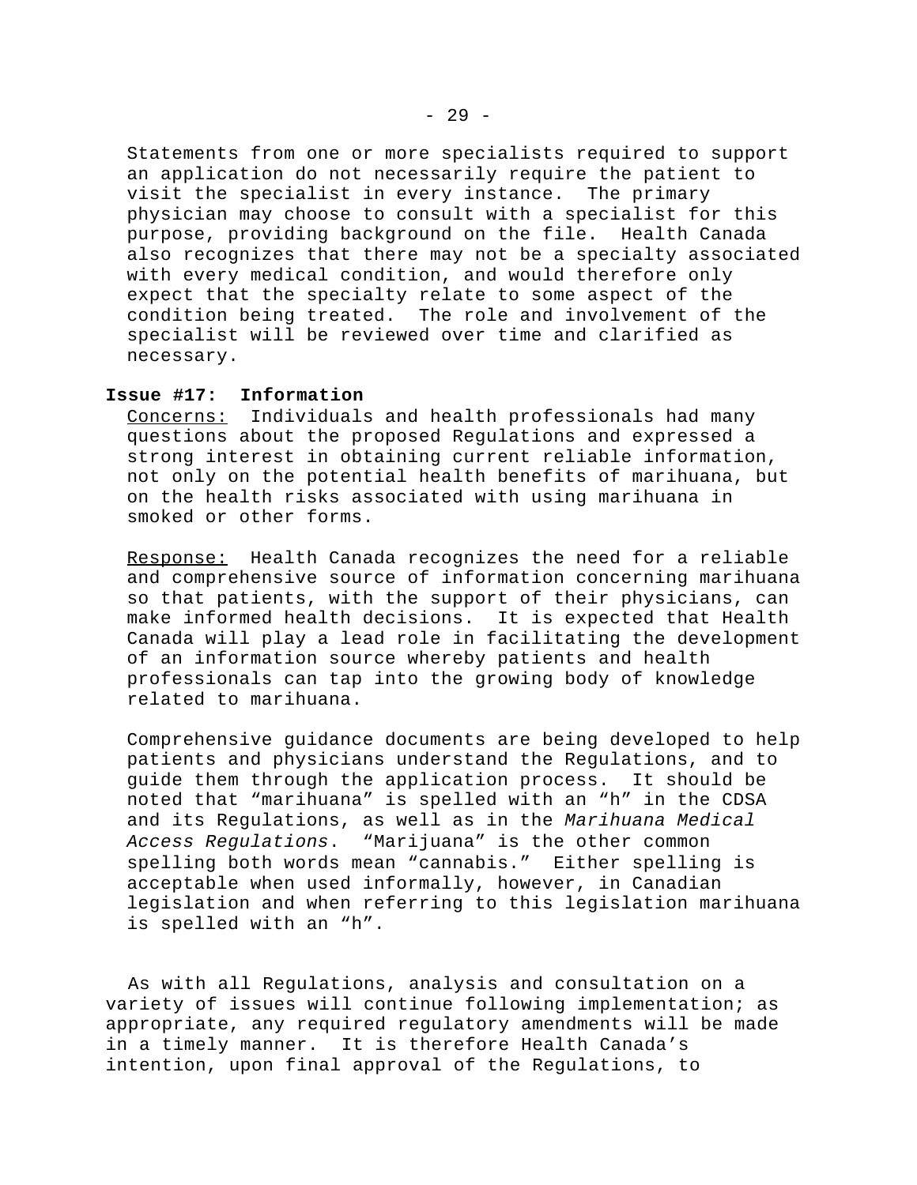Statements from one or more specialists required to support an application do not necessarily require the patient to visit the specialist in every instance. The primary physician may choose to consult with a specialist for this purpose, providing background on the file. Health Canada also recognizes that there may not be a specialty associated with every medical condition, and would therefore only expect that the specialty relate to some aspect of the condition being treated. The role and involvement of the specialist will be reviewed over time and clarified as necessary.

**Issue #17: Information**

Concerns: Individuals and health professionals had many questions about the proposed Regulations and expressed a strong interest in obtaining current reliable information, not only on the potential health benefits of marihuana, but on the health risks associated with using marihuana in smoked or other forms.

Response: Health Canada recognizes the need for a reliable and comprehensive source of information concerning marihuana so that patients, with the support of their physicians, can make informed health decisions. It is expected that Health Canada will play a lead role in facilitating the development of an information source whereby patients and health professionals can tap into the growing body of knowledge related to marihuana.

Comprehensive guidance documents are being developed to help patients and physicians understand the Regulations, and to guide them through the application process. It should be noted that "marihuana" is spelled with an "h" in the CDSA and its Regulations, as well as in the *Marihuana Medical Access Regulations*. "Marijuana" is the other common spelling both words mean "cannabis." Either spelling is acceptable when used informally, however, in Canadian legislation and when referring to this legislation marihuana is spelled with an "h".

As with all Regulations, analysis and consultation on a variety of issues will continue following implementation; as appropriate, any required regulatory amendments will be made in a timely manner. It is therefore Health Canada's intention, upon final approval of the Regulations, to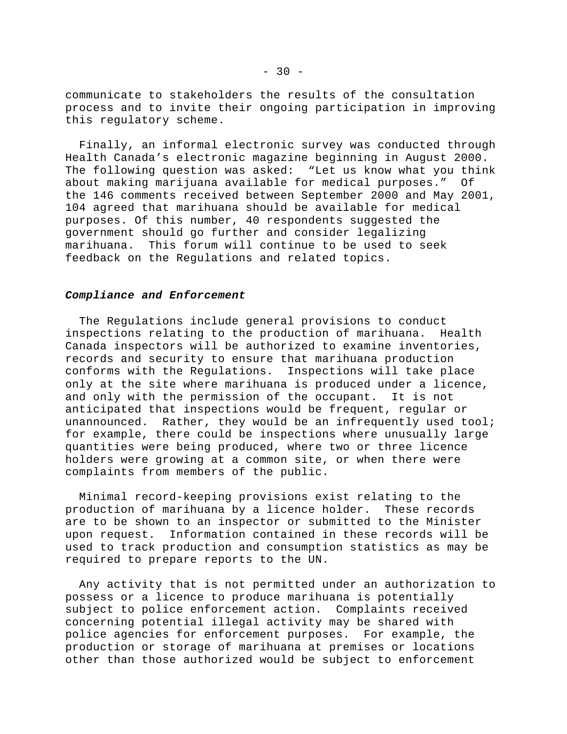communicate to stakeholders the results of the consultation process and to invite their ongoing participation in improving this regulatory scheme.

Finally, an informal electronic survey was conducted through Health Canada's electronic magazine beginning in August 2000. The following question was asked: "Let us know what you think about making marijuana available for medical purposes." Of the 146 comments received between September 2000 and May 2001, 104 agreed that marihuana should be available for medical purposes. Of this number, 40 respondents suggested the government should go further and consider legalizing marihuana. This forum will continue to be used to seek feedback on the Regulations and related topics.

***Compliance and Enforcement***

The Regulations include general provisions to conduct inspections relating to the production of marihuana. Health Canada inspectors will be authorized to examine inventories, records and security to ensure that marihuana production conforms with the Regulations. Inspections will take place only at the site where marihuana is produced under a licence, and only with the permission of the occupant. It is not anticipated that inspections would be frequent, regular or unannounced. Rather, they would be an infrequently used tool; for example, there could be inspections where unusually large quantities were being produced, where two or three licence holders were growing at a common site, or when there were complaints from members of the public.

Minimal record-keeping provisions exist relating to the production of marihuana by a licence holder. These records are to be shown to an inspector or submitted to the Minister upon request. Information contained in these records will be used to track production and consumption statistics as may be required to prepare reports to the UN.

Any activity that is not permitted under an authorization to possess or a licence to produce marihuana is potentially subject to police enforcement action. Complaints received concerning potential illegal activity may be shared with police agencies for enforcement purposes. For example, the production or storage of marihuana at premises or locations other than those authorized would be subject to enforcement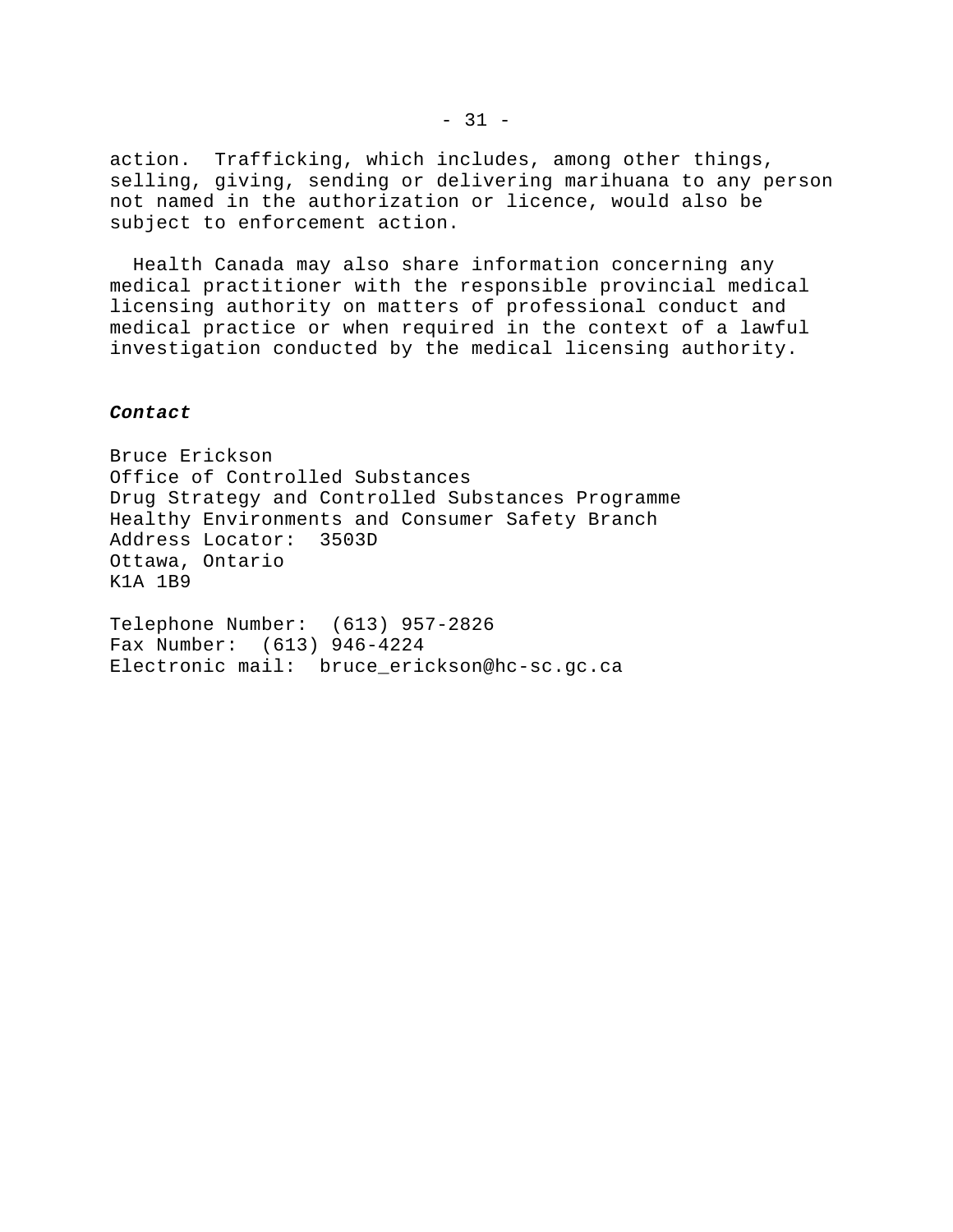action. Trafficking, which includes, among other things, selling, giving, sending or delivering marihuana to any person not named in the authorization or licence, would also be subject to enforcement action.

Health Canada may also share information concerning any medical practitioner with the responsible provincial medical licensing authority on matters of professional conduct and medical practice or when required in the context of a lawful investigation conducted by the medical licensing authority.

***Contact***

Bruce Erickson
Office of Controlled Substances
Drug Strategy and Controlled Substances Programme
Healthy Environments and Consumer Safety Branch
Address Locator: 3503D
Ottawa, Ontario
K1A 1B9

Telephone Number: (613) 957-2826
Fax Number: (613) 946-4224
Electronic mail: bruce_erickson@hc-sc.gc.ca